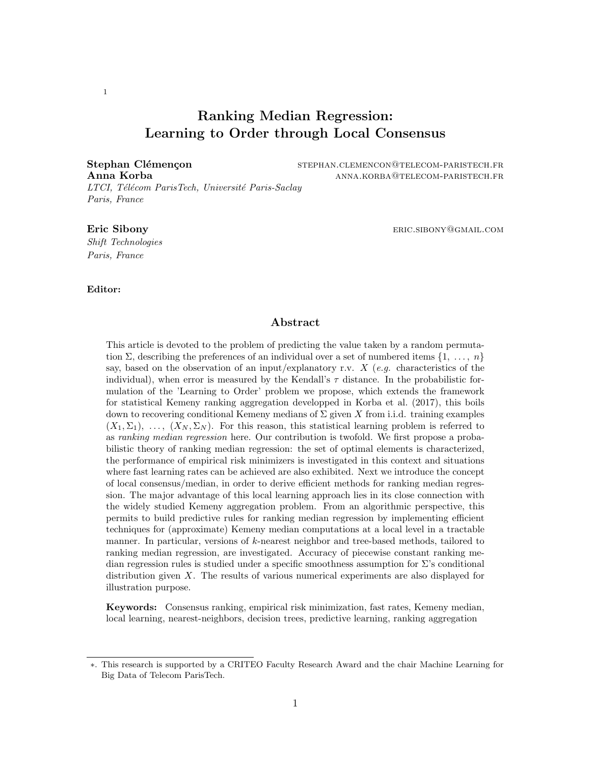# Ranking Median Regression: Learning to Order through Local Consensus

**Stephan Clémençon** STEPHAN.CLEMENCON@TELECOM-PARISTECH.FR
**Anna Korba** ANNA.KORBA@TELECOM-PARISTECH.FR
*LTCI, Télécom ParisTech, Université Paris-Saclay*
*Paris, France*

**Eric Sibony** ERIC.SIBONY@GMAIL.COM
*Shift Technologies*
*Paris, France*

**Editor:**

## Abstract

This article is devoted to the problem of predicting the value taken by a random permutation $\Sigma$, describing the preferences of an individual over a set of numbered items $\{1, \ldots, n\}$ say, based on the observation of an input/explanatory r.v. $X$ (*e.g.* characteristics of the individual), when error is measured by the Kendall's $\tau$ distance. In the probabilistic formulation of the 'Learning to Order' problem we propose, which extends the framework for statistical Kemeny ranking aggregation developped in Korba et al. (2017), this boils down to recovering conditional Kemeny medians of $\Sigma$ given $X$ from i.i.d. training examples $(X_1, \Sigma_1), \ldots, (X_N, \Sigma_N)$. For this reason, this statistical learning problem is referred to as *ranking median regression* here. Our contribution is twofold. We first propose a probabilistic theory of ranking median regression: the set of optimal elements is characterized, the performance of empirical risk minimizers is investigated in this context and situations where fast learning rates can be achieved are also exhibited. Next we introduce the concept of local consensus/median, in order to derive efficient methods for ranking median regression. The major advantage of this local learning approach lies in its close connection with the widely studied Kemeny aggregation problem. From an algorithmic perspective, this permits to build predictive rules for ranking median regression by implementing efficient techniques for (approximate) Kemeny median computations at a local level in a tractable manner. In particular, versions of $k$-nearest neighbor and tree-based methods, tailored to ranking median regression, are investigated. Accuracy of piecewise constant ranking median regression rules is studied under a specific smoothness assumption for $\Sigma$'s conditional distribution given $X$. The results of various numerical experiments are also displayed for illustration purpose.

**Keywords:** Consensus ranking, empirical risk minimization, fast rates, Kemeny median, local learning, nearest-neighbors, decision trees, predictive learning, ranking aggregation

---

∗. This research is supported by a CRITEO Faculty Research Award and the chair Machine Learning for Big Data of Telecom ParisTech.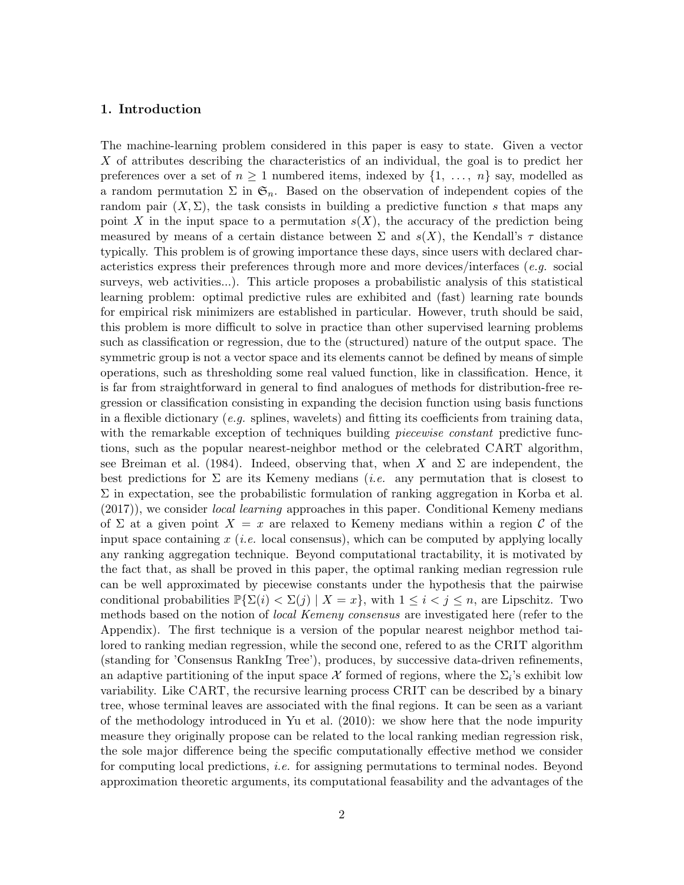## 1. Introduction

The machine-learning problem considered in this paper is easy to state. Given a vector $X$ of attributes describing the characteristics of an individual, the goal is to predict her preferences over a set of $n \geq 1$ numbered items, indexed by $\{1, \ldots, n\}$ say, modelled as a random permutation $\Sigma$ in $\mathfrak{S}_n$. Based on the observation of independent copies of the random pair $(X, \Sigma)$, the task consists in building a predictive function $s$ that maps any point $X$ in the input space to a permutation $s(X)$, the accuracy of the prediction being measured by means of a certain distance between $\Sigma$ and $s(X)$, the Kendall's $\tau$ distance typically. This problem is of growing importance these days, since users with declared characteristics express their preferences through more and more devices/interfaces (*e.g.* social surveys, web activities...). This article proposes a probabilistic analysis of this statistical learning problem: optimal predictive rules are exhibited and (fast) learning rate bounds for empirical risk minimizers are established in particular. However, truth should be said, this problem is more difficult to solve in practice than other supervised learning problems such as classification or regression, due to the (structured) nature of the output space. The symmetric group is not a vector space and its elements cannot be defined by means of simple operations, such as thresholding some real valued function, like in classification. Hence, it is far from straightforward in general to find analogues of methods for distribution-free regression or classification consisting in expanding the decision function using basis functions in a flexible dictionary (*e.g.* splines, wavelets) and fitting its coefficients from training data, with the remarkable exception of techniques building *piecewise constant* predictive functions, such as the popular nearest-neighbor method or the celebrated CART algorithm, see Breiman et al. (1984). Indeed, observing that, when $X$ and $\Sigma$ are independent, the best predictions for $\Sigma$ are its Kemeny medians (*i.e.* any permutation that is closest to $\Sigma$ in expectation, see the probabilistic formulation of ranking aggregation in Korba et al. (2017)), we consider *local learning* approaches in this paper. Conditional Kemeny medians of $\Sigma$ at a given point $X = x$ are relaxed to Kemeny medians within a region $\mathcal{C}$ of the input space containing $x$ (*i.e.* local consensus), which can be computed by applying locally any ranking aggregation technique. Beyond computational tractability, it is motivated by the fact that, as shall be proved in this paper, the optimal ranking median regression rule can be well approximated by piecewise constants under the hypothesis that the pairwise conditional probabilities $\mathbb{P}\{\Sigma(i) < \Sigma(j) \mid X = x\}$, with $1 \leq i < j \leq n$, are Lipschitz. Two methods based on the notion of *local Kemeny consensus* are investigated here (refer to the Appendix). The first technique is a version of the popular nearest neighbor method tailored to ranking median regression, while the second one, refered to as the CRIT algorithm (standing for 'Consensus RankIng Tree'), produces, by successive data-driven refinements, an adaptive partitioning of the input space $\mathcal{X}$ formed of regions, where the $\Sigma_i$'s exhibit low variability. Like CART, the recursive learning process CRIT can be described by a binary tree, whose terminal leaves are associated with the final regions. It can be seen as a variant of the methodology introduced in Yu et al. (2010): we show here that the node impurity measure they originally propose can be related to the local ranking median regression risk, the sole major difference being the specific computationally effective method we consider for computing local predictions, *i.e.* for assigning permutations to terminal nodes. Beyond approximation theoretic arguments, its computational feasability and the advantages of the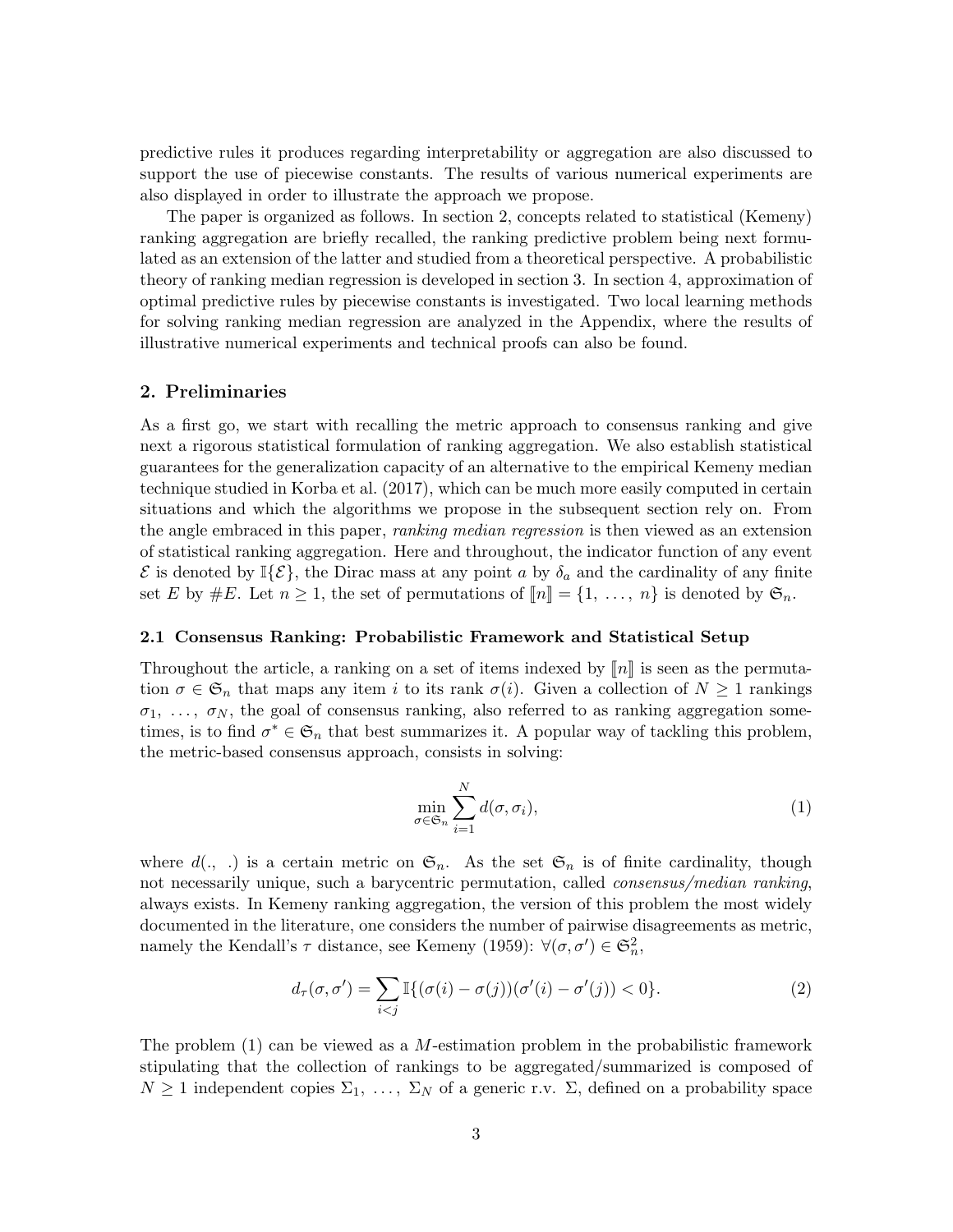predictive rules it produces regarding interpretability or aggregation are also discussed to support the use of piecewise constants. The results of various numerical experiments are also displayed in order to illustrate the approach we propose.

The paper is organized as follows. In section 2, concepts related to statistical (Kemeny) ranking aggregation are briefly recalled, the ranking predictive problem being next formulated as an extension of the latter and studied from a theoretical perspective. A probabilistic theory of ranking median regression is developed in section 3. In section 4, approximation of optimal predictive rules by piecewise constants is investigated. Two local learning methods for solving ranking median regression are analyzed in the Appendix, where the results of illustrative numerical experiments and technical proofs can also be found.

## 2. Preliminaries

As a first go, we start with recalling the metric approach to consensus ranking and give next a rigorous statistical formulation of ranking aggregation. We also establish statistical guarantees for the generalization capacity of an alternative to the empirical Kemeny median technique studied in Korba et al. (2017), which can be much more easily computed in certain situations and which the algorithms we propose in the subsequent section rely on. From the angle embraced in this paper, *ranking median regression* is then viewed as an extension of statistical ranking aggregation. Here and throughout, the indicator function of any event $\mathcal{E}$ is denoted by $\mathbb{I}\{\mathcal{E}\}$, the Dirac mass at any point $a$ by $\delta_a$ and the cardinality of any finite set $E$ by $\#E$. Let $n \geq 1$, the set of permutations of $[\![n]\!] = \{1, \ldots, n\}$ is denoted by $\mathfrak{S}_n$.

### 2.1 Consensus Ranking: Probabilistic Framework and Statistical Setup

Throughout the article, a ranking on a set of items indexed by $[\![n]\!]$ is seen as the permutation $\sigma \in \mathfrak{S}_n$ that maps any item $i$ to its rank $\sigma(i)$. Given a collection of $N \geq 1$ rankings $\sigma_1, \ldots, \sigma_N$, the goal of consensus ranking, also referred to as ranking aggregation sometimes, is to find $\sigma^* \in \mathfrak{S}_n$ that best summarizes it. A popular way of tackling this problem, the metric-based consensus approach, consists in solving:

$$\min_{\sigma \in \mathfrak{S}_n} \sum_{i=1}^{N} d(\sigma, \sigma_i), \tag{1}$$

where $d(.,\ .)$ is a certain metric on $\mathfrak{S}_n$. As the set $\mathfrak{S}_n$ is of finite cardinality, though not necessarily unique, such a barycentric permutation, called *consensus/median ranking*, always exists. In Kemeny ranking aggregation, the version of this problem the most widely documented in the literature, one considers the number of pairwise disagreements as metric, namely the Kendall's $\tau$ distance, see Kemeny (1959): $\forall (\sigma, \sigma') \in \mathfrak{S}_n^2$,

$$d_\tau(\sigma, \sigma') = \sum_{i<j} \mathbb{I}\{(\sigma(i) - \sigma(j))(\sigma'(i) - \sigma'(j)) < 0\}. \tag{2}$$

The problem (1) can be viewed as a $M$-estimation problem in the probabilistic framework stipulating that the collection of rankings to be aggregated/summarized is composed of $N \geq 1$ independent copies $\Sigma_1, \ldots, \Sigma_N$ of a generic r.v. $\Sigma$, defined on a probability space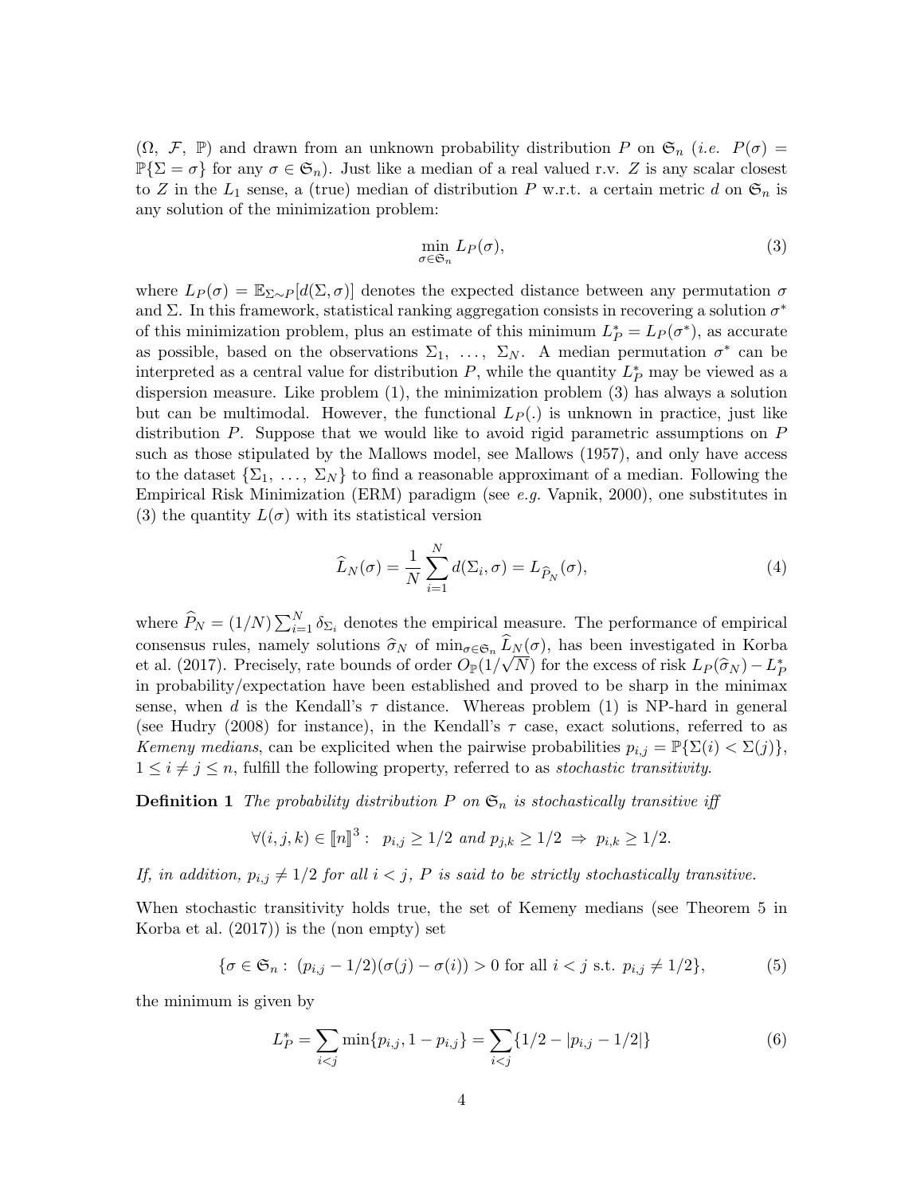$(\Omega,\ \mathcal{F},\ \mathbb{P})$ and drawn from an unknown probability distribution $P$ on $\mathfrak{S}_n$ (*i.e.* $P(\sigma) = \mathbb{P}\{\Sigma = \sigma\}$ for any $\sigma \in \mathfrak{S}_n$). Just like a median of a real valued r.v. $Z$ is any scalar closest to $Z$ in the $L_1$ sense, a (true) median of distribution $P$ w.r.t. a certain metric $d$ on $\mathfrak{S}_n$ is any solution of the minimization problem:

$$\min_{\sigma \in \mathfrak{S}_n} L_P(\sigma), \tag{3}$$

where $L_P(\sigma) = \mathbb{E}_{\Sigma \sim P}[d(\Sigma, \sigma)]$ denotes the expected distance between any permutation $\sigma$ and $\Sigma$. In this framework, statistical ranking aggregation consists in recovering a solution $\sigma^*$ of this minimization problem, plus an estimate of this minimum $L_P^* = L_P(\sigma^*)$, as accurate as possible, based on the observations $\Sigma_1,\ \ldots,\ \Sigma_N$. A median permutation $\sigma^*$ can be interpreted as a central value for distribution $P$, while the quantity $L_P^*$ may be viewed as a dispersion measure. Like problem (1), the minimization problem (3) has always a solution but can be multimodal. However, the functional $L_P(.)$ is unknown in practice, just like distribution $P$. Suppose that we would like to avoid rigid parametric assumptions on $P$ such as those stipulated by the Mallows model, see Mallows (1957), and only have access to the dataset $\{\Sigma_1,\ \ldots,\ \Sigma_N\}$ to find a reasonable approximant of a median. Following the Empirical Risk Minimization (ERM) paradigm (see *e.g.* Vapnik, 2000), one substitutes in (3) the quantity $L(\sigma)$ with its statistical version

$$\widehat{L}_N(\sigma) = \frac{1}{N}\sum_{i=1}^{N} d(\Sigma_i, \sigma) = L_{\widehat{P}_N}(\sigma), \tag{4}$$

where $\widehat{P}_N = (1/N)\sum_{i=1}^{N} \delta_{\Sigma_i}$ denotes the empirical measure. The performance of empirical consensus rules, namely solutions $\widehat{\sigma}_N$ of $\min_{\sigma \in \mathfrak{S}_n} \widehat{L}_N(\sigma)$, has been investigated in Korba et al. (2017). Precisely, rate bounds of order $O_{\mathbb{P}}(1/\sqrt{N})$ for the excess of risk $L_P(\widehat{\sigma}_N) - L_P^*$ in probability/expectation have been established and proved to be sharp in the minimax sense, when $d$ is the Kendall's $\tau$ distance. Whereas problem (1) is NP-hard in general (see Hudry (2008) for instance), in the Kendall's $\tau$ case, exact solutions, referred to as *Kemeny medians*, can be explicited when the pairwise probabilities $p_{i,j} = \mathbb{P}\{\Sigma(i) < \Sigma(j)\}$, $1 \leq i \neq j \leq n$, fulfill the following property, referred to as *stochastic transitivity*.

**Definition 1** *The probability distribution $P$ on $\mathfrak{S}_n$ is stochastically transitive iff*

$$\forall (i,j,k) \in [\![n]\!]^3 :\ \ p_{i,j} \geq 1/2 \text{ and } p_{j,k} \geq 1/2 \ \Rightarrow\ p_{i,k} \geq 1/2.$$

*If, in addition, $p_{i,j} \neq 1/2$ for all $i < j$, $P$ is said to be strictly stochastically transitive.*

When stochastic transitivity holds true, the set of Kemeny medians (see Theorem 5 in Korba et al. (2017)) is the (non empty) set

$$\{\sigma \in \mathfrak{S}_n :\ (p_{i,j} - 1/2)(\sigma(j) - \sigma(i)) > 0 \text{ for all } i < j \text{ s.t. } p_{i,j} \neq 1/2\}, \tag{5}$$

the minimum is given by

$$L_P^* = \sum_{i<j} \min\{p_{i,j}, 1 - p_{i,j}\} = \sum_{i<j} \{1/2 - |p_{i,j} - 1/2|\} \tag{6}$$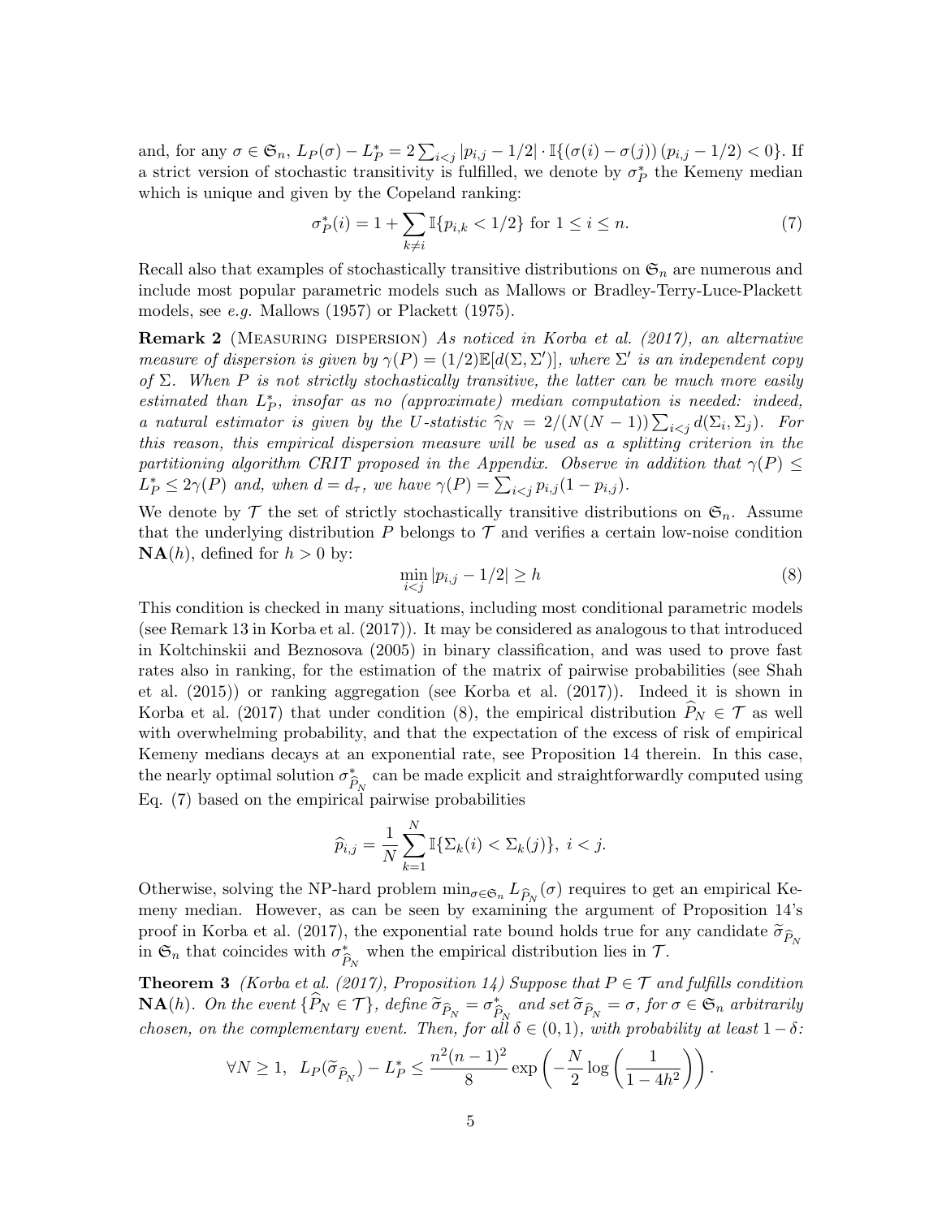and, for any $\sigma \in \mathfrak{S}_n$, $L_P(\sigma) - L_P^* = 2\sum_{i<j} |p_{i,j} - 1/2| \cdot \mathbb{I}\{(\sigma(i) - \sigma(j))(p_{i,j} - 1/2) < 0\}$. If a strict version of stochastic transitivity is fulfilled, we denote by $\sigma_P^*$ the Kemeny median which is unique and given by the Copeland ranking:

$$\sigma_P^*(i) = 1 + \sum_{k \neq i} \mathbb{I}\{p_{i,k} < 1/2\} \text{ for } 1 \leq i \leq n. \tag{7}$$

Recall also that examples of stochastically transitive distributions on $\mathfrak{S}_n$ are numerous and include most popular parametric models such as Mallows or Bradley-Terry-Luce-Plackett models, see *e.g.* Mallows (1957) or Plackett (1975).

**Remark 2** (Measuring dispersion) *As noticed in Korba et al. (2017), an alternative measure of dispersion is given by $\gamma(P) = (1/2)\mathbb{E}[d(\Sigma, \Sigma')]$, where $\Sigma'$ is an independent copy of $\Sigma$. When $P$ is not strictly stochastically transitive, the latter can be much more easily estimated than $L_P^*$, insofar as no (approximate) median computation is needed: indeed, a natural estimator is given by the U-statistic $\widehat{\gamma}_N = 2/(N(N-1))\sum_{i<j} d(\Sigma_i, \Sigma_j)$. For this reason, this empirical dispersion measure will be used as a splitting criterion in the partitioning algorithm CRIT proposed in the Appendix. Observe in addition that $\gamma(P) \leq L_P^* \leq 2\gamma(P)$ and, when $d = d_\tau$, we have $\gamma(P) = \sum_{i<j} p_{i,j}(1-p_{i,j})$.*

We denote by $\mathcal{T}$ the set of strictly stochastically transitive distributions on $\mathfrak{S}_n$. Assume that the underlying distribution $P$ belongs to $\mathcal{T}$ and verifies a certain low-noise condition $\mathbf{NA}(h)$, defined for $h > 0$ by:

$$\min_{i<j} |p_{i,j} - 1/2| \geq h \tag{8}$$

This condition is checked in many situations, including most conditional parametric models (see Remark 13 in Korba et al. (2017)). It may be considered as analogous to that introduced in Koltchinskii and Beznosova (2005) in binary classification, and was used to prove fast rates also in ranking, for the estimation of the matrix of pairwise probabilities (see Shah et al. (2015)) or ranking aggregation (see Korba et al. (2017)). Indeed it is shown in Korba et al. (2017) that under condition (8), the empirical distribution $\widehat{P}_N \in \mathcal{T}$ as well with overwhelming probability, and that the expectation of the excess of risk of empirical Kemeny medians decays at an exponential rate, see Proposition 14 therein. In this case, the nearly optimal solution $\sigma^*_{\widehat{P}_N}$ can be made explicit and straightforwardly computed using Eq. (7) based on the empirical pairwise probabilities

$$\widehat{p}_{i,j} = \frac{1}{N}\sum_{k=1}^{N} \mathbb{I}\{\Sigma_k(i) < \Sigma_k(j)\},\ i < j.$$

Otherwise, solving the NP-hard problem $\min_{\sigma \in \mathfrak{S}_n} L_{\widehat{P}_N}(\sigma)$ requires to get an empirical Kemeny median. However, as can be seen by examining the argument of Proposition 14's proof in Korba et al. (2017), the exponential rate bound holds true for any candidate $\widetilde{\sigma}_{\widehat{P}_N}$ in $\mathfrak{S}_n$ that coincides with $\sigma^*_{\widehat{P}_N}$ when the empirical distribution lies in $\mathcal{T}$.

**Theorem 3** *(Korba et al. (2017), Proposition 14) Suppose that $P \in \mathcal{T}$ and fulfills condition $\mathbf{NA}(h)$. On the event $\{\widehat{P}_N \in \mathcal{T}\}$, define $\widetilde{\sigma}_{\widehat{P}_N} = \sigma^*_{\widehat{P}_N}$ and set $\widetilde{\sigma}_{\widehat{P}_N} = \sigma$, for $\sigma \in \mathfrak{S}_n$ arbitrarily chosen, on the complementary event. Then, for all $\delta \in (0,1)$, with probability at least $1-\delta$:*

$$\forall N \geq 1,\ \ L_P(\widetilde{\sigma}_{\widehat{P}_N}) - L_P^* \leq \frac{n^2(n-1)^2}{8}\exp\left(-\frac{N}{2}\log\left(\frac{1}{1-4h^2}\right)\right).$$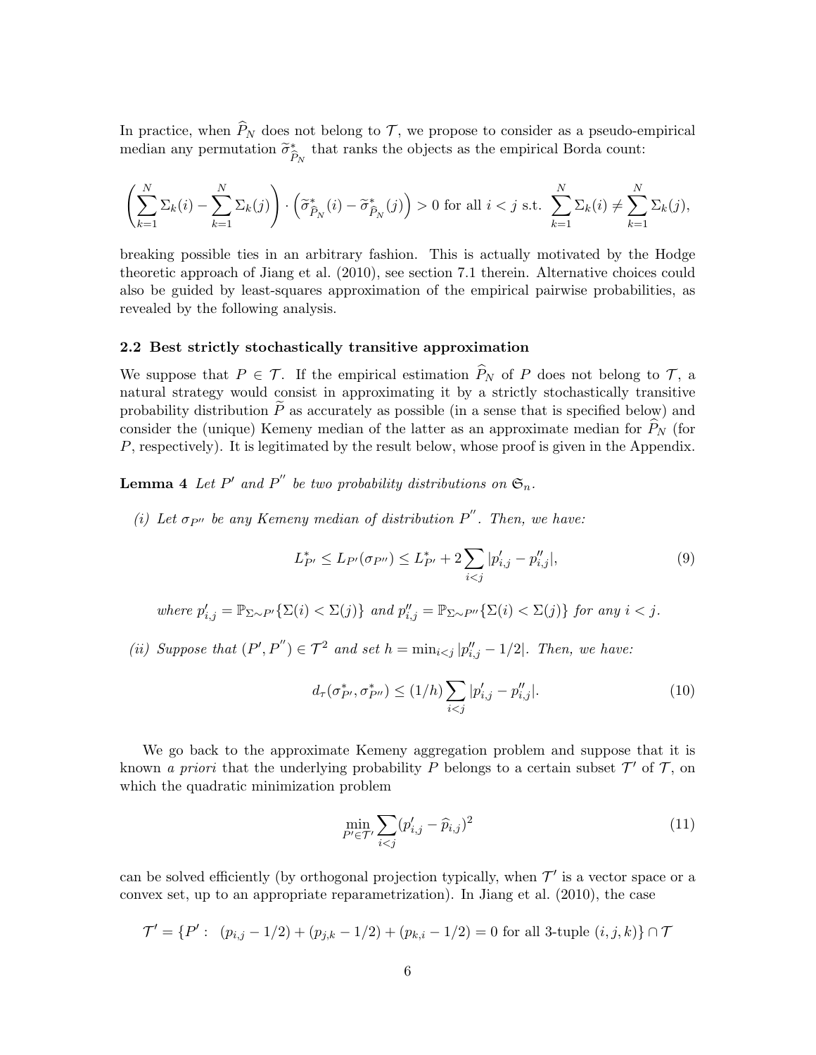In practice, when $\widehat{P}_N$ does not belong to $\mathcal{T}$, we propose to consider as a pseudo-empirical median any permutation $\widetilde{\sigma}^*_{\widehat{P}_N}$ that ranks the objects as the empirical Borda count:

$$\left(\sum_{k=1}^{N}\Sigma_k(i)-\sum_{k=1}^{N}\Sigma_k(j)\right)\cdot\left(\widetilde{\sigma}^*_{\widehat{P}_N}(i)-\widetilde{\sigma}^*_{\widehat{P}_N}(j)\right)>0 \text{ for all } i<j \text{ s.t. } \sum_{k=1}^{N}\Sigma_k(i)\neq\sum_{k=1}^{N}\Sigma_k(j),$$

breaking possible ties in an arbitrary fashion. This is actually motivated by the Hodge theoretic approach of Jiang et al. (2010), see section 7.1 therein. Alternative choices could also be guided by least-squares approximation of the empirical pairwise probabilities, as revealed by the following analysis.

### 2.2 Best strictly stochastically transitive approximation

We suppose that $P \in \mathcal{T}$. If the empirical estimation $\widehat{P}_N$ of $P$ does not belong to $\mathcal{T}$, a natural strategy would consist in approximating it by a strictly stochastically transitive probability distribution $\widetilde{P}$ as accurately as possible (in a sense that is specified below) and consider the (unique) Kemeny median of the latter as an approximate median for $\widehat{P}_N$ (for $P$, respectively). It is legitimated by the result below, whose proof is given in the Appendix.

**Lemma 4** *Let $P'$ and $P''$ be two probability distributions on $\mathfrak{S}_n$.*

*(i) Let $\sigma_{P''}$ be any Kemeny median of distribution $P''$. Then, we have:*

$$L^*_{P'} \leq L_{P'}(\sigma_{P''}) \leq L^*_{P'} + 2\sum_{i<j}|p'_{i,j}-p''_{i,j}|, \tag{9}$$

*where $p'_{i,j}=\mathbb{P}_{\Sigma\sim P'}\{\Sigma(i)<\Sigma(j)\}$ and $p''_{i,j}=\mathbb{P}_{\Sigma\sim P''}\{\Sigma(i)<\Sigma(j)\}$ for any $i<j$.*

*(ii) Suppose that $(P',P'')\in\mathcal{T}^2$ and set $h=\min_{i<j}|p''_{i,j}-1/2|$. Then, we have:*

$$d_\tau(\sigma^*_{P'},\sigma^*_{P''}) \leq (1/h)\sum_{i<j}|p'_{i,j}-p''_{i,j}|. \tag{10}$$

We go back to the approximate Kemeny aggregation problem and suppose that it is known *a priori* that the underlying probability $P$ belongs to a certain subset $\mathcal{T}'$ of $\mathcal{T}$, on which the quadratic minimization problem

$$\min_{P'\in\mathcal{T}'}\sum_{i<j}(p'_{i,j}-\widehat{p}_{i,j})^2 \tag{11}$$

can be solved efficiently (by orthogonal projection typically, when $\mathcal{T}'$ is a vector space or a convex set, up to an appropriate reparametrization). In Jiang et al. (2010), the case

$$\mathcal{T}'=\{P':\ (p_{i,j}-1/2)+(p_{j,k}-1/2)+(p_{k,i}-1/2)=0 \text{ for all 3-tuple } (i,j,k)\}\cap\mathcal{T}$$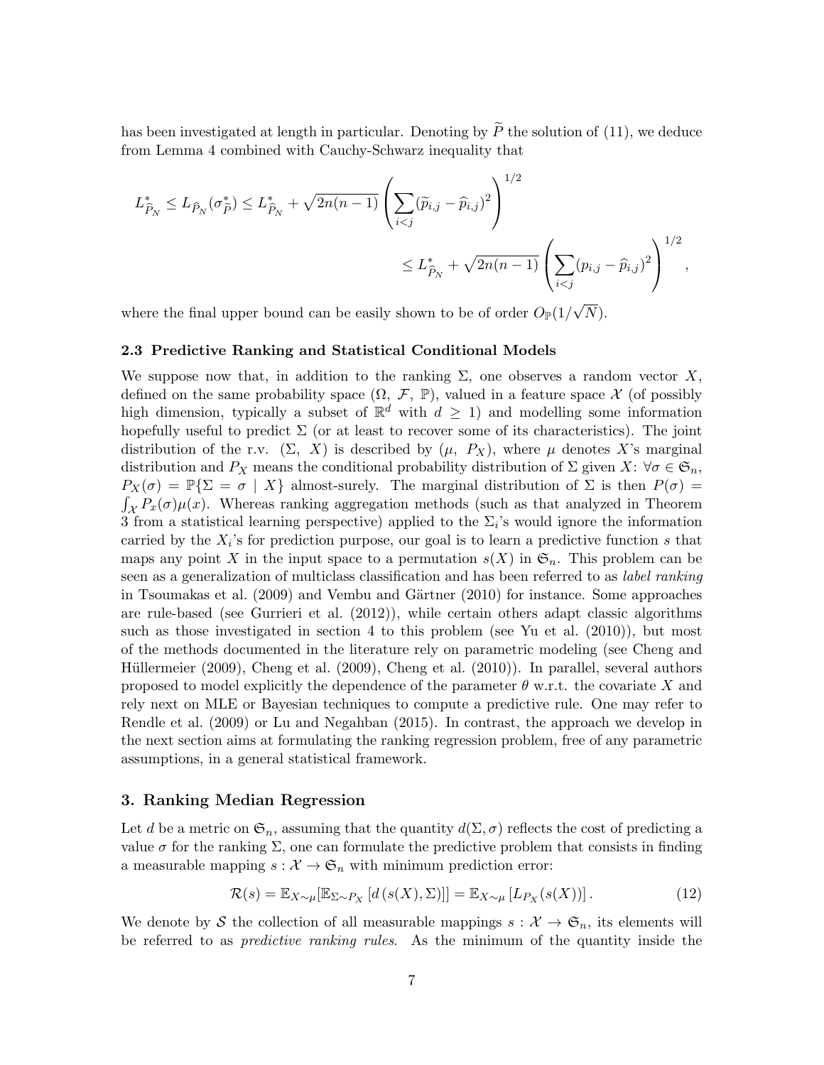has been investigated at length in particular. Denoting by $\widetilde{P}$ the solution of (11), we deduce from Lemma 4 combined with Cauchy-Schwarz inequality that

$$
\begin{aligned}
L^*_{\widehat{P}_N} \leq L_{\widehat{P}_N}(\sigma^*_{\widetilde{P}}) \leq L^*_{\widehat{P}_N} + \sqrt{2n(n-1)} \left( \sum_{i<j} (\widetilde{p}_{i,j} - \widehat{p}_{i,j})^2 \right)^{1/2} \\
\leq L^*_{\widehat{P}_N} + \sqrt{2n(n-1)} \left( \sum_{i<j} (p_{i,j} - \widehat{p}_{i,j})^2 \right)^{1/2},
\end{aligned}
$$

where the final upper bound can be easily shown to be of order $O_{\mathbb{P}}(1/\sqrt{N})$.

### 2.3 Predictive Ranking and Statistical Conditional Models

We suppose now that, in addition to the ranking $\Sigma$, one observes a random vector $X$, defined on the same probability space $(\Omega,\ \mathcal{F},\ \mathbb{P})$, valued in a feature space $\mathcal{X}$ (of possibly high dimension, typically a subset of $\mathbb{R}^d$ with $d \geq 1$) and modelling some information hopefully useful to predict $\Sigma$ (or at least to recover some of its characteristics). The joint distribution of the r.v. $(\Sigma,\ X)$ is described by $(\mu,\ P_X)$, where $\mu$ denotes $X$'s marginal distribution and $P_X$ means the conditional probability distribution of $\Sigma$ given $X$: $\forall \sigma \in \mathfrak{S}_n$, $P_X(\sigma) = \mathbb{P}\{\Sigma = \sigma \mid X\}$ almost-surely. The marginal distribution of $\Sigma$ is then $P(\sigma) = \int_{\mathcal{X}} P_x(\sigma)\mu(x)$. Whereas ranking aggregation methods (such as that analyzed in Theorem 3 from a statistical learning perspective) applied to the $\Sigma_i$'s would ignore the information carried by the $X_i$'s for prediction purpose, our goal is to learn a predictive function $s$ that maps any point $X$ in the input space to a permutation $s(X)$ in $\mathfrak{S}_n$. This problem can be seen as a generalization of multiclass classification and has been referred to as *label ranking* in Tsoumakas et al. (2009) and Vembu and Gärtner (2010) for instance. Some approaches are rule-based (see Gurrieri et al. (2012)), while certain others adapt classic algorithms such as those investigated in section 4 to this problem (see Yu et al. (2010)), but most of the methods documented in the literature rely on parametric modeling (see Cheng and Hüllermeier (2009), Cheng et al. (2009), Cheng et al. (2010)). In parallel, several authors proposed to model explicitly the dependence of the parameter $\theta$ w.r.t. the covariate $X$ and rely next on MLE or Bayesian techniques to compute a predictive rule. One may refer to Rendle et al. (2009) or Lu and Negahban (2015). In contrast, the approach we develop in the next section aims at formulating the ranking regression problem, free of any parametric assumptions, in a general statistical framework.

## 3. Ranking Median Regression

Let $d$ be a metric on $\mathfrak{S}_n$, assuming that the quantity $d(\Sigma, \sigma)$ reflects the cost of predicting a value $\sigma$ for the ranking $\Sigma$, one can formulate the predictive problem that consists in finding a measurable mapping $s : \mathcal{X} \to \mathfrak{S}_n$ with minimum prediction error:

$$
\mathcal{R}(s) = \mathbb{E}_{X\sim\mu}[\mathbb{E}_{\Sigma\sim P_X}\left[d\left(s(X), \Sigma\right)\right]] = \mathbb{E}_{X\sim\mu}\left[L_{P_X}(s(X))\right]. \tag{12}
$$

We denote by $\mathcal{S}$ the collection of all measurable mappings $s : \mathcal{X} \to \mathfrak{S}_n$, its elements will be referred to as *predictive ranking rules*. As the minimum of the quantity inside the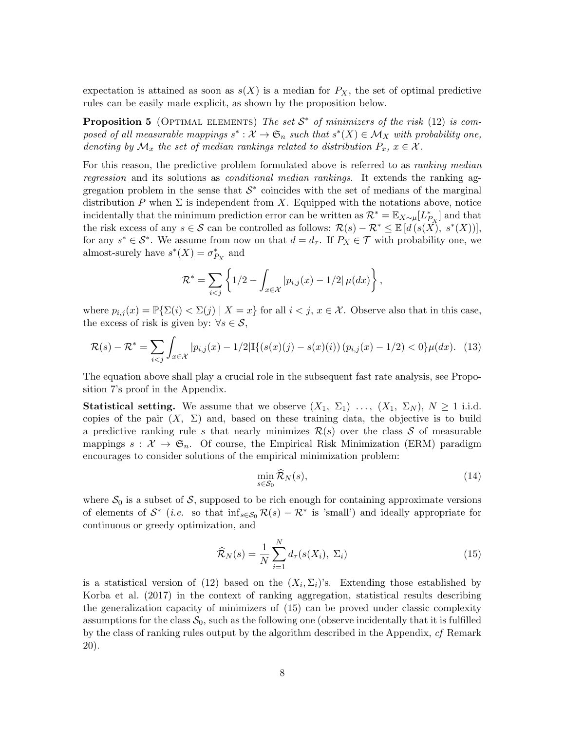expectation is attained as soon as $s(X)$ is a median for $P_X$, the set of optimal predictive rules can be easily made explicit, as shown by the proposition below.

**Proposition 5** (Optimal elements) *The set $\mathcal{S}^*$ of minimizers of the risk* (12) *is composed of all measurable mappings $s^* : \mathcal{X} \to \mathfrak{S}_n$ such that $s^*(X) \in \mathcal{M}_X$ with probability one, denoting by $\mathcal{M}_x$ the set of median rankings related to distribution $P_x$, $x \in \mathcal{X}$.*

For this reason, the predictive problem formulated above is referred to as *ranking median regression* and its solutions as *conditional median rankings*. It extends the ranking aggregation problem in the sense that $\mathcal{S}^*$ coincides with the set of medians of the marginal distribution $P$ when $\Sigma$ is independent from $X$. Equipped with the notations above, notice incidentally that the minimum prediction error can be written as $\mathcal{R}^* = \mathbb{E}_{X \sim \mu}[L^*_{P_X}]$ and that the risk excess of any $s \in \mathcal{S}$ can be controlled as follows: $\mathcal{R}(s) - \mathcal{R}^* \leq \mathbb{E}\left[d\left(s(X),\ s^*(X)\right)\right]$, for any $s^* \in \mathcal{S}^*$. We assume from now on that $d = d_\tau$. If $P_X \in \mathcal{T}$ with probability one, we almost-surely have $s^*(X) = \sigma^*_{P_X}$ and

$$\mathcal{R}^* = \sum_{i<j} \left\{ 1/2 - \int_{x \in \mathcal{X}} |p_{i,j}(x) - 1/2|\, \mu(dx) \right\},$$

where $p_{i,j}(x) = \mathbb{P}\{\Sigma(i) < \Sigma(j) \mid X = x\}$ for all $i < j$, $x \in \mathcal{X}$. Observe also that in this case, the excess of risk is given by: $\forall s \in \mathcal{S}$,

$$\mathcal{R}(s) - \mathcal{R}^* = \sum_{i<j} \int_{x \in \mathcal{X}} |p_{i,j}(x) - 1/2| \mathbb{I}\{(s(x)(j) - s(x)(i))\,(p_{i,j}(x) - 1/2) < 0\} \mu(dx). \quad (13)$$

The equation above shall play a crucial role in the subsequent fast rate analysis, see Proposition 7's proof in the Appendix.

**Statistical setting.** We assume that we observe $(X_1,\ \Sigma_1)\ \ldots,\ (X_1,\ \Sigma_N)$, $N \geq 1$ i.i.d. copies of the pair $(X,\ \Sigma)$ and, based on these training data, the objective is to build a predictive ranking rule $s$ that nearly minimizes $\mathcal{R}(s)$ over the class $\mathcal{S}$ of measurable mappings $s : \mathcal{X} \to \mathfrak{S}_n$. Of course, the Empirical Risk Minimization (ERM) paradigm encourages to consider solutions of the empirical minimization problem:

$$\min_{s \in \mathcal{S}_0} \widehat{\mathcal{R}}_N(s), \quad (14)$$

where $\mathcal{S}_0$ is a subset of $\mathcal{S}$, supposed to be rich enough for containing approximate versions of elements of $\mathcal{S}^*$ (*i.e.* so that $\inf_{s \in \mathcal{S}_0} \mathcal{R}(s) - \mathcal{R}^*$ is 'small') and ideally appropriate for continuous or greedy optimization, and

$$\widehat{\mathcal{R}}_N(s) = \frac{1}{N} \sum_{i=1}^{N} d_\tau(s(X_i),\ \Sigma_i) \quad (15)$$

is a statistical version of (12) based on the $(X_i, \Sigma_i)$'s. Extending those established by Korba et al. (2017) in the context of ranking aggregation, statistical results describing the generalization capacity of minimizers of (15) can be proved under classic complexity assumptions for the class $\mathcal{S}_0$, such as the following one (observe incidentally that it is fulfilled by the class of ranking rules output by the algorithm described in the Appendix, *cf* Remark 20).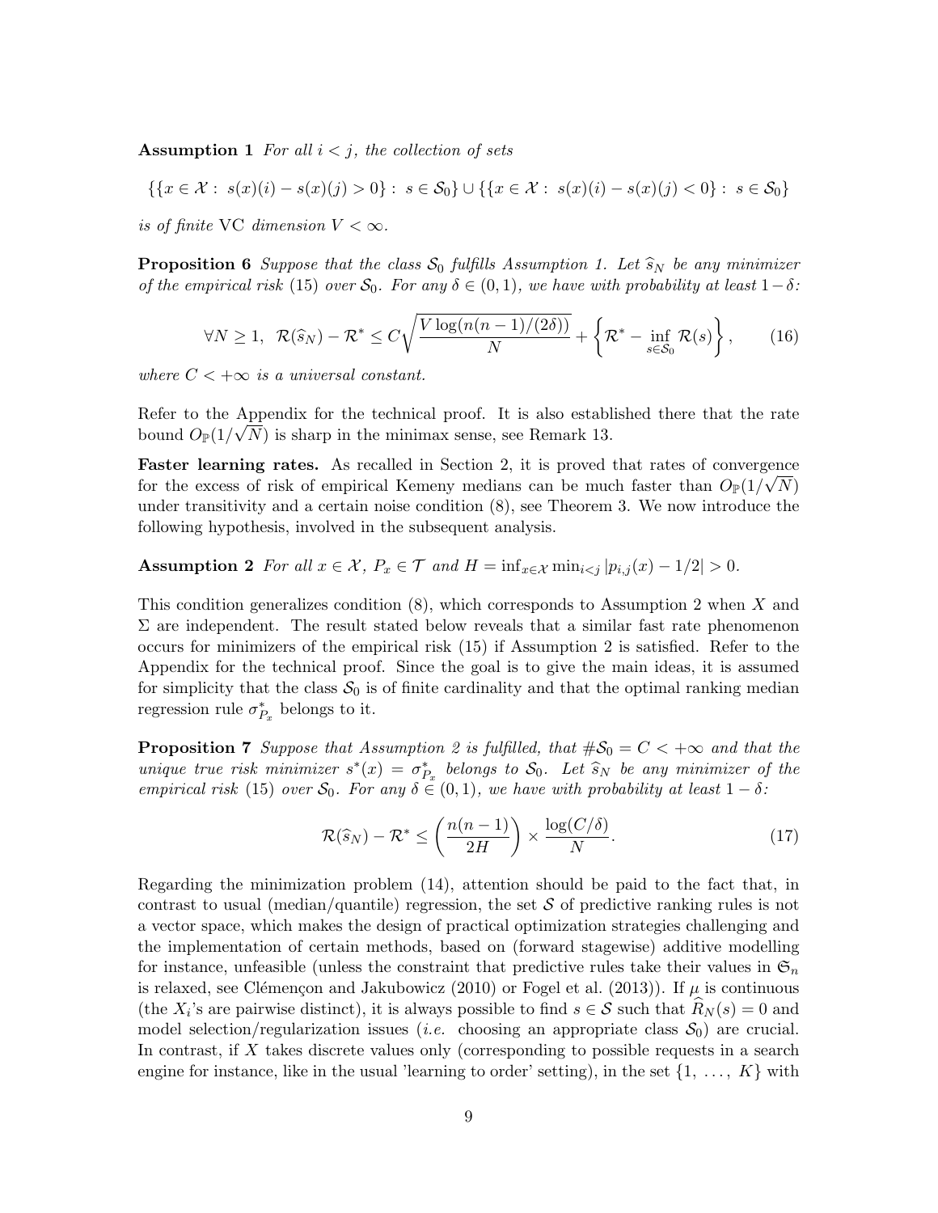**Assumption 1** *For all $i < j$, the collection of sets*

$$\{\{x \in \mathcal{X} : \ s(x)(i) - s(x)(j) > 0\} : \ s \in \mathcal{S}_0\} \cup \{\{x \in \mathcal{X} : \ s(x)(i) - s(x)(j) < 0\} : \ s \in \mathcal{S}_0\}$$

*is of finite* VC *dimension $V < \infty$.*

**Proposition 6** *Suppose that the class $\mathcal{S}_0$ fulfills Assumption 1. Let $\widehat{s}_N$ be any minimizer of the empirical risk (15) over $\mathcal{S}_0$. For any $\delta \in (0, 1)$, we have with probability at least $1 - \delta$:*

$$\forall N \geq 1, \ \ \mathcal{R}(\widehat{s}_N) - \mathcal{R}^* \leq C\sqrt{\frac{V \log(n(n-1)/(2\delta))}{N}} + \left\{\mathcal{R}^* - \inf_{s \in \mathcal{S}_0} \mathcal{R}(s)\right\}, \tag{16}$$

*where $C < +\infty$ is a universal constant.*

Refer to the Appendix for the technical proof. It is also established there that the rate bound $O_{\mathbb{P}}(1/\sqrt{N})$ is sharp in the minimax sense, see Remark 13.

**Faster learning rates.** As recalled in Section 2, it is proved that rates of convergence for the excess of risk of empirical Kemeny medians can be much faster than $O_{\mathbb{P}}(1/\sqrt{N})$ under transitivity and a certain noise condition (8), see Theorem 3. We now introduce the following hypothesis, involved in the subsequent analysis.

**Assumption 2** *For all $x \in \mathcal{X}$, $P_x \in \mathcal{T}$ and $H = \inf_{x \in \mathcal{X}} \min_{i<j} |p_{i,j}(x) - 1/2| > 0$.*

This condition generalizes condition (8), which corresponds to Assumption 2 when $X$ and $\Sigma$ are independent. The result stated below reveals that a similar fast rate phenomenon occurs for minimizers of the empirical risk (15) if Assumption 2 is satisfied. Refer to the Appendix for the technical proof. Since the goal is to give the main ideas, it is assumed for simplicity that the class $\mathcal{S}_0$ is of finite cardinality and that the optimal ranking median regression rule $\sigma^*_{P_x}$ belongs to it.

**Proposition 7** *Suppose that Assumption 2 is fulfilled, that $\#\mathcal{S}_0 = C < +\infty$ and that the unique true risk minimizer $s^*(x) = \sigma^*_{P_x}$ belongs to $\mathcal{S}_0$. Let $\widehat{s}_N$ be any minimizer of the empirical risk (15) over $\mathcal{S}_0$. For any $\delta \in (0, 1)$, we have with probability at least $1 - \delta$:*

$$\mathcal{R}(\widehat{s}_N) - \mathcal{R}^* \leq \left(\frac{n(n-1)}{2H}\right) \times \frac{\log(C/\delta)}{N}. \tag{17}$$

Regarding the minimization problem (14), attention should be paid to the fact that, in contrast to usual (median/quantile) regression, the set $\mathcal{S}$ of predictive ranking rules is not a vector space, which makes the design of practical optimization strategies challenging and the implementation of certain methods, based on (forward stagewise) additive modelling for instance, unfeasible (unless the constraint that predictive rules take their values in $\mathfrak{S}_n$ is relaxed, see Clémençon and Jakubowicz (2010) or Fogel et al. (2013)). If $\mu$ is continuous (the $X_i$'s are pairwise distinct), it is always possible to find $s \in \mathcal{S}$ such that $\widehat{R}_N(s) = 0$ and model selection/regularization issues (*i.e.* choosing an appropriate class $\mathcal{S}_0$) are crucial. In contrast, if $X$ takes discrete values only (corresponding to possible requests in a search engine for instance, like in the usual 'learning to order' setting), in the set $\{1, \ldots, K\}$ with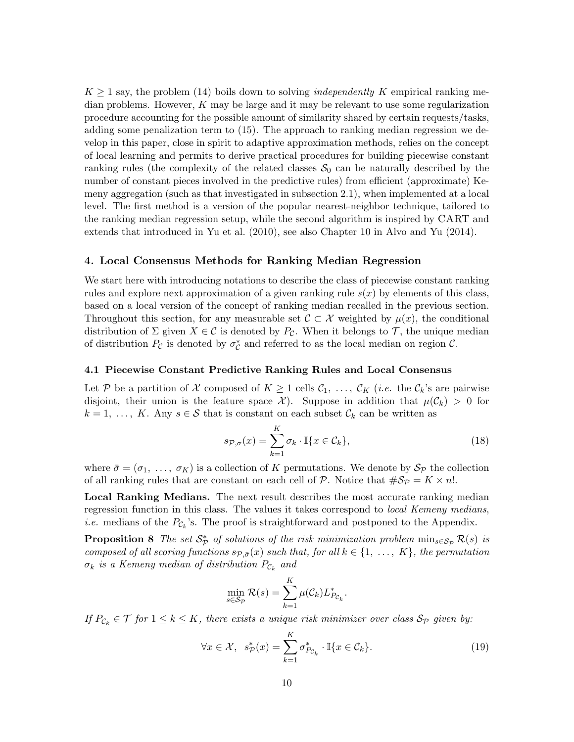$K \geq 1$ say, the problem (14) boils down to solving *independently* $K$ empirical ranking median problems. However, $K$ may be large and it may be relevant to use some regularization procedure accounting for the possible amount of similarity shared by certain requests/tasks, adding some penalization term to (15). The approach to ranking median regression we develop in this paper, close in spirit to adaptive approximation methods, relies on the concept of local learning and permits to derive practical procedures for building piecewise constant ranking rules (the complexity of the related classes $\mathcal{S}_0$ can be naturally described by the number of constant pieces involved in the predictive rules) from efficient (approximate) Kemeny aggregation (such as that investigated in subsection 2.1), when implemented at a local level. The first method is a version of the popular nearest-neighbor technique, tailored to the ranking median regression setup, while the second algorithm is inspired by CART and extends that introduced in Yu et al. (2010), see also Chapter 10 in Alvo and Yu (2014).

## 4. Local Consensus Methods for Ranking Median Regression

We start here with introducing notations to describe the class of piecewise constant ranking rules and explore next approximation of a given ranking rule $s(x)$ by elements of this class, based on a local version of the concept of ranking median recalled in the previous section. Throughout this section, for any measurable set $\mathcal{C} \subset \mathcal{X}$ weighted by $\mu(x)$, the conditional distribution of $\Sigma$ given $X \in \mathcal{C}$ is denoted by $P_{\mathcal{C}}$. When it belongs to $\mathcal{T}$, the unique median of distribution $P_{\mathcal{C}}$ is denoted by $\sigma^*_{\mathcal{C}}$ and referred to as the local median on region $\mathcal{C}$.

### 4.1 Piecewise Constant Predictive Ranking Rules and Local Consensus

Let $\mathcal{P}$ be a partition of $\mathcal{X}$ composed of $K \geq 1$ cells $\mathcal{C}_1, \ldots, \mathcal{C}_K$ (*i.e.* the $\mathcal{C}_k$'s are pairwise disjoint, their union is the feature space $\mathcal{X}$). Suppose in addition that $\mu(\mathcal{C}_k) > 0$ for $k = 1, \ldots, K$. Any $s \in \mathcal{S}$ that is constant on each subset $\mathcal{C}_k$ can be written as

$$s_{\mathcal{P},\bar{\sigma}}(x) = \sum_{k=1}^{K} \sigma_k \cdot \mathbb{I}\{x \in \mathcal{C}_k\}, \tag{18}$$

where $\bar{\sigma} = (\sigma_1, \ldots, \sigma_K)$ is a collection of $K$ permutations. We denote by $\mathcal{S}_{\mathcal{P}}$ the collection of all ranking rules that are constant on each cell of $\mathcal{P}$. Notice that $\#\mathcal{S}_{\mathcal{P}} = K \times n!$.

**Local Ranking Medians.** The next result describes the most accurate ranking median regression function in this class. The values it takes correspond to *local Kemeny medians*, *i.e.* medians of the $P_{\mathcal{C}_k}$'s. The proof is straightforward and postponed to the Appendix.

**Proposition 8** *The set $\mathcal{S}^*_{\mathcal{P}}$ of solutions of the risk minimization problem $\min_{s \in \mathcal{S}_{\mathcal{P}}} \mathcal{R}(s)$ is composed of all scoring functions $s_{\mathcal{P},\bar{\sigma}}(x)$ such that, for all $k \in \{1, \ldots, K\}$, the permutation $\sigma_k$ is a Kemeny median of distribution $P_{\mathcal{C}_k}$ and*

$$\min_{s \in \mathcal{S}_{\mathcal{P}}} \mathcal{R}(s) = \sum_{k=1}^{K} \mu(\mathcal{C}_k) L^*_{P_{\mathcal{C}_k}}.$$

*If $P_{\mathcal{C}_k} \in \mathcal{T}$ for $1 \leq k \leq K$, there exists a unique risk minimizer over class $\mathcal{S}_{\mathcal{P}}$ given by:*

$$\forall x \in \mathcal{X}, \;\; s^*_{\mathcal{P}}(x) = \sum_{k=1}^{K} \sigma^*_{P_{\mathcal{C}_k}} \cdot \mathbb{I}\{x \in \mathcal{C}_k\}. \tag{19}$$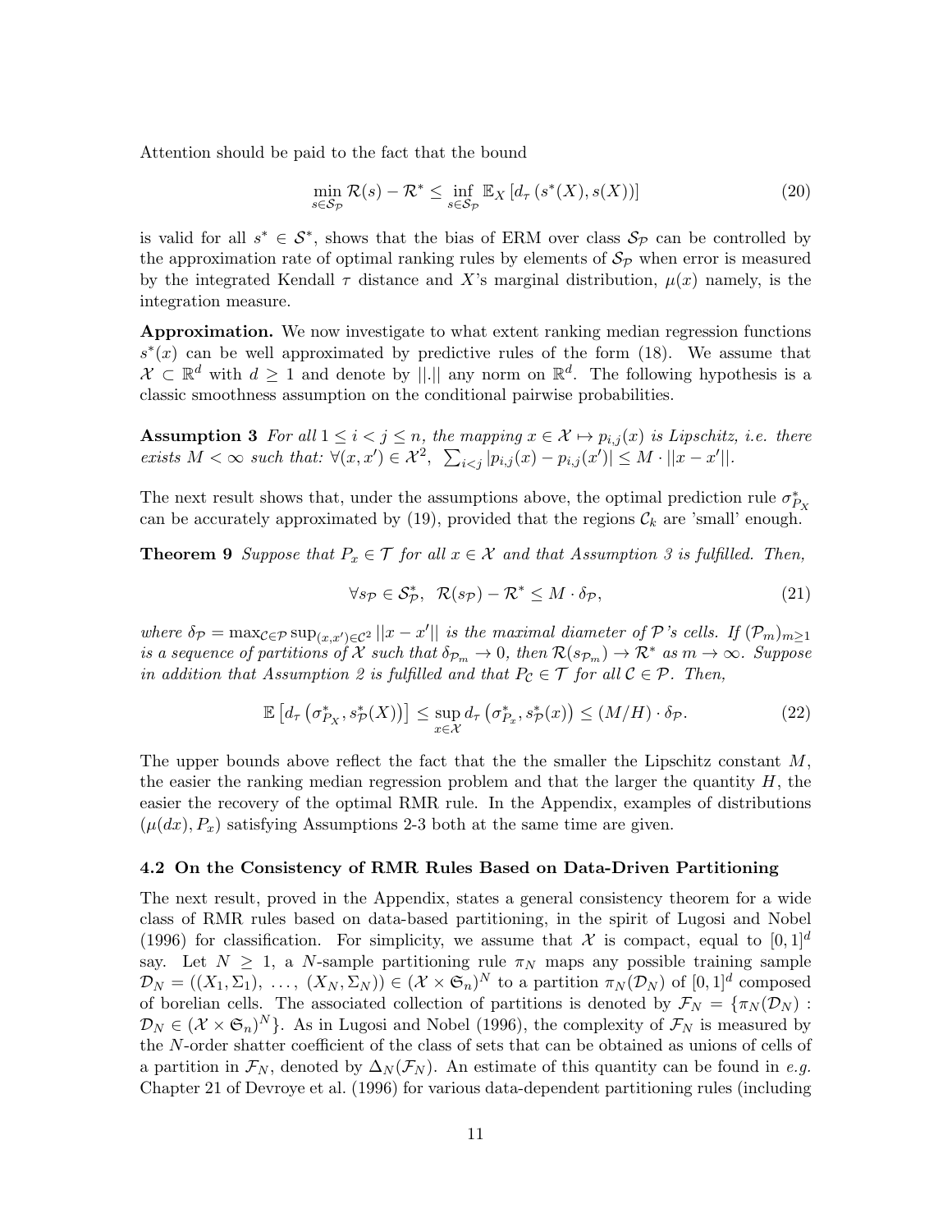Attention should be paid to the fact that the bound

$$\min_{s \in \mathcal{S}_{\mathcal{P}}} \mathcal{R}(s) - \mathcal{R}^* \leq \inf_{s \in \mathcal{S}_{\mathcal{P}}} \mathbb{E}_X \left[ d_\tau \left( s^*(X), s(X) \right) \right] \tag{20}$$

is valid for all $s^* \in \mathcal{S}^*$, shows that the bias of ERM over class $\mathcal{S}_{\mathcal{P}}$ can be controlled by the approximation rate of optimal ranking rules by elements of $\mathcal{S}_{\mathcal{P}}$ when error is measured by the integrated Kendall $\tau$ distance and $X$'s marginal distribution, $\mu(x)$ namely, is the integration measure.

**Approximation.** We now investigate to what extent ranking median regression functions $s^*(x)$ can be well approximated by predictive rules of the form (18). We assume that $\mathcal{X} \subset \mathbb{R}^d$ with $d \geq 1$ and denote by $||.||$ any norm on $\mathbb{R}^d$. The following hypothesis is a classic smoothness assumption on the conditional pairwise probabilities.

**Assumption 3** *For all $1 \leq i < j \leq n$, the mapping $x \in \mathcal{X} \mapsto p_{i,j}(x)$ is Lipschitz, i.e. there exists $M < \infty$ such that: $\forall (x, x') \in \mathcal{X}^2$, $\sum_{i<j} |p_{i,j}(x) - p_{i,j}(x')| \leq M \cdot ||x - x'||$.*

The next result shows that, under the assumptions above, the optimal prediction rule $\sigma^*_{P_X}$ can be accurately approximated by (19), provided that the regions $\mathcal{C}_k$ are 'small' enough.

**Theorem 9** *Suppose that $P_x \in \mathcal{T}$ for all $x \in \mathcal{X}$ and that Assumption 3 is fulfilled. Then,*

$$\forall s_{\mathcal{P}} \in \mathcal{S}^*_{\mathcal{P}}, \;\; \mathcal{R}(s_{\mathcal{P}}) - \mathcal{R}^* \leq M \cdot \delta_{\mathcal{P}}, \tag{21}$$

*where $\delta_{\mathcal{P}} = \max_{\mathcal{C} \in \mathcal{P}} \sup_{(x,x') \in \mathcal{C}^2} ||x - x'||$ is the maximal diameter of $\mathcal{P}$'s cells. If $(\mathcal{P}_m)_{m \geq 1}$ is a sequence of partitions of $\mathcal{X}$ such that $\delta_{\mathcal{P}_m} \to 0$, then $\mathcal{R}(s_{\mathcal{P}_m}) \to \mathcal{R}^*$ as $m \to \infty$. Suppose in addition that Assumption 2 is fulfilled and that $P_{\mathcal{C}} \in \mathcal{T}$ for all $\mathcal{C} \in \mathcal{P}$. Then,*

$$\mathbb{E}\left[ d_\tau \left( \sigma^*_{P_X}, s^*_{\mathcal{P}}(X) \right) \right] \leq \sup_{x \in \mathcal{X}} d_\tau \left( \sigma^*_{P_x}, s^*_{\mathcal{P}}(x) \right) \leq (M/H) \cdot \delta_{\mathcal{P}}. \tag{22}$$

The upper bounds above reflect the fact that the the smaller the Lipschitz constant $M$, the easier the ranking median regression problem and that the larger the quantity $H$, the easier the recovery of the optimal RMR rule. In the Appendix, examples of distributions $(\mu(dx), P_x)$ satisfying Assumptions 2-3 both at the same time are given.

### 4.2 On the Consistency of RMR Rules Based on Data-Driven Partitioning

The next result, proved in the Appendix, states a general consistency theorem for a wide class of RMR rules based on data-based partitioning, in the spirit of Lugosi and Nobel (1996) for classification. For simplicity, we assume that $\mathcal{X}$ is compact, equal to $[0, 1]^d$ say. Let $N \geq 1$, a $N$-sample partitioning rule $\pi_N$ maps any possible training sample $\mathcal{D}_N = ((X_1, \Sigma_1), \ldots, (X_N, \Sigma_N)) \in (\mathcal{X} \times \mathfrak{S}_n)^N$ to a partition $\pi_N(\mathcal{D}_N)$ of $[0, 1]^d$ composed of borelian cells. The associated collection of partitions is denoted by $\mathcal{F}_N = \{\pi_N(\mathcal{D}_N) : \mathcal{D}_N \in (\mathcal{X} \times \mathfrak{S}_n)^N\}$. As in Lugosi and Nobel (1996), the complexity of $\mathcal{F}_N$ is measured by the $N$-order shatter coefficient of the class of sets that can be obtained as unions of cells of a partition in $\mathcal{F}_N$, denoted by $\Delta_N(\mathcal{F}_N)$. An estimate of this quantity can be found in *e.g.* Chapter 21 of Devroye et al. (1996) for various data-dependent partitioning rules (including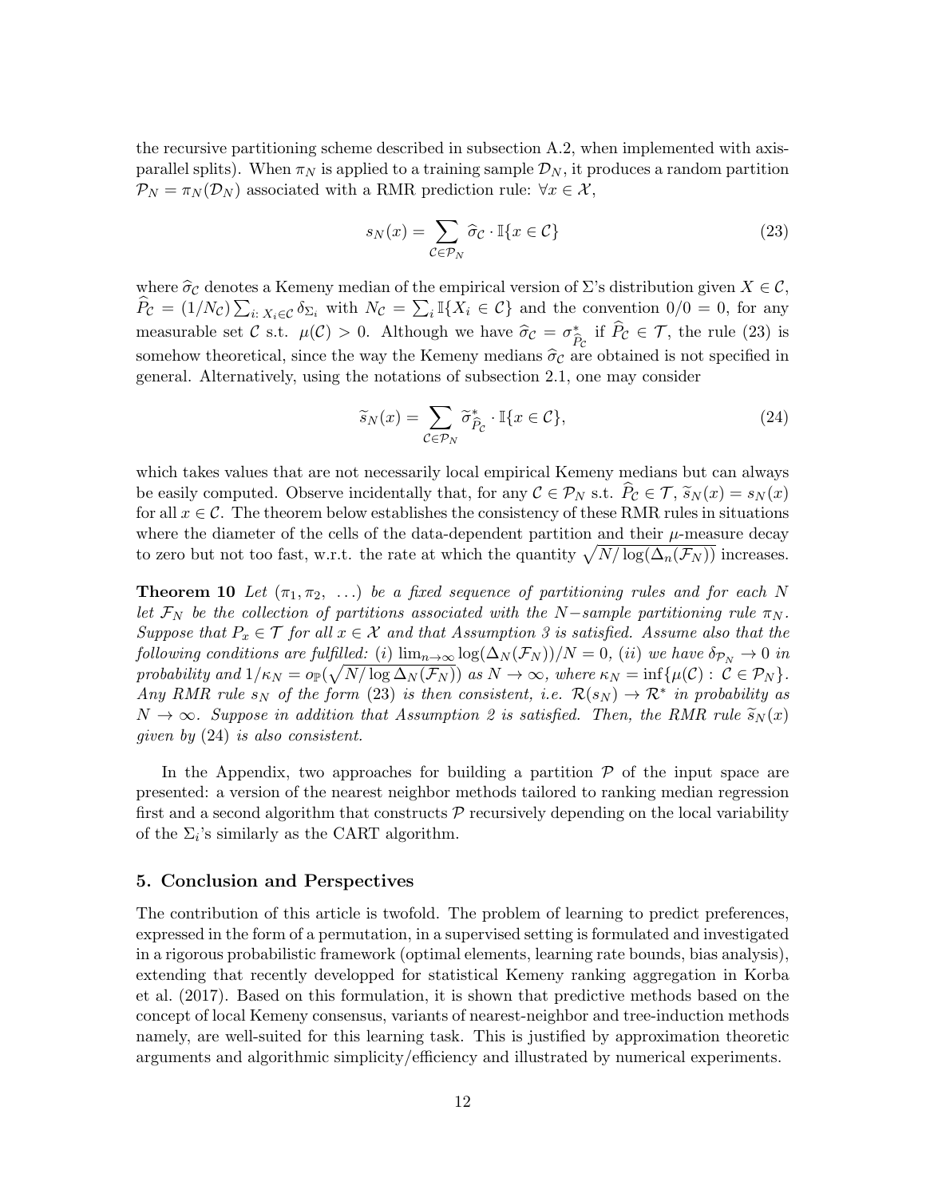the recursive partitioning scheme described in subsection A.2, when implemented with axis-parallel splits). When $\pi_N$ is applied to a training sample $\mathcal{D}_N$, it produces a random partition $\mathcal{P}_N = \pi_N(\mathcal{D}_N)$ associated with a RMR prediction rule: $\forall x \in \mathcal{X}$,

$$s_N(x) = \sum_{\mathcal{C} \in \mathcal{P}_N} \widehat{\sigma}_{\mathcal{C}} \cdot \mathbb{I}\{x \in \mathcal{C}\} \tag{23}$$

where $\widehat{\sigma}_{\mathcal{C}}$ denotes a Kemeny median of the empirical version of $\Sigma$'s distribution given $X \in \mathcal{C}$, $\widehat{P}_{\mathcal{C}} = (1/N_{\mathcal{C}}) \sum_{i:\ X_i \in \mathcal{C}} \delta_{\Sigma_i}$ with $N_{\mathcal{C}} = \sum_i \mathbb{I}\{X_i \in \mathcal{C}\}$ and the convention $0/0 = 0$, for any measurable set $\mathcal{C}$ s.t. $\mu(\mathcal{C}) > 0$. Although we have $\widehat{\sigma}_{\mathcal{C}} = \sigma^*_{\widehat{P}_{\mathcal{C}}}$ if $\widehat{P}_{\mathcal{C}} \in \mathcal{T}$, the rule (23) is somehow theoretical, since the way the Kemeny medians $\widehat{\sigma}_{\mathcal{C}}$ are obtained is not specified in general. Alternatively, using the notations of subsection 2.1, one may consider

$$\widetilde{s}_N(x) = \sum_{\mathcal{C} \in \mathcal{P}_N} \widetilde{\sigma}^*_{\widehat{P}_{\mathcal{C}}} \cdot \mathbb{I}\{x \in \mathcal{C}\}, \tag{24}$$

which takes values that are not necessarily local empirical Kemeny medians but can always be easily computed. Observe incidentally that, for any $\mathcal{C} \in \mathcal{P}_N$ s.t. $\widehat{P}_{\mathcal{C}} \in \mathcal{T}$, $\widetilde{s}_N(x) = s_N(x)$ for all $x \in \mathcal{C}$. The theorem below establishes the consistency of these RMR rules in situations where the diameter of the cells of the data-dependent partition and their $\mu$-measure decay to zero but not too fast, w.r.t. the rate at which the quantity $\sqrt{N/\log(\Delta_n(\mathcal{F}_N))}$ increases.

**Theorem 10** *Let $(\pi_1, \pi_2, \ \ldots)$ be a fixed sequence of partitioning rules and for each $N$ let $\mathcal{F}_N$ be the collection of partitions associated with the $N-$sample partitioning rule $\pi_N$. Suppose that $P_x \in \mathcal{T}$ for all $x \in \mathcal{X}$ and that Assumption 3 is satisfied. Assume also that the following conditions are fulfilled: $(i)$ $\lim_{n\to\infty} \log(\Delta_N(\mathcal{F}_N))/N = 0$, $(ii)$ we have $\delta_{\mathcal{P}_N} \to 0$ in probability and $1/\kappa_N = o_{\mathbb{P}}(\sqrt{N/\log \Delta_N(\mathcal{F}_N)})$ as $N \to \infty$, where $\kappa_N = \inf\{\mu(\mathcal{C}) :\ \mathcal{C} \in \mathcal{P}_N\}$. Any RMR rule $s_N$ of the form (23) is then consistent, i.e. $\mathcal{R}(s_N) \to \mathcal{R}^*$ in probability as $N \to \infty$. Suppose in addition that Assumption 2 is satisfied. Then, the RMR rule $\widetilde{s}_N(x)$ given by (24) is also consistent.*

In the Appendix, two approaches for building a partition $\mathcal{P}$ of the input space are presented: a version of the nearest neighbor methods tailored to ranking median regression first and a second algorithm that constructs $\mathcal{P}$ recursively depending on the local variability of the $\Sigma_i$'s similarly as the CART algorithm.

## 5. Conclusion and Perspectives

The contribution of this article is twofold. The problem of learning to predict preferences, expressed in the form of a permutation, in a supervised setting is formulated and investigated in a rigorous probabilistic framework (optimal elements, learning rate bounds, bias analysis), extending that recently developped for statistical Kemeny ranking aggregation in Korba et al. (2017). Based on this formulation, it is shown that predictive methods based on the concept of local Kemeny consensus, variants of nearest-neighbor and tree-induction methods namely, are well-suited for this learning task. This is justified by approximation theoretic arguments and algorithmic simplicity/efficiency and illustrated by numerical experiments.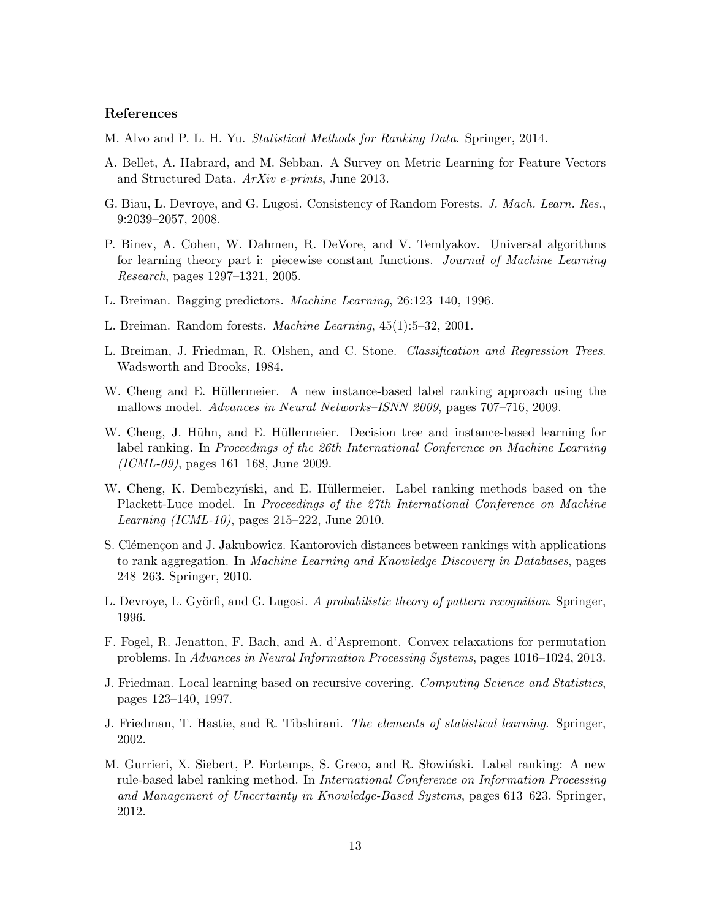### References

M. Alvo and P. L. H. Yu. *Statistical Methods for Ranking Data*. Springer, 2014.

A. Bellet, A. Habrard, and M. Sebban. A Survey on Metric Learning for Feature Vectors and Structured Data. *ArXiv e-prints*, June 2013.

G. Biau, L. Devroye, and G. Lugosi. Consistency of Random Forests. *J. Mach. Learn. Res.*, 9:2039–2057, 2008.

P. Binev, A. Cohen, W. Dahmen, R. DeVore, and V. Temlyakov. Universal algorithms for learning theory part i: piecewise constant functions. *Journal of Machine Learning Research*, pages 1297–1321, 2005.

L. Breiman. Bagging predictors. *Machine Learning*, 26:123–140, 1996.

L. Breiman. Random forests. *Machine Learning*, 45(1):5–32, 2001.

L. Breiman, J. Friedman, R. Olshen, and C. Stone. *Classification and Regression Trees*. Wadsworth and Brooks, 1984.

W. Cheng and E. Hüllermeier. A new instance-based label ranking approach using the mallows model. *Advances in Neural Networks–ISNN 2009*, pages 707–716, 2009.

W. Cheng, J. Hühn, and E. Hüllermeier. Decision tree and instance-based learning for label ranking. In *Proceedings of the 26th International Conference on Machine Learning (ICML-09)*, pages 161–168, June 2009.

W. Cheng, K. Dembczyński, and E. Hüllermeier. Label ranking methods based on the Plackett-Luce model. In *Proceedings of the 27th International Conference on Machine Learning (ICML-10)*, pages 215–222, June 2010.

S. Clémençon and J. Jakubowicz. Kantorovich distances between rankings with applications to rank aggregation. In *Machine Learning and Knowledge Discovery in Databases*, pages 248–263. Springer, 2010.

L. Devroye, L. Györfi, and G. Lugosi. *A probabilistic theory of pattern recognition*. Springer, 1996.

F. Fogel, R. Jenatton, F. Bach, and A. d'Aspremont. Convex relaxations for permutation problems. In *Advances in Neural Information Processing Systems*, pages 1016–1024, 2013.

J. Friedman. Local learning based on recursive covering. *Computing Science and Statistics*, pages 123–140, 1997.

J. Friedman, T. Hastie, and R. Tibshirani. *The elements of statistical learning*. Springer, 2002.

M. Gurrieri, X. Siebert, P. Fortemps, S. Greco, and R. Słowiński. Label ranking: A new rule-based label ranking method. In *International Conference on Information Processing and Management of Uncertainty in Knowledge-Based Systems*, pages 613–623. Springer, 2012.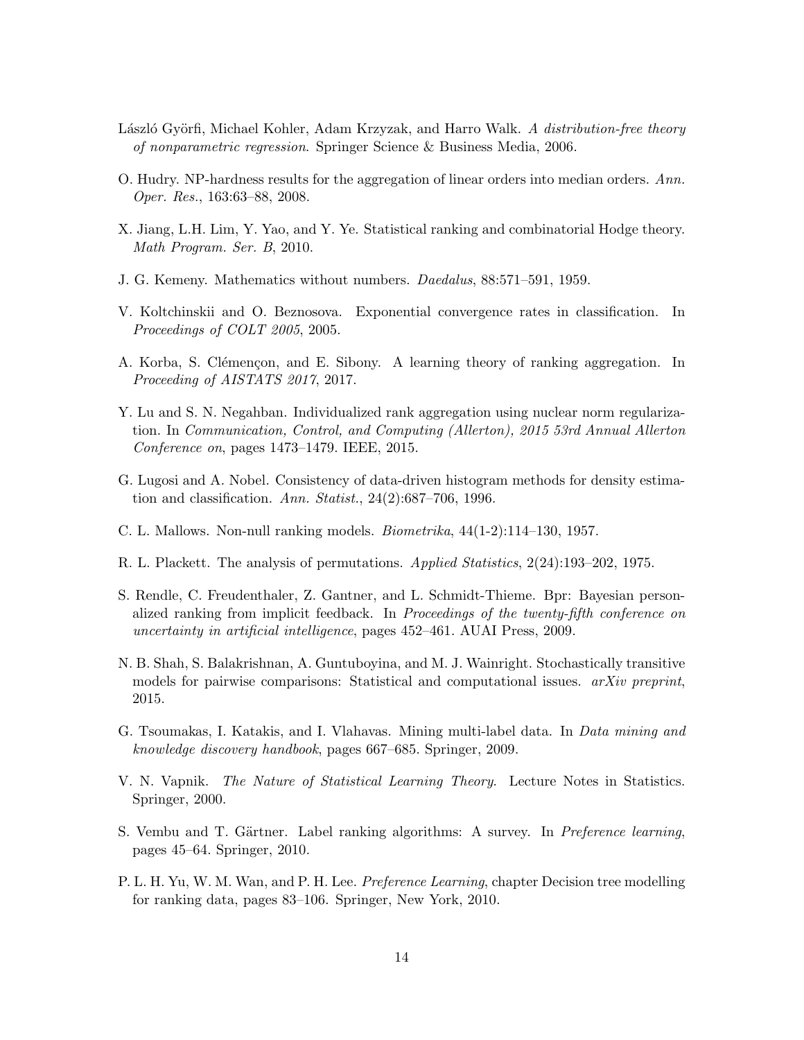László Györfi, Michael Kohler, Adam Krzyzak, and Harro Walk. *A distribution-free theory of nonparametric regression*. Springer Science & Business Media, 2006.

O. Hudry. NP-hardness results for the aggregation of linear orders into median orders. *Ann. Oper. Res.*, 163:63–88, 2008.

X. Jiang, L.H. Lim, Y. Yao, and Y. Ye. Statistical ranking and combinatorial Hodge theory. *Math Program. Ser. B*, 2010.

J. G. Kemeny. Mathematics without numbers. *Daedalus*, 88:571–591, 1959.

V. Koltchinskii and O. Beznosova. Exponential convergence rates in classification. In *Proceedings of COLT 2005*, 2005.

A. Korba, S. Clémençon, and E. Sibony. A learning theory of ranking aggregation. In *Proceeding of AISTATS 2017*, 2017.

Y. Lu and S. N. Negahban. Individualized rank aggregation using nuclear norm regularization. In *Communication, Control, and Computing (Allerton), 2015 53rd Annual Allerton Conference on*, pages 1473–1479. IEEE, 2015.

G. Lugosi and A. Nobel. Consistency of data-driven histogram methods for density estimation and classification. *Ann. Statist.*, 24(2):687–706, 1996.

C. L. Mallows. Non-null ranking models. *Biometrika*, 44(1-2):114–130, 1957.

R. L. Plackett. The analysis of permutations. *Applied Statistics*, 2(24):193–202, 1975.

S. Rendle, C. Freudenthaler, Z. Gantner, and L. Schmidt-Thieme. Bpr: Bayesian personalized ranking from implicit feedback. In *Proceedings of the twenty-fifth conference on uncertainty in artificial intelligence*, pages 452–461. AUAI Press, 2009.

N. B. Shah, S. Balakrishnan, A. Guntuboyina, and M. J. Wainright. Stochastically transitive models for pairwise comparisons: Statistical and computational issues. *arXiv preprint*, 2015.

G. Tsoumakas, I. Katakis, and I. Vlahavas. Mining multi-label data. In *Data mining and knowledge discovery handbook*, pages 667–685. Springer, 2009.

V. N. Vapnik. *The Nature of Statistical Learning Theory*. Lecture Notes in Statistics. Springer, 2000.

S. Vembu and T. Gärtner. Label ranking algorithms: A survey. In *Preference learning*, pages 45–64. Springer, 2010.

P. L. H. Yu, W. M. Wan, and P. H. Lee. *Preference Learning*, chapter Decision tree modelling for ranking data, pages 83–106. Springer, New York, 2010.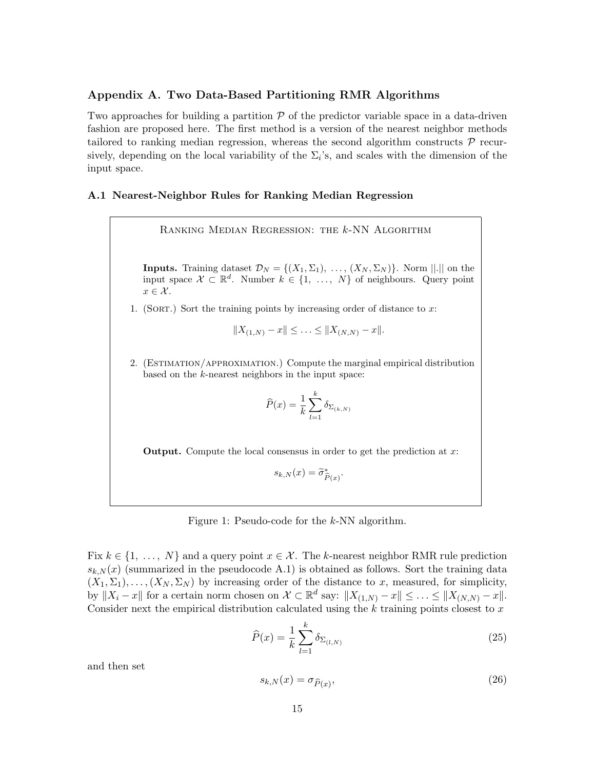## Appendix A. Two Data-Based Partitioning RMR Algorithms

Two approaches for building a partition $\mathcal{P}$ of the predictor variable space in a data-driven fashion are proposed here. The first method is a version of the nearest neighbor methods tailored to ranking median regression, whereas the second algorithm constructs $\mathcal{P}$ recursively, depending on the local variability of the $\Sigma_i$'s, and scales with the dimension of the input space.

### A.1 Nearest-Neighbor Rules for Ranking Median Regression

---

RANKING MEDIAN REGRESSION: THE $k$-NN ALGORITHM

**Inputs.** Training dataset $\mathcal{D}_N = \{(X_1, \Sigma_1), \ldots, (X_N, \Sigma_N)\}$. Norm $||.||$ on the input space $\mathcal{X} \subset \mathbb{R}^d$. Number $k \in \{1, \ldots, N\}$ of neighbours. Query point $x \in \mathcal{X}$.

1. (SORT.) Sort the training points by increasing order of distance to $x$:

$$\|X_{(1,N)} - x\| \leq \ldots \leq \|X_{(N,N)} - x\|.$$

2. (ESTIMATION/APPROXIMATION.) Compute the marginal empirical distribution based on the $k$-nearest neighbors in the input space:

$$\widehat{P}(x) = \frac{1}{k} \sum_{l=1}^{k} \delta_{\Sigma_{(k,N)}}$$

**Output.** Compute the local consensus in order to get the prediction at $x$:

$$s_{k,N}(x) = \widetilde{\sigma}^*_{\widehat{P}(x)}.$$

---

Figure 1: Pseudo-code for the $k$-NN algorithm.

Fix $k \in \{1, \ldots, N\}$ and a query point $x \in \mathcal{X}$. The $k$-nearest neighbor RMR rule prediction $s_{k,N}(x)$ (summarized in the pseudocode A.1) is obtained as follows. Sort the training data $(X_1, \Sigma_1), \ldots, (X_N, \Sigma_N)$ by increasing order of the distance to $x$, measured, for simplicity, by $\|X_i - x\|$ for a certain norm chosen on $\mathcal{X} \subset \mathbb{R}^d$ say: $\|X_{(1,N)} - x\| \leq \ldots \leq \|X_{(N,N)} - x\|$. Consider next the empirical distribution calculated using the $k$ training points closest to $x$

$$\widehat{P}(x) = \frac{1}{k} \sum_{l=1}^{k} \delta_{\Sigma_{(l,N)}} \tag{25}$$

and then set

$$s_{k,N}(x) = \sigma_{\widehat{P}(x)}, \tag{26}$$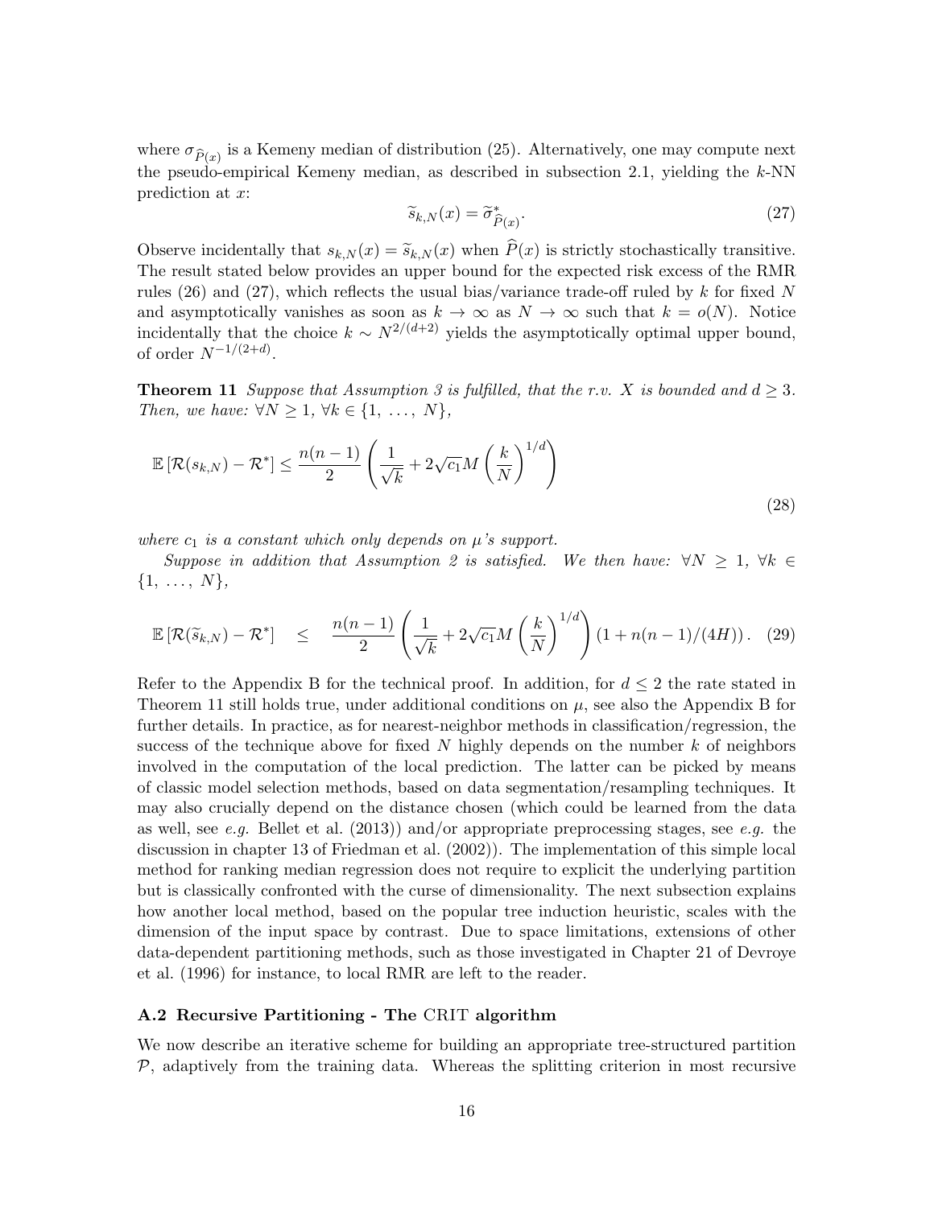where $\sigma_{\widehat{P}(x)}$ is a Kemeny median of distribution (25). Alternatively, one may compute next the pseudo-empirical Kemeny median, as described in subsection 2.1, yielding the $k$-NN prediction at $x$:

$$
\widetilde{s}_{k,N}(x) = \widetilde{\sigma}^*_{\widehat{P}(x)}. \tag{27}
$$

Observe incidentally that $s_{k,N}(x) = \widetilde{s}_{k,N}(x)$ when $\widehat{P}(x)$ is strictly stochastically transitive. The result stated below provides an upper bound for the expected risk excess of the RMR rules (26) and (27), which reflects the usual bias/variance trade-off ruled by $k$ for fixed $N$ and asymptotically vanishes as soon as $k \to \infty$ as $N \to \infty$ such that $k = o(N)$. Notice incidentally that the choice $k \sim N^{2/(d+2)}$ yields the asymptotically optimal upper bound, of order $N^{-1/(2+d)}$.

**Theorem 11** *Suppose that Assumption 3 is fulfilled, that the r.v. $X$ is bounded and $d \geq 3$. Then, we have: $\forall N \geq 1$, $\forall k \in \{1, \ldots, N\}$,*

$$
\mathbb{E}\left[\mathcal{R}(s_{k,N}) - \mathcal{R}^*\right] \leq \frac{n(n-1)}{2}\left(\frac{1}{\sqrt{k}} + 2\sqrt{c_1}M\left(\frac{k}{N}\right)^{1/d}\right) \tag{28}
$$

*where $c_1$ is a constant which only depends on $\mu$'s support.*

*Suppose in addition that Assumption 2 is satisfied. We then have: $\forall N \geq 1$, $\forall k \in \{1, \ldots, N\}$,*

$$
\mathbb{E}\left[\mathcal{R}(\widetilde{s}_{k,N}) - \mathcal{R}^*\right] \leq \frac{n(n-1)}{2}\left(\frac{1}{\sqrt{k}} + 2\sqrt{c_1}M\left(\frac{k}{N}\right)^{1/d}\right)\left(1 + n(n-1)/(4H)\right). \tag{29}
$$

Refer to the Appendix B for the technical proof. In addition, for $d \leq 2$ the rate stated in Theorem 11 still holds true, under additional conditions on $\mu$, see also the Appendix B for further details. In practice, as for nearest-neighbor methods in classification/regression, the success of the technique above for fixed $N$ highly depends on the number $k$ of neighbors involved in the computation of the local prediction. The latter can be picked by means of classic model selection methods, based on data segmentation/resampling techniques. It may also crucially depend on the distance chosen (which could be learned from the data as well, see *e.g.* Bellet et al. (2013)) and/or appropriate preprocessing stages, see *e.g.* the discussion in chapter 13 of Friedman et al. (2002)). The implementation of this simple local method for ranking median regression does not require to explicit the underlying partition but is classically confronted with the curse of dimensionality. The next subsection explains how another local method, based on the popular tree induction heuristic, scales with the dimension of the input space by contrast. Due to space limitations, extensions of other data-dependent partitioning methods, such as those investigated in Chapter 21 of Devroye et al. (1996) for instance, to local RMR are left to the reader.

### A.2 Recursive Partitioning - The CRIT algorithm

We now describe an iterative scheme for building an appropriate tree-structured partition $\mathcal{P}$, adaptively from the training data. Whereas the splitting criterion in most recursive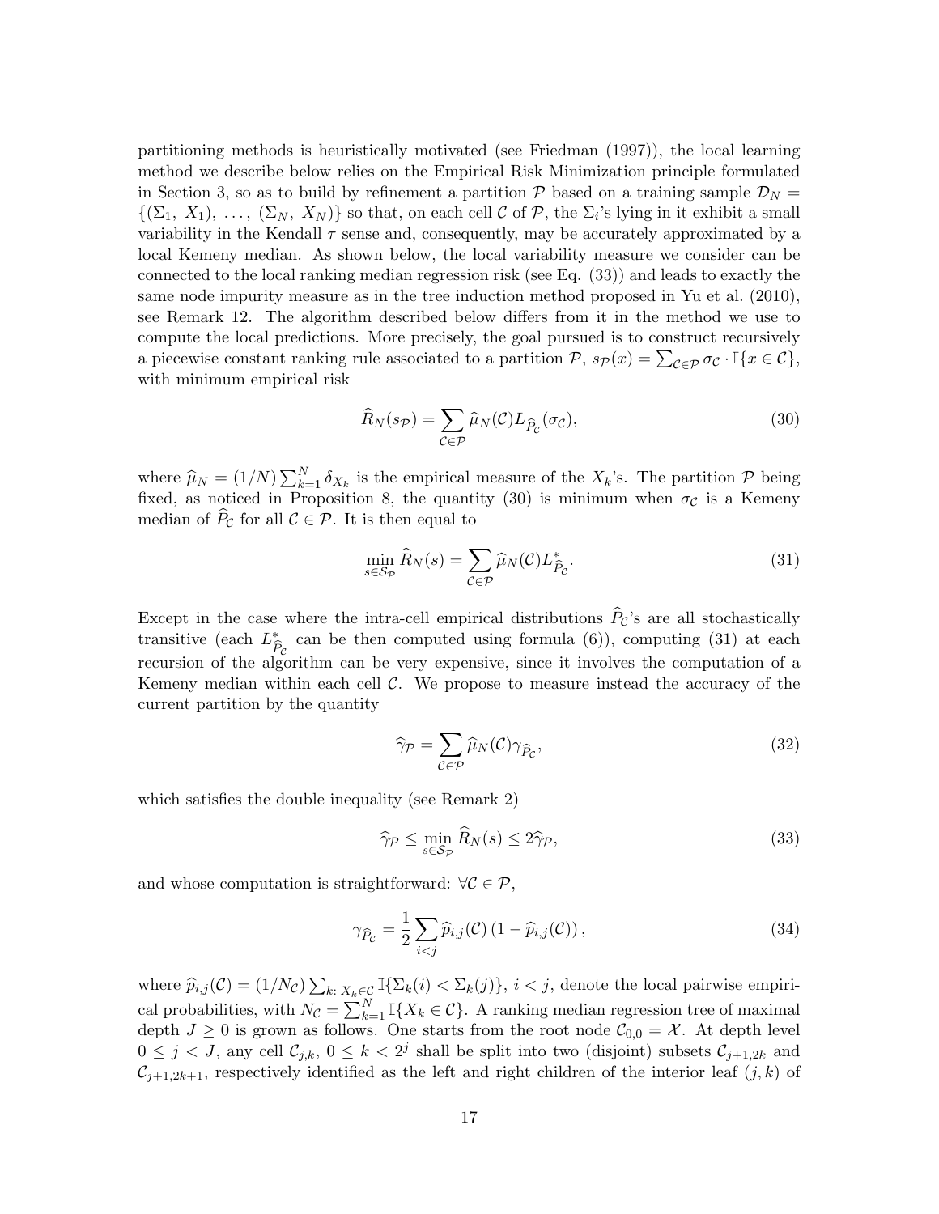partitioning methods is heuristically motivated (see Friedman (1997)), the local learning method we describe below relies on the Empirical Risk Minimization principle formulated in Section 3, so as to build by refinement a partition $\mathcal{P}$ based on a training sample $\mathcal{D}_N = \{(\Sigma_1,\ X_1),\ \ldots,\ (\Sigma_N,\ X_N)\}$ so that, on each cell $\mathcal{C}$ of $\mathcal{P}$, the $\Sigma_i$'s lying in it exhibit a small variability in the Kendall $\tau$ sense and, consequently, may be accurately approximated by a local Kemeny median. As shown below, the local variability measure we consider can be connected to the local ranking median regression risk (see Eq. (33)) and leads to exactly the same node impurity measure as in the tree induction method proposed in Yu et al. (2010), see Remark 12. The algorithm described below differs from it in the method we use to compute the local predictions. More precisely, the goal pursued is to construct recursively a piecewise constant ranking rule associated to a partition $\mathcal{P}$, $s_{\mathcal{P}}(x) = \sum_{\mathcal{C}\in\mathcal{P}} \sigma_{\mathcal{C}} \cdot \mathbb{I}\{x \in \mathcal{C}\}$, with minimum empirical risk

$$\widehat{R}_N(s_{\mathcal{P}}) = \sum_{\mathcal{C}\in\mathcal{P}} \widehat{\mu}_N(\mathcal{C}) L_{\widehat{P}_{\mathcal{C}}}(\sigma_{\mathcal{C}}), \tag{30}$$

where $\widehat{\mu}_N = (1/N)\sum_{k=1}^{N} \delta_{X_k}$ is the empirical measure of the $X_k$'s. The partition $\mathcal{P}$ being fixed, as noticed in Proposition 8, the quantity (30) is minimum when $\sigma_{\mathcal{C}}$ is a Kemeny median of $\widehat{P}_{\mathcal{C}}$ for all $\mathcal{C} \in \mathcal{P}$. It is then equal to

$$\min_{s\in\mathcal{S}_{\mathcal{P}}} \widehat{R}_N(s) = \sum_{\mathcal{C}\in\mathcal{P}} \widehat{\mu}_N(\mathcal{C}) L^*_{\widehat{P}_{\mathcal{C}}}. \tag{31}$$

Except in the case where the intra-cell empirical distributions $\widehat{P}_{\mathcal{C}}$'s are all stochastically transitive (each $L^*_{\widehat{P}_{\mathcal{C}}}$ can be then computed using formula (6)), computing (31) at each recursion of the algorithm can be very expensive, since it involves the computation of a Kemeny median within each cell $\mathcal{C}$. We propose to measure instead the accuracy of the current partition by the quantity

$$\widehat{\gamma}_{\mathcal{P}} = \sum_{\mathcal{C}\in\mathcal{P}} \widehat{\mu}_N(\mathcal{C}) \gamma_{\widehat{P}_{\mathcal{C}}}, \tag{32}$$

which satisfies the double inequality (see Remark 2)

$$\widehat{\gamma}_{\mathcal{P}} \le \min_{s\in\mathcal{S}_{\mathcal{P}}} \widehat{R}_N(s) \le 2\widehat{\gamma}_{\mathcal{P}}, \tag{33}$$

and whose computation is straightforward: $\forall \mathcal{C} \in \mathcal{P}$,

$$\gamma_{\widehat{P}_{\mathcal{C}}} = \frac{1}{2}\sum_{i<j} \widehat{p}_{i,j}(\mathcal{C})\left(1 - \widehat{p}_{i,j}(\mathcal{C})\right), \tag{34}$$

where $\widehat{p}_{i,j}(\mathcal{C}) = (1/N_{\mathcal{C}})\sum_{k:\ X_k\in\mathcal{C}} \mathbb{I}\{\Sigma_k(i) < \Sigma_k(j)\}$, $i < j$, denote the local pairwise empirical probabilities, with $N_{\mathcal{C}} = \sum_{k=1}^{N} \mathbb{I}\{X_k \in \mathcal{C}\}$. A ranking median regression tree of maximal depth $J \ge 0$ is grown as follows. One starts from the root node $\mathcal{C}_{0,0} = \mathcal{X}$. At depth level $0 \le j < J$, any cell $\mathcal{C}_{j,k}$, $0 \le k < 2^j$ shall be split into two (disjoint) subsets $\mathcal{C}_{j+1,2k}$ and $\mathcal{C}_{j+1,2k+1}$, respectively identified as the left and right children of the interior leaf $(j,k)$ of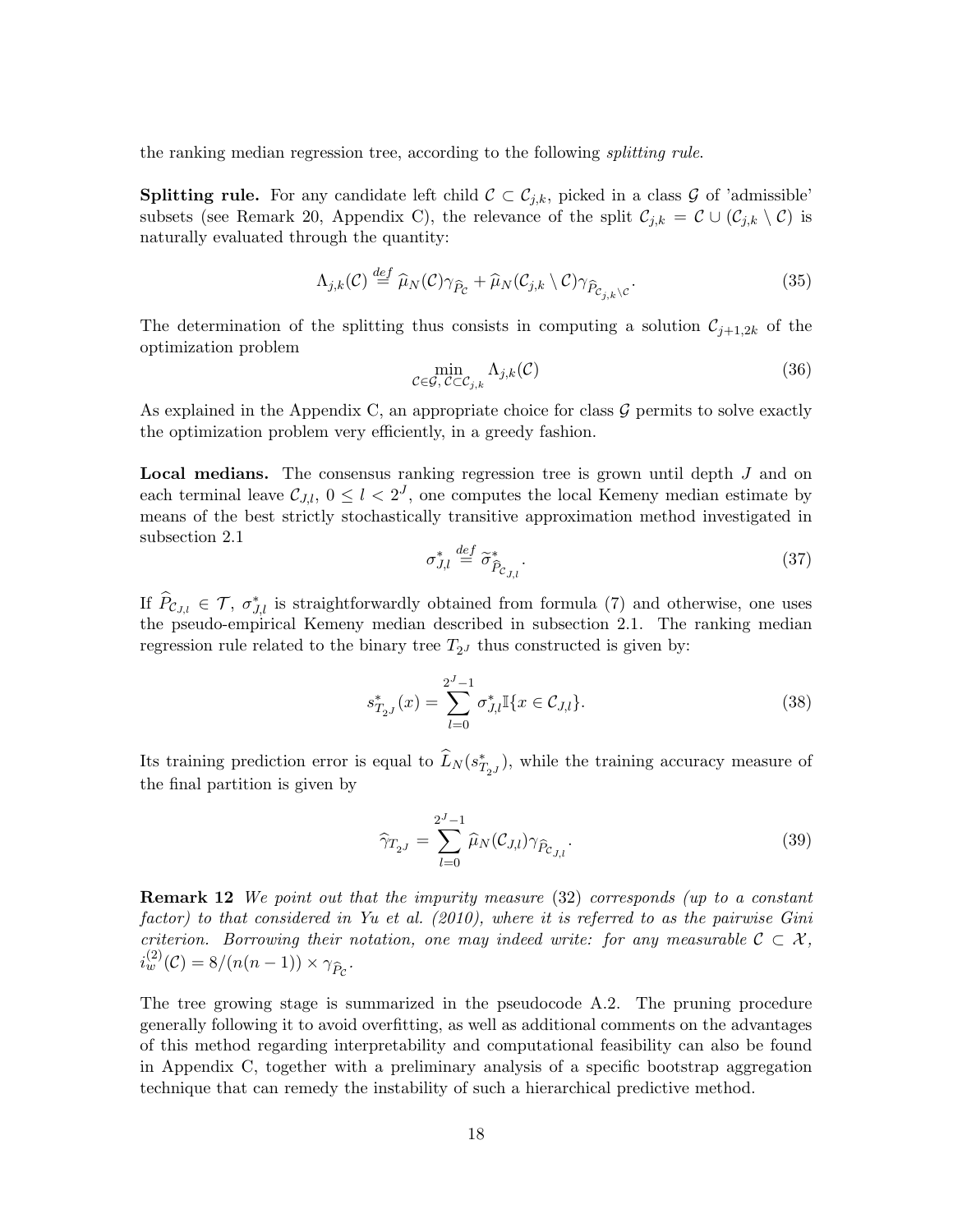the ranking median regression tree, according to the following *splitting rule*.

**Splitting rule.** For any candidate left child $\mathcal{C} \subset \mathcal{C}_{j,k}$, picked in a class $\mathcal{G}$ of 'admissible' subsets (see Remark 20, Appendix C), the relevance of the split $\mathcal{C}_{j,k} = \mathcal{C} \cup (\mathcal{C}_{j,k} \setminus \mathcal{C})$ is naturally evaluated through the quantity:

$$\Lambda_{j,k}(\mathcal{C}) \overset{def}{=} \widehat{\mu}_N(\mathcal{C})\gamma_{\widehat{P}_{\mathcal{C}}} + \widehat{\mu}_N(\mathcal{C}_{j,k} \setminus \mathcal{C})\gamma_{\widehat{P}_{\mathcal{C}_{j,k}\setminus\mathcal{C}}}. \tag{35}$$

The determination of the splitting thus consists in computing a solution $\mathcal{C}_{j+1,2k}$ of the optimization problem

$$\min_{\mathcal{C}\in\mathcal{G},\, \mathcal{C}\subset\mathcal{C}_{j,k}} \Lambda_{j,k}(\mathcal{C}) \tag{36}$$

As explained in the Appendix C, an appropriate choice for class $\mathcal{G}$ permits to solve exactly the optimization problem very efficiently, in a greedy fashion.

**Local medians.** The consensus ranking regression tree is grown until depth $J$ and on each terminal leave $\mathcal{C}_{J,l}$, $0 \leq l < 2^J$, one computes the local Kemeny median estimate by means of the best strictly stochastically transitive approximation method investigated in subsection 2.1

$$\sigma^*_{J,l} \overset{def}{=} \widetilde{\sigma}^*_{\widehat{P}_{\mathcal{C}_{J,l}}}. \tag{37}$$

If $\widehat{P}_{\mathcal{C}_{J,l}} \in \mathcal{T}$, $\sigma^*_{J,l}$ is straightforwardly obtained from formula (7) and otherwise, one uses the pseudo-empirical Kemeny median described in subsection 2.1. The ranking median regression rule related to the binary tree $T_{2^J}$ thus constructed is given by:

$$s^*_{T_{2^J}}(x) = \sum_{l=0}^{2^J-1} \sigma^*_{J,l}\mathbb{I}\{x \in \mathcal{C}_{J,l}\}. \tag{38}$$

Its training prediction error is equal to $\widehat{L}_N(s^*_{T_{2^J}})$, while the training accuracy measure of the final partition is given by

$$\widehat{\gamma}_{T_{2^J}} = \sum_{l=0}^{2^J-1} \widehat{\mu}_N(\mathcal{C}_{J,l})\gamma_{\widehat{P}_{\mathcal{C}_{J,l}}}. \tag{39}$$

**Remark 12** *We point out that the impurity measure* (32) *corresponds (up to a constant factor) to that considered in Yu et al. (2010), where it is referred to as the pairwise Gini criterion. Borrowing their notation, one may indeed write: for any measurable* $\mathcal{C} \subset \mathcal{X}$, $i_w^{(2)}(\mathcal{C}) = 8/(n(n-1)) \times \gamma_{\widehat{P}_{\mathcal{C}}}$.

The tree growing stage is summarized in the pseudocode A.2. The pruning procedure generally following it to avoid overfitting, as well as additional comments on the advantages of this method regarding interpretability and computational feasibility can also be found in Appendix C, together with a preliminary analysis of a specific bootstrap aggregation technique that can remedy the instability of such a hierarchical predictive method.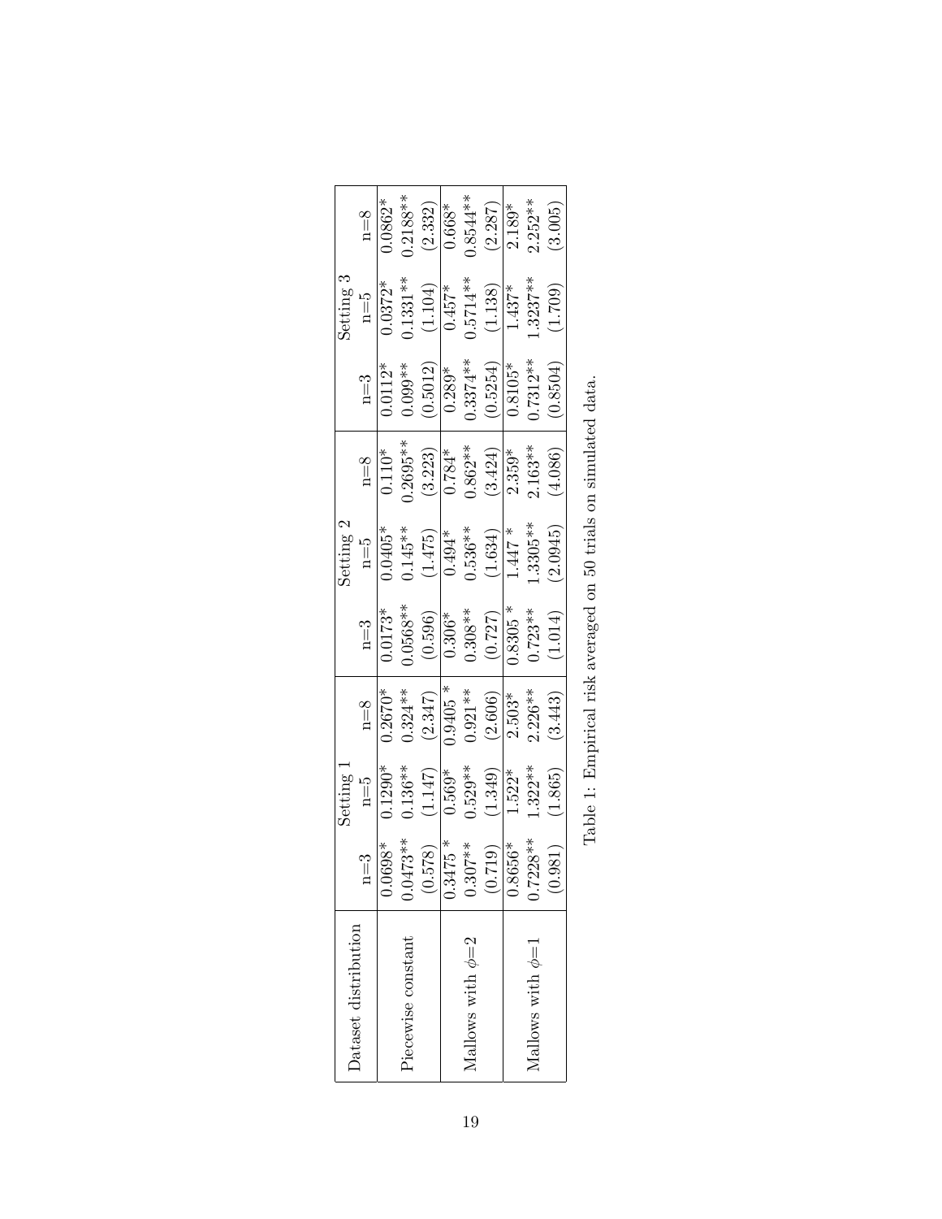| Dataset distribution | Setting 1 | | | Setting 2 | | | Setting 3 | | |
|---|---|---|---|---|---|---|---|---|---|
| | n=3 | n=5 | n=8 | n=3 | n=5 | n=8 | n=3 | n=5 | n=8 |
| | 0.0698* | 0.1290* | 0.2670* | 0.0173* | 0.0405* | 0.110* | 0.0112* | 0.0372* | 0.0862* |
| Piecewise constant | 0.0473** | 0.136** | 0.324** | 0.0568** | 0.145** | 0.2695** | 0.099** | 0.1331** | 0.2188** |
| | (0.578) | (1.147) | (2.347) | (0.596) | (1.475) | (3.223) | (0.5012) | (1.104) | (2.332) |
| | 0.3475 * | 0.569* | 0.9405 * | 0.306* | 0.494* | 0.784* | 0.289* | 0.457* | 0.668* |
| Mallows with $\phi$=2 | 0.307** | 0.529** | 0.921** | 0.308** | 0.536** | 0.862** | 0.3374** | 0.5714** | 0.8544** |
| | (0.719) | (1.349) | (2.606) | (0.727) | (1.634) | (3.424) | (0.5254) | (1.138) | (2.287) |
| | 0.8656* | 1.522* | 2.503* | 0.8305 * | 1.447 * | 2.359* | 0.8105* | 1.437* | 2.189* |
| Mallows with $\phi$=1 | 0.7228** | 1.322** | 2.226** | 0.723** | 1.3305** | 2.163** | 0.7312** | 1.3237** | 2.252** |
| | (0.981) | (1.865) | (3.443) | (1.014) | (2.0945) | (4.086) | (0.8504) | (1.709) | (3.005) |

Table 1: Empirical risk averaged on 50 trials on simulated data.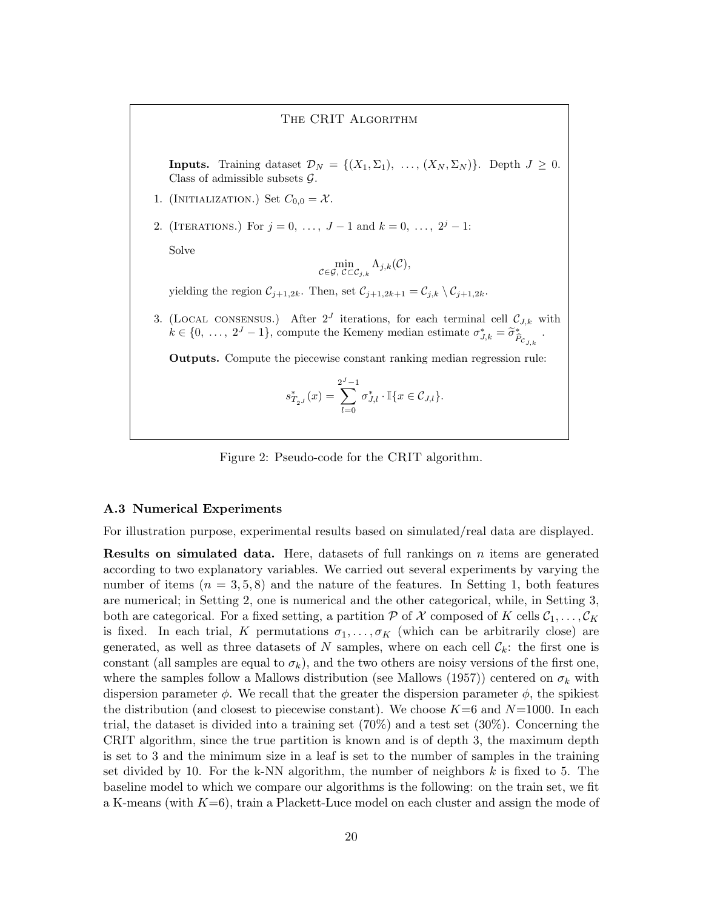**The CRIT Algorithm**

**Inputs.** Training dataset $\mathcal{D}_N = \{(X_1, \Sigma_1), \ldots, (X_N, \Sigma_N)\}$. Depth $J \geq 0$. Class of admissible subsets $\mathcal{G}$.

1. (Initialization.) Set $C_{0,0} = \mathcal{X}$.

2. (Iterations.) For $j = 0, \ldots, J-1$ and $k = 0, \ldots, 2^j - 1$:

   Solve
   $$\min_{\mathcal{C} \in \mathcal{G},\, \mathcal{C} \subset \mathcal{C}_{j,k}} \Lambda_{j,k}(\mathcal{C}),$$
   yielding the region $\mathcal{C}_{j+1,2k}$. Then, set $\mathcal{C}_{j+1,2k+1} = \mathcal{C}_{j,k} \setminus \mathcal{C}_{j+1,2k}$.

3. (Local consensus.) After $2^J$ iterations, for each terminal cell $\mathcal{C}_{J,k}$ with $k \in \{0, \ldots, 2^J - 1\}$, compute the Kemeny median estimate $\sigma^*_{J,k} = \widetilde{\sigma}^*_{\widehat{P}_{\mathcal{C}_{J,k}}}$.

**Outputs.** Compute the piecewise constant ranking median regression rule:
$$s^*_{T_{2^J}}(x) = \sum_{l=0}^{2^J - 1} \sigma^*_{J,l} \cdot \mathbb{I}\{x \in \mathcal{C}_{J,l}\}.$$

Figure 2: Pseudo-code for the CRIT algorithm.

### A.3 Numerical Experiments

For illustration purpose, experimental results based on simulated/real data are displayed.

**Results on simulated data.** Here, datasets of full rankings on $n$ items are generated according to two explanatory variables. We carried out several experiments by varying the number of items ($n = 3, 5, 8$) and the nature of the features. In Setting 1, both features are numerical; in Setting 2, one is numerical and the other categorical, while, in Setting 3, both are categorical. For a fixed setting, a partition $\mathcal{P}$ of $\mathcal{X}$ composed of $K$ cells $\mathcal{C}_1, \ldots, \mathcal{C}_K$ is fixed. In each trial, $K$ permutations $\sigma_1, \ldots, \sigma_K$ (which can be arbitrarily close) are generated, as well as three datasets of $N$ samples, where on each cell $\mathcal{C}_k$: the first one is constant (all samples are equal to $\sigma_k$), and the two others are noisy versions of the first one, where the samples follow a Mallows distribution (see Mallows (1957)) centered on $\sigma_k$ with dispersion parameter $\phi$. We recall that the greater the dispersion parameter $\phi$, the spikiest the distribution (and closest to piecewise constant). We choose $K$=6 and $N$=1000. In each trial, the dataset is divided into a training set (70%) and a test set (30%). Concerning the CRIT algorithm, since the true partition is known and is of depth 3, the maximum depth is set to 3 and the minimum size in a leaf is set to the number of samples in the training set divided by 10. For the k-NN algorithm, the number of neighbors $k$ is fixed to 5. The baseline model to which we compare our algorithms is the following: on the train set, we fit a K-means (with $K$=6), train a Plackett-Luce model on each cluster and assign the mode of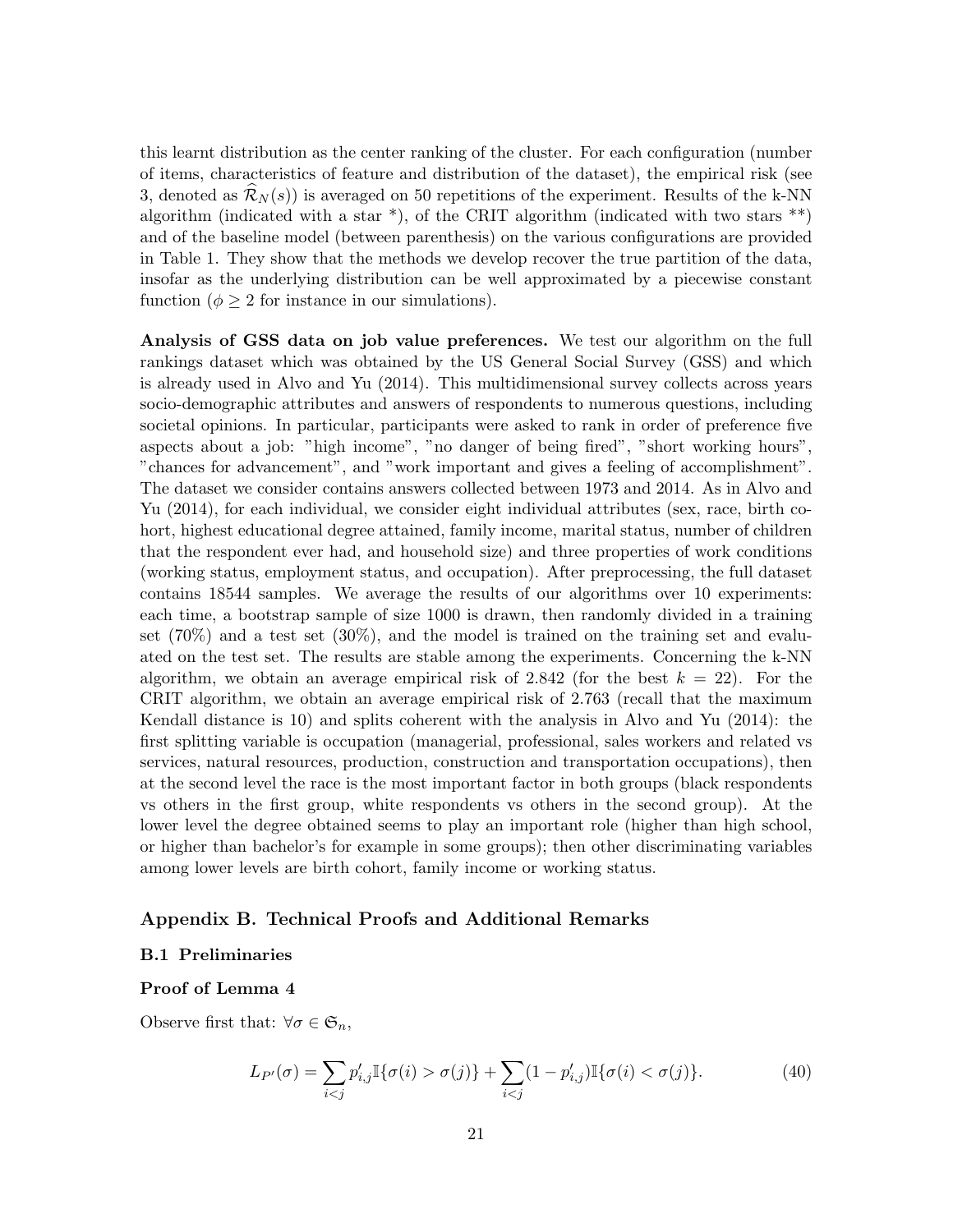this learnt distribution as the center ranking of the cluster. For each configuration (number of items, characteristics of feature and distribution of the dataset), the empirical risk (see 3, denoted as $\widehat{\mathcal{R}}_N(s)$) is averaged on 50 repetitions of the experiment. Results of the k-NN algorithm (indicated with a star *), of the CRIT algorithm (indicated with two stars **) and of the baseline model (between parenthesis) on the various configurations are provided in Table 1. They show that the methods we develop recover the true partition of the data, insofar as the underlying distribution can be well approximated by a piecewise constant function ($\phi \geq 2$ for instance in our simulations).

**Analysis of GSS data on job value preferences.** We test our algorithm on the full rankings dataset which was obtained by the US General Social Survey (GSS) and which is already used in Alvo and Yu (2014). This multidimensional survey collects across years socio-demographic attributes and answers of respondents to numerous questions, including societal opinions. In particular, participants were asked to rank in order of preference five aspects about a job: "high income", "no danger of being fired", "short working hours", "chances for advancement", and "work important and gives a feeling of accomplishment". The dataset we consider contains answers collected between 1973 and 2014. As in Alvo and Yu (2014), for each individual, we consider eight individual attributes (sex, race, birth cohort, highest educational degree attained, family income, marital status, number of children that the respondent ever had, and household size) and three properties of work conditions (working status, employment status, and occupation). After preprocessing, the full dataset contains 18544 samples. We average the results of our algorithms over 10 experiments: each time, a bootstrap sample of size 1000 is drawn, then randomly divided in a training set (70%) and a test set (30%), and the model is trained on the training set and evaluated on the test set. The results are stable among the experiments. Concerning the k-NN algorithm, we obtain an average empirical risk of 2.842 (for the best $k = 22$). For the CRIT algorithm, we obtain an average empirical risk of 2.763 (recall that the maximum Kendall distance is 10) and splits coherent with the analysis in Alvo and Yu (2014): the first splitting variable is occupation (managerial, professional, sales workers and related vs services, natural resources, production, construction and transportation occupations), then at the second level the race is the most important factor in both groups (black respondents vs others in the first group, white respondents vs others in the second group). At the lower level the degree obtained seems to play an important role (higher than high school, or higher than bachelor's for example in some groups); then other discriminating variables among lower levels are birth cohort, family income or working status.

## Appendix B. Technical Proofs and Additional Remarks

### B.1 Preliminaries

#### Proof of Lemma 4

Observe first that: $\forall \sigma \in \mathfrak{S}_n$,

$$L_{P'}(\sigma) = \sum_{i<j} p'_{i,j} \mathbb{I}\{\sigma(i) > \sigma(j)\} + \sum_{i<j} (1 - p'_{i,j}) \mathbb{I}\{\sigma(i) < \sigma(j)\}. \tag{40}$$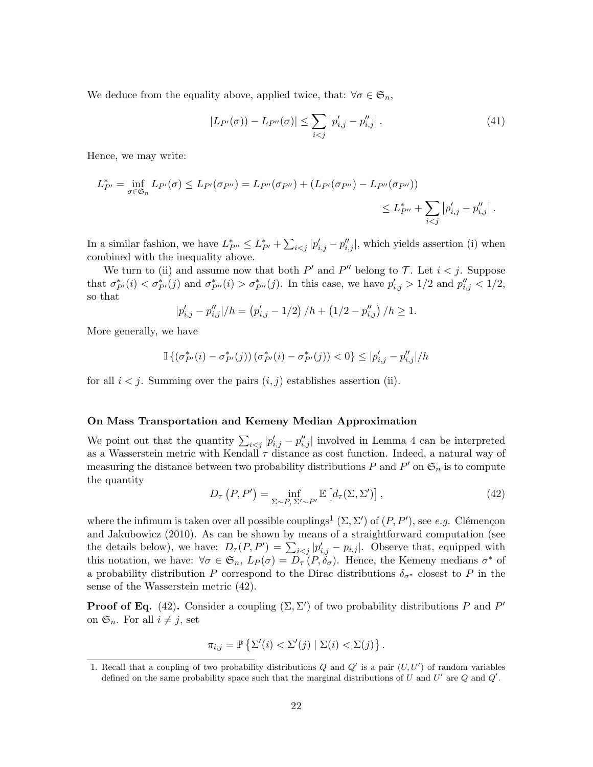We deduce from the equality above, applied twice, that: $\forall \sigma \in \mathfrak{S}_n$,

$$|L_{P'}(\sigma)) - L_{P''}(\sigma)| \leq \sum_{i<j} \left| p'_{i,j} - p''_{i,j} \right|. \tag{41}$$

Hence, we may write:

$$L^*_{P'} = \inf_{\sigma \in \mathfrak{S}_n} L_{P'}(\sigma) \leq L_{P'}(\sigma_{P''}) = L_{P''}(\sigma_{P''}) + (L_{P'}(\sigma_{P''}) - L_{P''}(\sigma_{P''}))$$

$$\leq L^*_{P''} + \sum_{i<j} \left| p'_{i,j} - p''_{i,j} \right|.$$

In a similar fashion, we have $L^*_{P''} \leq L^*_{P'} + \sum_{i<j} |p'_{i,j} - p''_{i,j}|$, which yields assertion (i) when combined with the inequality above.

We turn to (ii) and assume now that both $P'$ and $P''$ belong to $\mathcal{T}$. Let $i < j$. Suppose that $\sigma^*_{P'}(i) < \sigma^*_{P'}(j)$ and $\sigma^*_{P''}(i) > \sigma^*_{P''}(j)$. In this case, we have $p'_{i,j} > 1/2$ and $p''_{i,j} < 1/2$, so that

$$|p'_{i,j} - p''_{i,j}|/h = \left(p'_{i,j} - 1/2\right)/h + \left(1/2 - p''_{i,j}\right)/h \geq 1.$$

More generally, we have

$$\mathbb{I}\left\{\left(\sigma^*_{P'}(i) - \sigma^*_{P'}(j)\right)\left(\sigma^*_{P'}(i) - \sigma^*_{P'}(j)\right) < 0\right\} \leq |p'_{i,j} - p''_{i,j}|/h$$

for all $i < j$. Summing over the pairs $(i, j)$ establishes assertion (ii).

### On Mass Transportation and Kemeny Median Approximation

We point out that the quantity $\sum_{i<j} |p'_{i,j} - p''_{i,j}|$ involved in Lemma 4 can be interpreted as a Wasserstein metric with Kendall $\tau$ distance as cost function. Indeed, a natural way of measuring the distance between two probability distributions $P$ and $P'$ on $\mathfrak{S}_n$ is to compute the quantity

$$D_\tau\left(P, P'\right) = \inf_{\Sigma \sim P,\, \Sigma' \sim P'} \mathbb{E}\left[d_\tau(\Sigma, \Sigma')\right], \tag{42}$$

where the infimum is taken over all possible couplings[1] $(\Sigma, \Sigma')$ of $(P, P')$, see *e.g.* Clémençon and Jakubowicz (2010). As can be shown by means of a straightforward computation (see the details below), we have: $D_\tau(P, P') = \sum_{i<j} |p'_{i,j} - p_{i,j}|$. Observe that, equipped with this notation, we have: $\forall \sigma \in \mathfrak{S}_n$, $L_P(\sigma) = D_\tau\left(P, \delta_\sigma\right)$. Hence, the Kemeny medians $\sigma^*$ of a probability distribution $P$ correspond to the Dirac distributions $\delta_{\sigma^*}$ closest to $P$ in the sense of the Wasserstein metric (42).

**Proof of Eq.** (42)**.** Consider a coupling $(\Sigma, \Sigma')$ of two probability distributions $P$ and $P'$ on $\mathfrak{S}_n$. For all $i \neq j$, set

$$\pi_{i,j} = \mathbb{P}\left\{\Sigma'(i) < \Sigma'(j) \mid \Sigma(i) < \Sigma(j)\right\}.$$

1. Recall that a coupling of two probability distributions $Q$ and $Q'$ is a pair $(U, U')$ of random variables defined on the same probability space such that the marginal distributions of $U$ and $U'$ are $Q$ and $Q'$.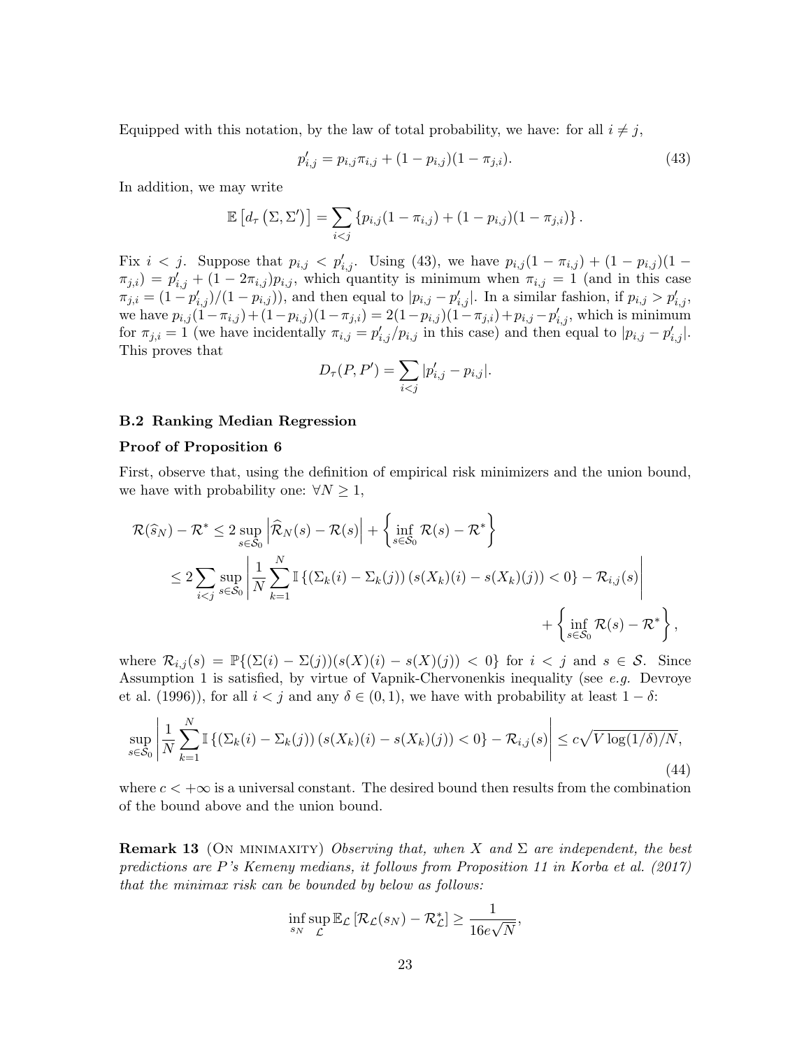Equipped with this notation, by the law of total probability, we have: for all $i \neq j$,

$$p'_{i,j} = p_{i,j}\pi_{i,j} + (1-p_{i,j})(1-\pi_{j,i}). \tag{43}$$

In addition, we may write

$$\mathbb{E}\left[d_\tau\left(\Sigma, \Sigma'\right)\right] = \sum_{i<j}\left\{p_{i,j}(1-\pi_{i,j}) + (1-p_{i,j})(1-\pi_{j,i})\right\}.$$

Fix $i < j$. Suppose that $p_{i,j} < p'_{i,j}$. Using (43), we have $p_{i,j}(1-\pi_{i,j}) + (1-p_{i,j})(1-\pi_{j,i}) = p'_{i,j} + (1-2\pi_{i,j})p_{i,j}$, which quantity is minimum when $\pi_{i,j} = 1$ (and in this case $\pi_{j,i} = (1-p'_{i,j})/(1-p_{i,j})$), and then equal to $|p_{i,j} - p'_{i,j}|$. In a similar fashion, if $p_{i,j} > p'_{i,j}$, we have $p_{i,j}(1-\pi_{i,j}) + (1-p_{i,j})(1-\pi_{j,i}) = 2(1-p_{i,j})(1-\pi_{j,i}) + p_{i,j} - p'_{i,j}$, which is minimum for $\pi_{j,i} = 1$ (we have incidentally $\pi_{i,j} = p'_{i,j}/p_{i,j}$ in this case) and then equal to $|p_{i,j} - p'_{i,j}|$. This proves that

$$D_\tau(P, P') = \sum_{i<j}|p'_{i,j} - p_{i,j}|.$$

### B.2 Ranking Median Regression

**Proof of Proposition 6**

First, observe that, using the definition of empirical risk minimizers and the union bound, we have with probability one: $\forall N \geq 1$,

$$\begin{aligned}
\mathcal{R}(\widehat{s}_N) - \mathcal{R}^* &\leq 2\sup_{s\in\mathcal{S}_0}\left|\widehat{\mathcal{R}}_N(s) - \mathcal{R}(s)\right| + \left\{\inf_{s\in\mathcal{S}_0}\mathcal{R}(s) - \mathcal{R}^*\right\} \\
&\leq 2\sum_{i<j}\sup_{s\in\mathcal{S}_0}\left|\frac{1}{N}\sum_{k=1}^N \mathbb{I}\left\{\left(\Sigma_k(i) - \Sigma_k(j)\right)\left(s(X_k)(i) - s(X_k)(j)\right) < 0\right\} - \mathcal{R}_{i,j}(s)\right| \\
&\qquad\qquad + \left\{\inf_{s\in\mathcal{S}_0}\mathcal{R}(s) - \mathcal{R}^*\right\},
\end{aligned}$$

where $\mathcal{R}_{i,j}(s) = \mathbb{P}\{(\Sigma(i) - \Sigma(j))(s(X)(i) - s(X)(j)) < 0\}$ for $i < j$ and $s \in \mathcal{S}$. Since Assumption 1 is satisfied, by virtue of Vapnik-Chervonenkis inequality (see *e.g.* Devroye et al. (1996)), for all $i < j$ and any $\delta \in (0,1)$, we have with probability at least $1-\delta$:

$$\sup_{s\in\mathcal{S}_0}\left|\frac{1}{N}\sum_{k=1}^N \mathbb{I}\left\{\left(\Sigma_k(i) - \Sigma_k(j)\right)\left(s(X_k)(i) - s(X_k)(j)\right) < 0\right\} - \mathcal{R}_{i,j}(s)\right| \leq c\sqrt{V\log(1/\delta)/N}, \tag{44}$$

where $c < +\infty$ is a universal constant. The desired bound then results from the combination of the bound above and the union bound.

**Remark 13** (On minimaxity) *Observing that, when $X$ and $\Sigma$ are independent, the best predictions are $P$'s Kemeny medians, it follows from Proposition 11 in Korba et al. (2017) that the minimax risk can be bounded by below as follows:*

$$\inf_{s_N}\sup_{\mathcal{L}}\mathbb{E}_{\mathcal{L}}\left[\mathcal{R}_{\mathcal{L}}(s_N) - \mathcal{R}^*_{\mathcal{L}}\right] \geq \frac{1}{16e\sqrt{N}},$$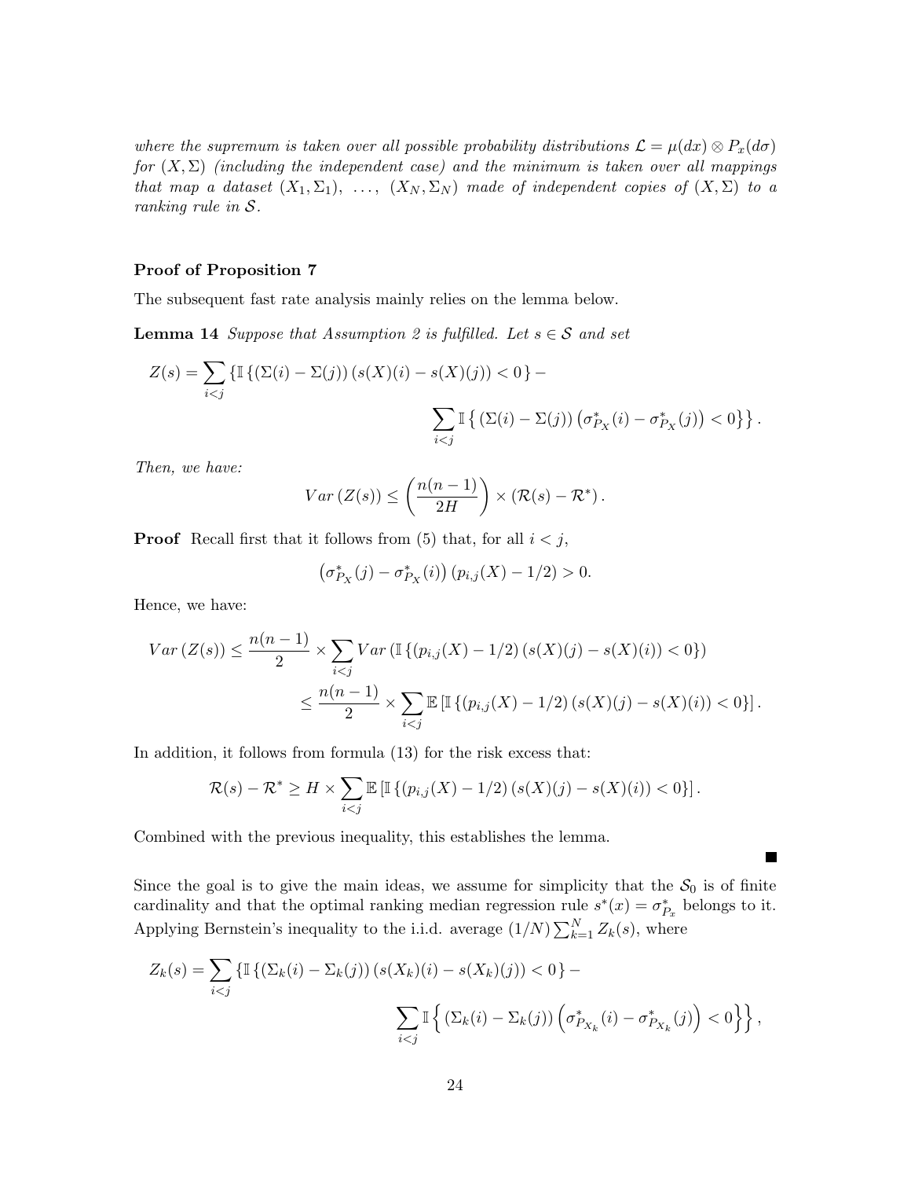*where the supremum is taken over all possible probability distributions $\mathcal{L} = \mu(dx) \otimes P_x(d\sigma)$ for $(X, \Sigma)$ (including the independent case) and the minimum is taken over all mappings that map a dataset $(X_1, \Sigma_1), \ldots, (X_N, \Sigma_N)$ made of independent copies of $(X, \Sigma)$ to a ranking rule in $\mathcal{S}$.*

**Proof of Proposition 7**

The subsequent fast rate analysis mainly relies on the lemma below.

**Lemma 14** *Suppose that Assumption 2 is fulfilled. Let $s \in \mathcal{S}$ and set*

$$Z(s) = \sum_{i<j} \left\{ \mathbb{I}\left\{ (\Sigma(i) - \Sigma(j)) \left( s(X)(i) - s(X)(j) \right) < 0 \right\} - \sum_{i<j} \mathbb{I}\left\{ (\Sigma(i) - \Sigma(j)) \left( \sigma^*_{P_X}(i) - \sigma^*_{P_X}(j) \right) < 0 \right\} \right\}.$$

*Then, we have:*

$$Var\left(Z(s)\right) \leq \left( \frac{n(n-1)}{2H} \right) \times \left( \mathcal{R}(s) - \mathcal{R}^* \right).$$

**Proof** Recall first that it follows from (5) that, for all $i < j$,

$$\left( \sigma^*_{P_X}(j) - \sigma^*_{P_X}(i) \right) \left( p_{i,j}(X) - 1/2 \right) > 0.$$

Hence, we have:

$$\begin{aligned} Var\left(Z(s)\right) &\leq \frac{n(n-1)}{2} \times \sum_{i<j} Var\left( \mathbb{I}\left\{ \left( p_{i,j}(X) - 1/2 \right) \left( s(X)(j) - s(X)(i) \right) < 0 \right\} \right) \\ &\leq \frac{n(n-1)}{2} \times \sum_{i<j} \mathbb{E}\left[ \mathbb{I}\left\{ \left( p_{i,j}(X) - 1/2 \right) \left( s(X)(j) - s(X)(i) \right) < 0 \right\} \right]. \end{aligned}$$

In addition, it follows from formula (13) for the risk excess that:

$$\mathcal{R}(s) - \mathcal{R}^* \geq H \times \sum_{i<j} \mathbb{E}\left[ \mathbb{I}\left\{ \left( p_{i,j}(X) - 1/2 \right) \left( s(X)(j) - s(X)(i) \right) < 0 \right\} \right].$$

Combined with the previous inequality, this establishes the lemma. ∎

Since the goal is to give the main ideas, we assume for simplicity that the $\mathcal{S}_0$ is of finite cardinality and that the optimal ranking median regression rule $s^*(x) = \sigma^*_{P_x}$ belongs to it. Applying Bernstein's inequality to the i.i.d. average $(1/N) \sum_{k=1}^{N} Z_k(s)$, where

$$Z_k(s) = \sum_{i<j} \left\{ \mathbb{I}\left\{ (\Sigma_k(i) - \Sigma_k(j)) \left( s(X_k)(i) - s(X_k)(j) \right) < 0 \right\} - \sum_{i<j} \mathbb{I}\left\{ (\Sigma_k(i) - \Sigma_k(j)) \left( \sigma^*_{P_{X_k}}(i) - \sigma^*_{P_{X_k}}(j) \right) < 0 \right\} \right\},$$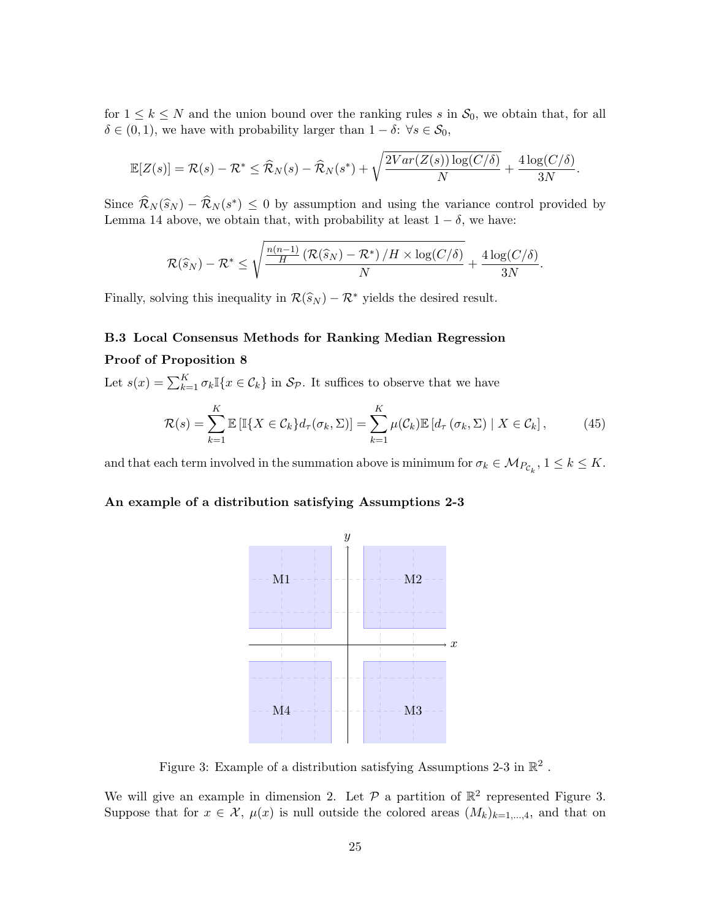for $1 \leq k \leq N$ and the union bound over the ranking rules $s$ in $\mathcal{S}_0$, we obtain that, for all $\delta \in (0, 1)$, we have with probability larger than $1 - \delta$: $\forall s \in \mathcal{S}_0$,

$$\mathbb{E}[Z(s)] = \mathcal{R}(s) - \mathcal{R}^* \leq \widehat{\mathcal{R}}_N(s) - \widehat{\mathcal{R}}_N(s^*) + \sqrt{\frac{2Var(Z(s))\log(C/\delta)}{N}} + \frac{4\log(C/\delta)}{3N}.$$

Since $\widehat{\mathcal{R}}_N(\widehat{s}_N) - \widehat{\mathcal{R}}_N(s^*) \leq 0$ by assumption and using the variance control provided by Lemma 14 above, we obtain that, with probability at least $1 - \delta$, we have:

$$\mathcal{R}(\widehat{s}_N) - \mathcal{R}^* \leq \sqrt{\frac{\frac{n(n-1)}{H}\left(\mathcal{R}(\widehat{s}_N) - \mathcal{R}^*\right)/H \times \log(C/\delta)}{N}} + \frac{4\log(C/\delta)}{3N}.$$

Finally, solving this inequality in $\mathcal{R}(\widehat{s}_N) - \mathcal{R}^*$ yields the desired result.

### B.3 Local Consensus Methods for Ranking Median Regression

**Proof of Proposition 8**

Let $s(x) = \sum_{k=1}^{K} \sigma_k \mathbb{I}\{x \in \mathcal{C}_k\}$ in $\mathcal{S}_{\mathcal{P}}$. It suffices to observe that we have

$$\mathcal{R}(s) = \sum_{k=1}^{K} \mathbb{E}\left[\mathbb{I}\{X \in \mathcal{C}_k\} d_\tau(\sigma_k, \Sigma)\right] = \sum_{k=1}^{K} \mu(\mathcal{C}_k) \mathbb{E}\left[d_\tau\left(\sigma_k, \Sigma\right) \mid X \in \mathcal{C}_k\right], \tag{45}$$

and that each term involved in the summation above is minimum for $\sigma_k \in \mathcal{M}_{P_{\mathcal{C}_k}}$, $1 \leq k \leq K$.

**An example of a distribution satisfying Assumptions 2-3**

Figure 3: Example of a distribution satisfying Assumptions 2-3 in $\mathbb{R}^2$ .

We will give an example in dimension 2. Let $\mathcal{P}$ a partition of $\mathbb{R}^2$ represented Figure 3. Suppose that for $x \in \mathcal{X}$, $\mu(x)$ is null outside the colored areas $(M_k)_{k=1,\ldots,4}$, and that on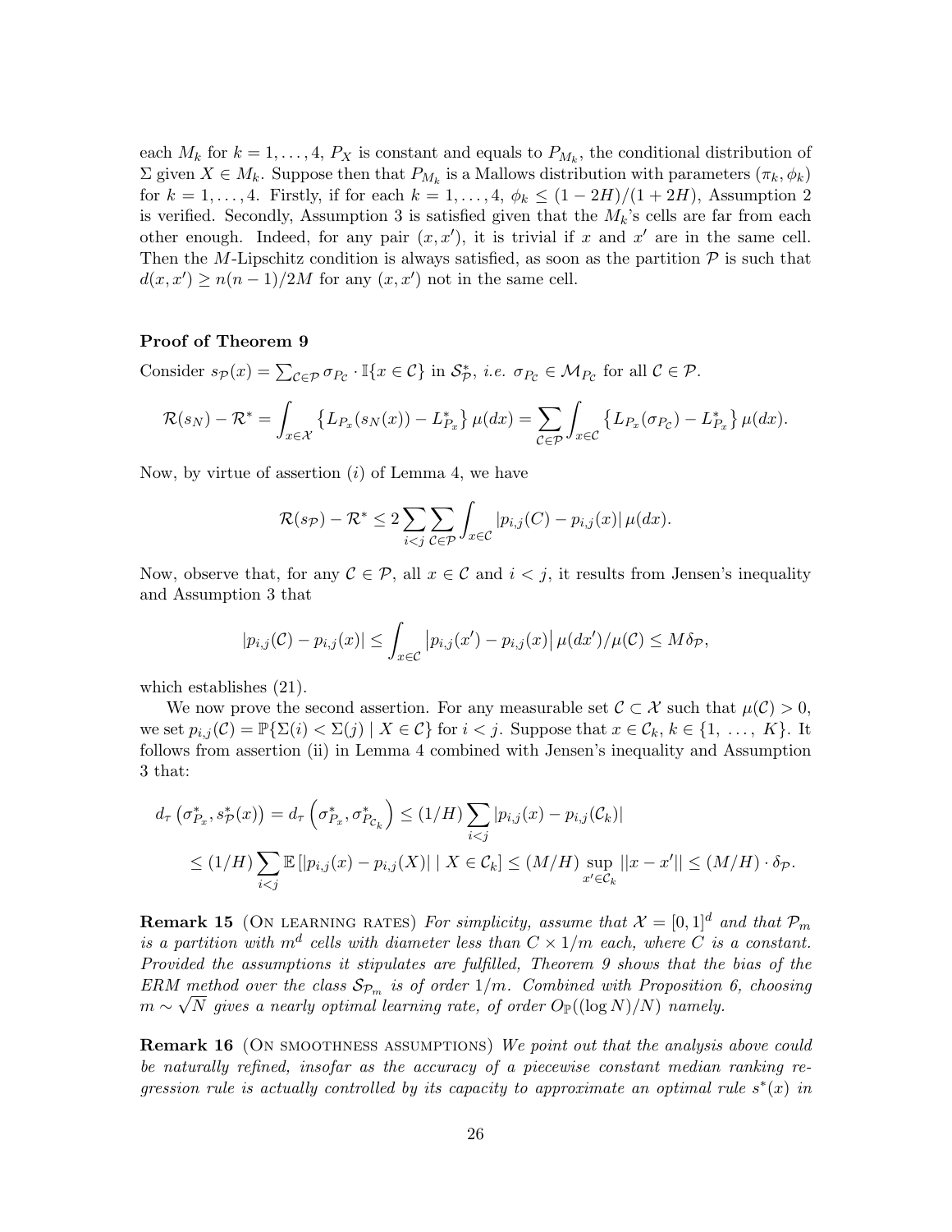each $M_k$ for $k = 1, \ldots, 4$, $P_X$ is constant and equals to $P_{M_k}$, the conditional distribution of $\Sigma$ given $X \in M_k$. Suppose then that $P_{M_k}$ is a Mallows distribution with parameters $(\pi_k, \phi_k)$ for $k = 1, \ldots, 4$. Firstly, if for each $k = 1, \ldots, 4$, $\phi_k \leq (1-2H)/(1+2H)$, Assumption 2 is verified. Secondly, Assumption 3 is satisfied given that the $M_k$'s cells are far from each other enough. Indeed, for any pair $(x, x')$, it is trivial if $x$ and $x'$ are in the same cell. Then the $M$-Lipschitz condition is always satisfied, as soon as the partition $\mathcal{P}$ is such that $d(x, x') \geq n(n-1)/2M$ for any $(x, x')$ not in the same cell.

**Proof of Theorem 9**

Consider $s_{\mathcal{P}}(x) = \sum_{\mathcal{C} \in \mathcal{P}} \sigma_{P_{\mathcal{C}}} \cdot \mathbb{I}\{x \in \mathcal{C}\}$ in $\mathcal{S}^*_{\mathcal{P}}$, *i.e.* $\sigma_{P_{\mathcal{C}}} \in \mathcal{M}_{P_{\mathcal{C}}}$ for all $\mathcal{C} \in \mathcal{P}$.

$$\mathcal{R}(s_N) - \mathcal{R}^* = \int_{x \in \mathcal{X}} \left\{ L_{P_x}(s_N(x)) - L^*_{P_x} \right\} \mu(dx) = \sum_{\mathcal{C} \in \mathcal{P}} \int_{x \in \mathcal{C}} \left\{ L_{P_x}(\sigma_{P_{\mathcal{C}}}) - L^*_{P_x} \right\} \mu(dx).$$

Now, by virtue of assertion $(i)$ of Lemma 4, we have

$$\mathcal{R}(s_{\mathcal{P}}) - \mathcal{R}^* \leq 2 \sum_{i<j} \sum_{\mathcal{C} \in \mathcal{P}} \int_{x \in \mathcal{C}} |p_{i,j}(C) - p_{i,j}(x)| \, \mu(dx).$$

Now, observe that, for any $\mathcal{C} \in \mathcal{P}$, all $x \in \mathcal{C}$ and $i < j$, it results from Jensen's inequality and Assumption 3 that

$$|p_{i,j}(\mathcal{C}) - p_{i,j}(x)| \leq \int_{x \in \mathcal{C}} \left| p_{i,j}(x') - p_{i,j}(x) \right| \mu(dx')/\mu(\mathcal{C}) \leq M \delta_{\mathcal{P}},$$

which establishes (21).

We now prove the second assertion. For any measurable set $\mathcal{C} \subset \mathcal{X}$ such that $\mu(\mathcal{C}) > 0$, we set $p_{i,j}(\mathcal{C}) = \mathbb{P}\{\Sigma(i) < \Sigma(j) \mid X \in \mathcal{C}\}$ for $i < j$. Suppose that $x \in \mathcal{C}_k$, $k \in \{1, \ldots, K\}$. It follows from assertion (ii) in Lemma 4 combined with Jensen's inequality and Assumption 3 that:

$$\begin{aligned}
d_\tau\left(\sigma^*_{P_x}, s^*_{\mathcal{P}}(x)\right) &= d_\tau\left(\sigma^*_{P_x}, \sigma^*_{P_{\mathcal{C}_k}}\right) \leq (1/H) \sum_{i<j} |p_{i,j}(x) - p_{i,j}(\mathcal{C}_k)| \\
&\leq (1/H) \sum_{i<j} \mathbb{E}\left[|p_{i,j}(x) - p_{i,j}(X)| \mid X \in \mathcal{C}_k\right] \leq (M/H) \sup_{x' \in \mathcal{C}_k} ||x - x'|| \leq (M/H) \cdot \delta_{\mathcal{P}}.
\end{aligned}$$

**Remark 15** (On learning rates) *For simplicity, assume that $\mathcal{X} = [0,1]^d$ and that $\mathcal{P}_m$ is a partition with $m^d$ cells with diameter less than $C \times 1/m$ each, where $C$ is a constant. Provided the assumptions it stipulates are fulfilled, Theorem 9 shows that the bias of the ERM method over the class $\mathcal{S}_{\mathcal{P}_m}$ is of order $1/m$. Combined with Proposition 6, choosing $m \sim \sqrt{N}$ gives a nearly optimal learning rate, of order $O_{\mathbb{P}}((\log N)/N)$ namely.*

**Remark 16** (On smoothness assumptions) *We point out that the analysis above could be naturally refined, insofar as the accuracy of a piecewise constant median ranking regression rule is actually controlled by its capacity to approximate an optimal rule $s^*(x)$ in*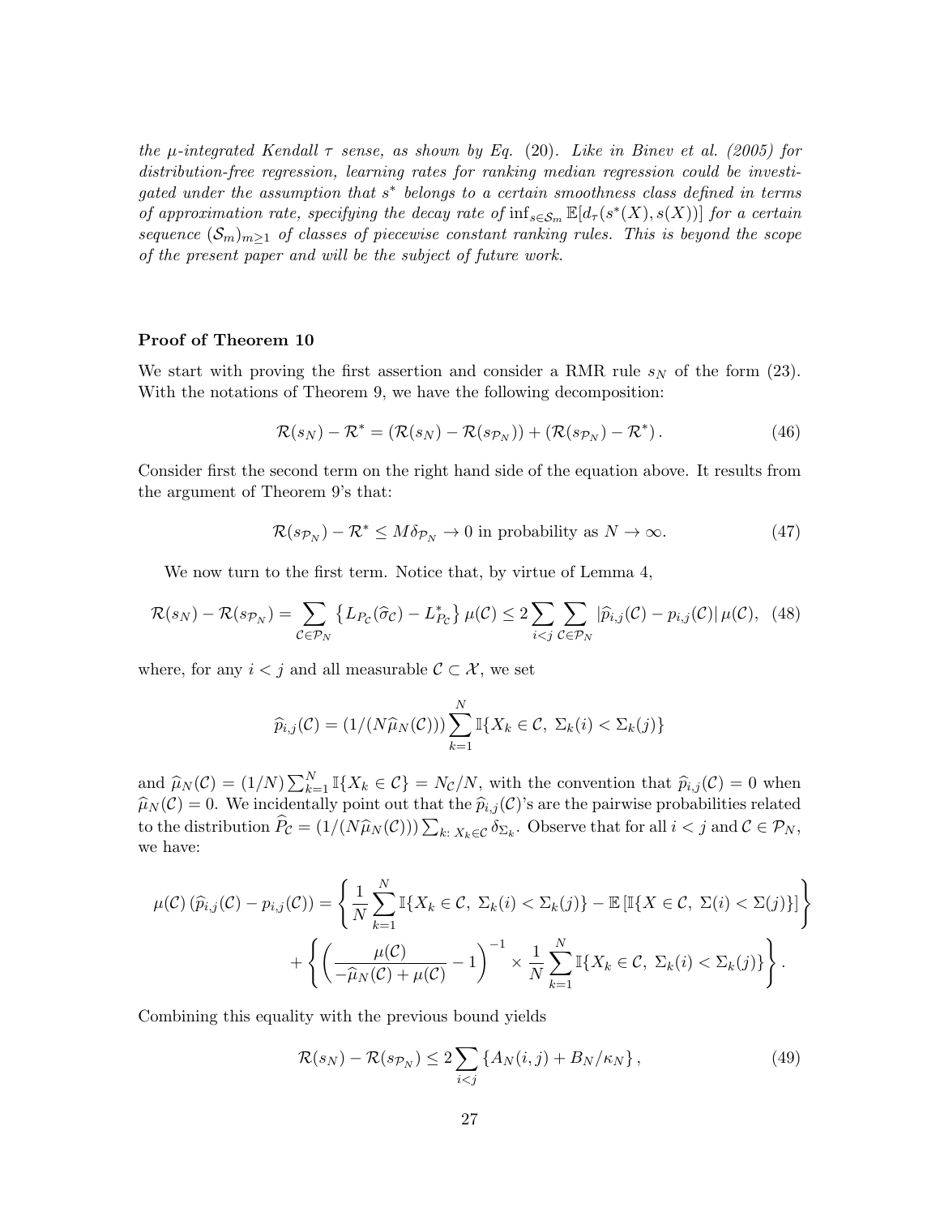*the $\mu$-integrated Kendall $\tau$ sense, as shown by Eq.* (20)*. Like in Binev et al. (2005) for distribution-free regression, learning rates for ranking median regression could be investigated under the assumption that $s^*$ belongs to a certain smoothness class defined in terms of approximation rate, specifying the decay rate of $\inf_{s\in\mathcal{S}_m}\mathbb{E}[d_\tau(s^*(X), s(X))]$ for a certain sequence $(\mathcal{S}_m)_{m\geq 1}$ of classes of piecewise constant ranking rules. This is beyond the scope of the present paper and will be the subject of future work.*

**Proof of Theorem 10**

We start with proving the first assertion and consider a RMR rule $s_N$ of the form (23). With the notations of Theorem 9, we have the following decomposition:

$$\mathcal{R}(s_N) - \mathcal{R}^* = (\mathcal{R}(s_N) - \mathcal{R}(s_{\mathcal{P}_N})) + (\mathcal{R}(s_{\mathcal{P}_N}) - \mathcal{R}^*)\,. \tag{46}$$

Consider first the second term on the right hand side of the equation above. It results from the argument of Theorem 9's that:

$$\mathcal{R}(s_{\mathcal{P}_N}) - \mathcal{R}^* \leq M\delta_{\mathcal{P}_N} \to 0 \text{ in probability as } N \to \infty. \tag{47}$$

We now turn to the first term. Notice that, by virtue of Lemma 4,

$$\mathcal{R}(s_N) - \mathcal{R}(s_{\mathcal{P}_N}) = \sum_{\mathcal{C}\in\mathcal{P}_N}\left\{L_{P_\mathcal{C}}(\widehat{\sigma}_\mathcal{C}) - L^*_{P_\mathcal{C}}\right\}\mu(\mathcal{C}) \leq 2\sum_{i<j}\sum_{\mathcal{C}\in\mathcal{P}_N}\left|\widehat{p}_{i,j}(\mathcal{C}) - p_{i,j}(\mathcal{C})\right|\mu(\mathcal{C}), \tag{48}$$

where, for any $i < j$ and all measurable $\mathcal{C} \subset \mathcal{X}$, we set

$$\widehat{p}_{i,j}(\mathcal{C}) = (1/(N\widehat{\mu}_N(\mathcal{C})))\sum_{k=1}^N \mathbb{I}\{X_k \in \mathcal{C},\ \Sigma_k(i) < \Sigma_k(j)\}$$

and $\widehat{\mu}_N(\mathcal{C}) = (1/N)\sum_{k=1}^N \mathbb{I}\{X_k \in \mathcal{C}\} = N_\mathcal{C}/N$, with the convention that $\widehat{p}_{i,j}(\mathcal{C}) = 0$ when $\widehat{\mu}_N(\mathcal{C}) = 0$. We incidentally point out that the $\widehat{p}_{i,j}(\mathcal{C})$'s are the pairwise probabilities related to the distribution $\widehat{P}_\mathcal{C} = (1/(N\widehat{\mu}_N(\mathcal{C})))\sum_{k:\ X_k\in\mathcal{C}}\delta_{\Sigma_k}$. Observe that for all $i < j$ and $\mathcal{C} \in \mathcal{P}_N$, we have:

$$\mu(\mathcal{C})\left(\widehat{p}_{i,j}(\mathcal{C}) - p_{i,j}(\mathcal{C})\right) = \left\{\frac{1}{N}\sum_{k=1}^N \mathbb{I}\{X_k \in \mathcal{C},\ \Sigma_k(i) < \Sigma_k(j)\} - \mathbb{E}\left[\mathbb{I}\{X \in \mathcal{C},\ \Sigma(i) < \Sigma(j)\}\right]\right\}$$
$$+ \left\{\left(\frac{\mu(\mathcal{C})}{-\widehat{\mu}_N(\mathcal{C}) + \mu(\mathcal{C})} - 1\right)^{-1} \times \frac{1}{N}\sum_{k=1}^N \mathbb{I}\{X_k \in \mathcal{C},\ \Sigma_k(i) < \Sigma_k(j)\}\right\}.$$

Combining this equality with the previous bound yields

$$\mathcal{R}(s_N) - \mathcal{R}(s_{\mathcal{P}_N}) \leq 2\sum_{i<j}\left\{A_N(i,j) + B_N/\kappa_N\right\}, \tag{49}$$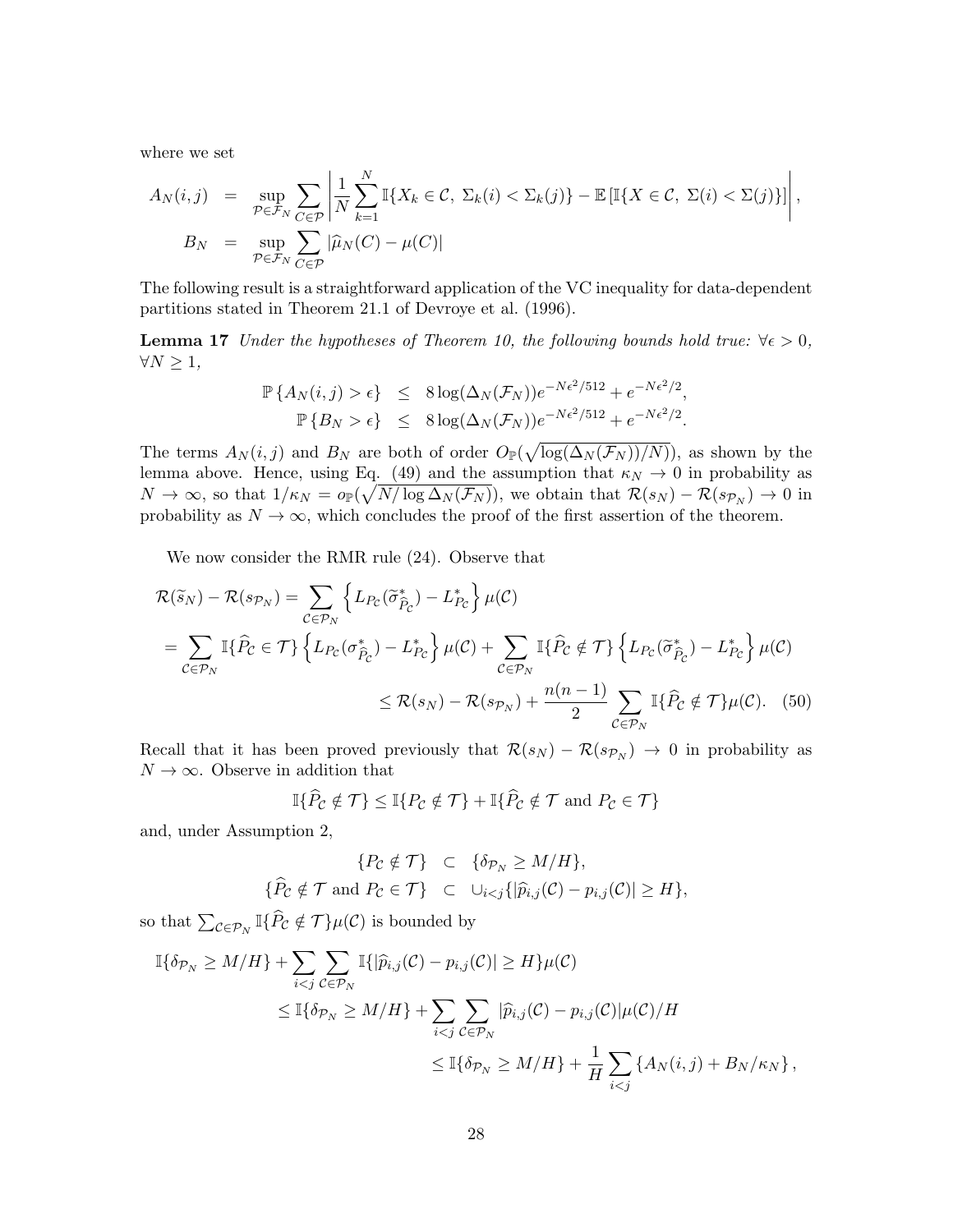where we set

$$
\begin{aligned}
A_N(i,j) &= \sup_{\mathcal{P}\in\mathcal{F}_N}\sum_{C\in\mathcal{P}}\left|\frac{1}{N}\sum_{k=1}^{N}\mathbb{I}\{X_k\in\mathcal{C},\ \Sigma_k(i)<\Sigma_k(j)\}-\mathbb{E}\left[\mathbb{I}\{X\in\mathcal{C},\ \Sigma(i)<\Sigma(j)\}\right]\right|,\\
B_N &= \sup_{\mathcal{P}\in\mathcal{F}_N}\sum_{C\in\mathcal{P}}|\widehat{\mu}_N(C)-\mu(C)|
\end{aligned}
$$

The following result is a straightforward application of the VC inequality for data-dependent partitions stated in Theorem 21.1 of Devroye et al. (1996).

**Lemma 17** *Under the hypotheses of Theorem 10, the following bounds hold true:* $\forall\epsilon>0$, $\forall N\geq 1$,

$$
\begin{aligned}
\mathbb{P}\left\{A_N(i,j)>\epsilon\right\} &\leq 8\log(\Delta_N(\mathcal{F}_N))e^{-N\epsilon^2/512}+e^{-N\epsilon^2/2},\\
\mathbb{P}\left\{B_N>\epsilon\right\} &\leq 8\log(\Delta_N(\mathcal{F}_N))e^{-N\epsilon^2/512}+e^{-N\epsilon^2/2}.
\end{aligned}
$$

The terms $A_N(i,j)$ and $B_N$ are both of order $O_{\mathbb{P}}(\sqrt{\log(\Delta_N(\mathcal{F}_N))/N)})$, as shown by the lemma above. Hence, using Eq. (49) and the assumption that $\kappa_N\to 0$ in probability as $N\to\infty$, so that $1/\kappa_N=o_{\mathbb{P}}(\sqrt{N/\log\Delta_N(\mathcal{F}_N)})$, we obtain that $\mathcal{R}(s_N)-\mathcal{R}(s_{\mathcal{P}_N})\to 0$ in probability as $N\to\infty$, which concludes the proof of the first assertion of the theorem.

We now consider the RMR rule (24). Observe that

$$
\begin{aligned}
\mathcal{R}(\widetilde{s}_N)-\mathcal{R}(s_{\mathcal{P}_N}) &= \sum_{\mathcal{C}\in\mathcal{P}_N}\left\{L_{P_{\mathcal{C}}}(\widetilde{\sigma}^*_{\widehat{P}_{\mathcal{C}}})-L^*_{P_{\mathcal{C}}}\right\}\mu(\mathcal{C})\\
&= \sum_{\mathcal{C}\in\mathcal{P}_N}\mathbb{I}\{\widehat{P}_{\mathcal{C}}\in\mathcal{T}\}\left\{L_{P_{\mathcal{C}}}(\sigma^*_{\widehat{P}_{\mathcal{C}}})-L^*_{P_{\mathcal{C}}}\right\}\mu(\mathcal{C})+\sum_{\mathcal{C}\in\mathcal{P}_N}\mathbb{I}\{\widehat{P}_{\mathcal{C}}\notin\mathcal{T}\}\left\{L_{P_{\mathcal{C}}}(\widetilde{\sigma}^*_{\widehat{P}_{\mathcal{C}}})-L^*_{P_{\mathcal{C}}}\right\}\mu(\mathcal{C})\\
&\leq \mathcal{R}(s_N)-\mathcal{R}(s_{\mathcal{P}_N})+\frac{n(n-1)}{2}\sum_{\mathcal{C}\in\mathcal{P}_N}\mathbb{I}\{\widehat{P}_{\mathcal{C}}\notin\mathcal{T}\}\mu(\mathcal{C}). \quad (50)
\end{aligned}
$$

Recall that it has been proved previously that $\mathcal{R}(s_N)-\mathcal{R}(s_{\mathcal{P}_N})\to 0$ in probability as $N\to\infty$. Observe in addition that

$$
\mathbb{I}\{\widehat{P}_{\mathcal{C}}\notin\mathcal{T}\}\leq\mathbb{I}\{P_{\mathcal{C}}\notin\mathcal{T}\}+\mathbb{I}\{\widehat{P}_{\mathcal{C}}\notin\mathcal{T}\text{ and }P_{\mathcal{C}}\in\mathcal{T}\}
$$

and, under Assumption 2,

$$
\begin{aligned}
\{P_{\mathcal{C}}\notin\mathcal{T}\} &\subset \{\delta_{\mathcal{P}_N}\geq M/H\},\\
\{\widehat{P}_{\mathcal{C}}\notin\mathcal{T}\text{ and }P_{\mathcal{C}}\in\mathcal{T}\} &\subset \cup_{i<j}\{|\widehat{p}_{i,j}(\mathcal{C})-p_{i,j}(\mathcal{C})|\geq H\},
\end{aligned}
$$

so that $\sum_{\mathcal{C}\in\mathcal{P}_N}\mathbb{I}\{\widehat{P}_{\mathcal{C}}\notin\mathcal{T}\}\mu(\mathcal{C})$ is bounded by

$$
\begin{aligned}
&\mathbb{I}\{\delta_{\mathcal{P}_N}\geq M/H\}+\sum_{i<j}\sum_{\mathcal{C}\in\mathcal{P}_N}\mathbb{I}\{|\widehat{p}_{i,j}(\mathcal{C})-p_{i,j}(\mathcal{C})|\geq H\}\mu(\mathcal{C})\\
&\qquad\leq \mathbb{I}\{\delta_{\mathcal{P}_N}\geq M/H\}+\sum_{i<j}\sum_{\mathcal{C}\in\mathcal{P}_N}|\widehat{p}_{i,j}(\mathcal{C})-p_{i,j}(\mathcal{C})|\mu(\mathcal{C})/H\\
&\qquad\qquad\leq \mathbb{I}\{\delta_{\mathcal{P}_N}\geq M/H\}+\frac{1}{H}\sum_{i<j}\left\{A_N(i,j)+B_N/\kappa_N\right\},
\end{aligned}
$$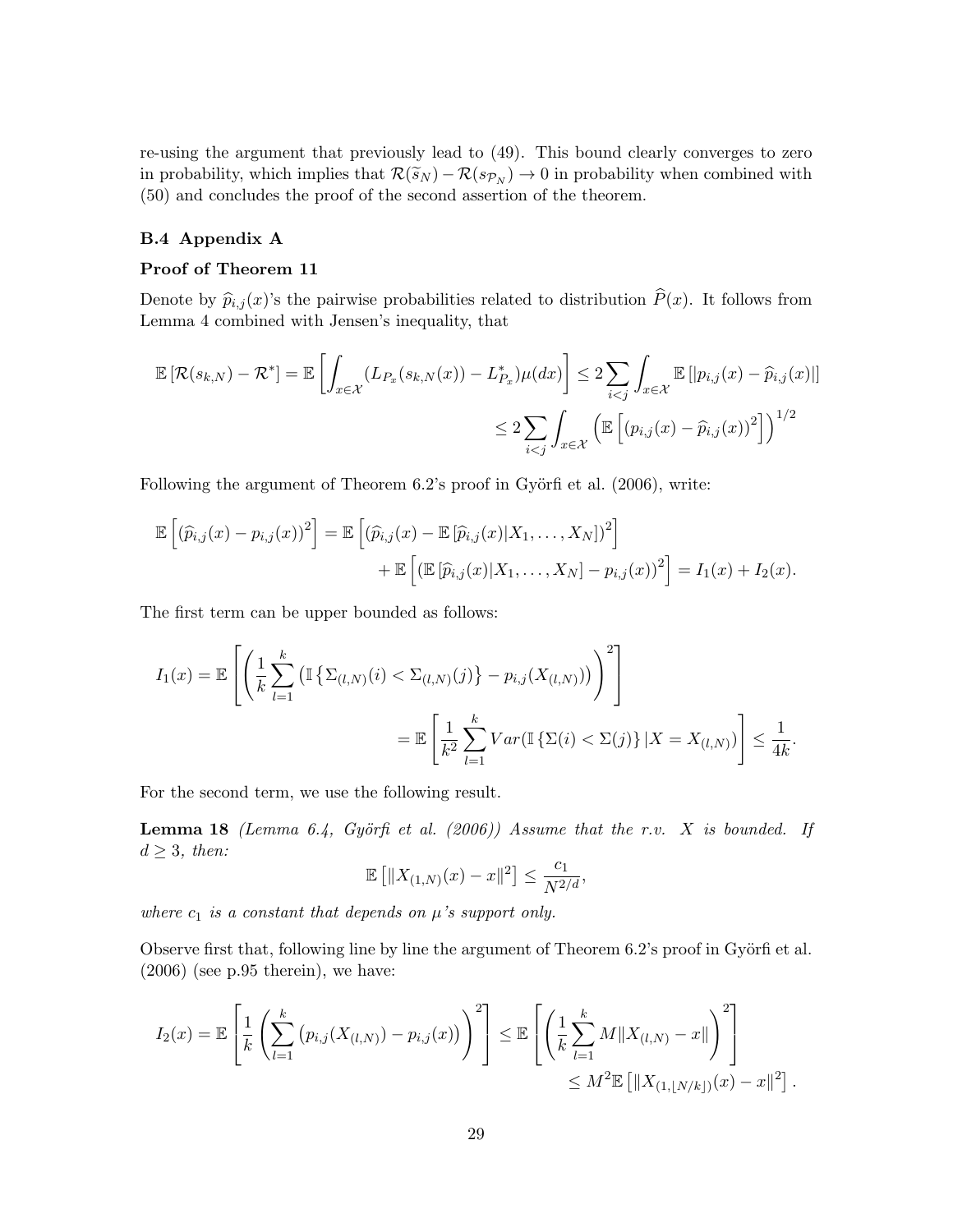re-using the argument that previously lead to (49). This bound clearly converges to zero in probability, which implies that $\mathcal{R}(\widetilde{s}_N) - \mathcal{R}(s_{\mathcal{P}_N}) \to 0$ in probability when combined with (50) and concludes the proof of the second assertion of the theorem.

### B.4 Appendix A

**Proof of Theorem 11**

Denote by $\widehat{p}_{i,j}(x)$'s the pairwise probabilities related to distribution $\widehat{P}(x)$. It follows from Lemma 4 combined with Jensen's inequality, that

$$
\mathbb{E}\left[\mathcal{R}(s_{k,N}) - \mathcal{R}^*\right] = \mathbb{E}\left[\int_{x\in\mathcal{X}} (L_{P_x}(s_{k,N}(x)) - L^*_{P_x})\mu(dx)\right] \leq 2\sum_{i<j}\int_{x\in\mathcal{X}} \mathbb{E}\left[|p_{i,j}(x) - \widehat{p}_{i,j}(x)|\right]
$$

$$
\leq 2\sum_{i<j}\int_{x\in\mathcal{X}} \left(\mathbb{E}\left[(p_{i,j}(x) - \widehat{p}_{i,j}(x))^2\right]\right)^{1/2}
$$

Following the argument of Theorem 6.2's proof in Györfi et al. (2006), write:

$$
\mathbb{E}\left[(\widehat{p}_{i,j}(x) - p_{i,j}(x))^2\right] = \mathbb{E}\left[(\widehat{p}_{i,j}(x) - \mathbb{E}\left[\widehat{p}_{i,j}(x)|X_1,\dots,X_N\right])^2\right] + \mathbb{E}\left[(\mathbb{E}\left[\widehat{p}_{i,j}(x)|X_1,\dots,X_N\right] - p_{i,j}(x))^2\right] = I_1(x) + I_2(x).
$$

The first term can be upper bounded as follows:

$$
I_1(x) = \mathbb{E}\left[\left(\frac{1}{k}\sum_{l=1}^{k}\left(\mathbb{I}\left\{\Sigma_{(l,N)}(i) < \Sigma_{(l,N)}(j)\right\} - p_{i,j}(X_{(l,N)})\right)\right)^2\right]
$$

$$
= \mathbb{E}\left[\frac{1}{k^2}\sum_{l=1}^{k} Var(\mathbb{I}\left\{\Sigma(i) < \Sigma(j)\right\}|X = X_{(l,N)})\right] \leq \frac{1}{4k}.
$$

For the second term, we use the following result.

**Lemma 18** *(Lemma 6.4, Györfi et al. (2006)) Assume that the r.v. $X$ is bounded. If $d \geq 3$, then:*

$$
\mathbb{E}\left[\|X_{(1,N)}(x) - x\|^2\right] \leq \frac{c_1}{N^{2/d}},
$$

*where $c_1$ is a constant that depends on $\mu$'s support only.*

Observe first that, following line by line the argument of Theorem 6.2's proof in Györfi et al. (2006) (see p.95 therein), we have:

$$
I_2(x) = \mathbb{E}\left[\frac{1}{k}\left(\sum_{l=1}^{k}\left(p_{i,j}(X_{(l,N)}) - p_{i,j}(x)\right)\right)^2\right] \leq \mathbb{E}\left[\left(\frac{1}{k}\sum_{l=1}^{k} M\|X_{(l,N)} - x\|\right)^2\right]
$$

$$
\leq M^2\mathbb{E}\left[\|X_{(1,\lfloor N/k\rfloor)}(x) - x\|^2\right].
$$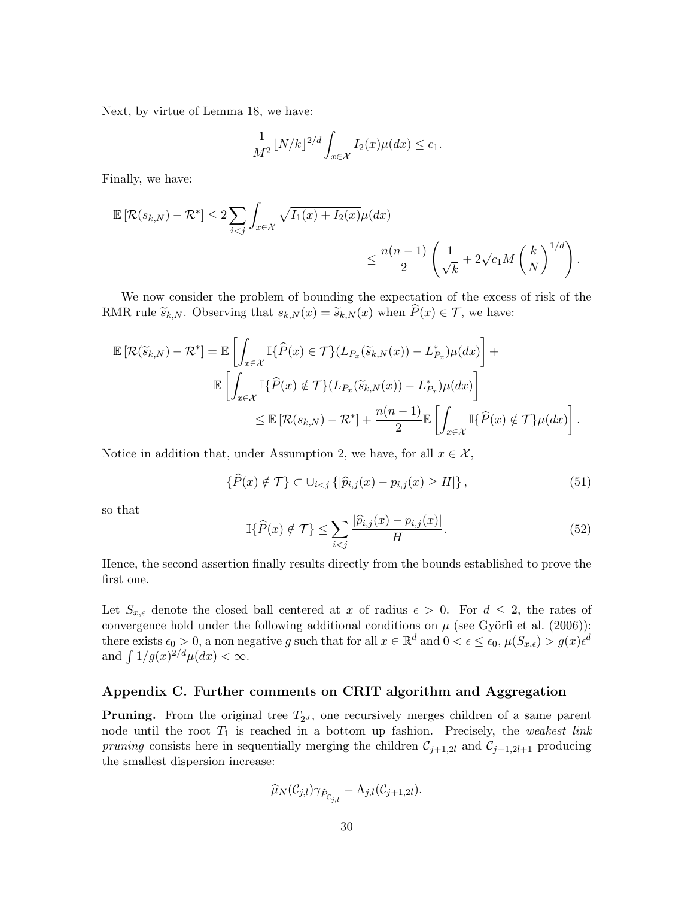Next, by virtue of Lemma 18, we have:

$$\frac{1}{M^2}\lfloor N/k \rfloor^{2/d} \int_{x \in \mathcal{X}} I_2(x)\mu(dx) \leq c_1.$$

Finally, we have:

$$\mathbb{E}\left[\mathcal{R}(s_{k,N}) - \mathcal{R}^*\right] \leq 2 \sum_{i<j} \int_{x \in \mathcal{X}} \sqrt{I_1(x) + I_2(x)}\mu(dx)$$
$$\leq \frac{n(n-1)}{2}\left(\frac{1}{\sqrt{k}} + 2\sqrt{c_1}M\left(\frac{k}{N}\right)^{1/d}\right).$$

We now consider the problem of bounding the expectation of the excess of risk of the RMR rule $\widetilde{s}_{k,N}$. Observing that $s_{k,N}(x) = \widetilde{s}_{k,N}(x)$ when $\widehat{P}(x) \in \mathcal{T}$, we have:

$$\mathbb{E}\left[\mathcal{R}(\widetilde{s}_{k,N}) - \mathcal{R}^*\right] = \mathbb{E}\left[\int_{x \in \mathcal{X}} \mathbb{I}\{\widehat{P}(x) \in \mathcal{T}\}(L_{P_x}(\widetilde{s}_{k,N}(x)) - L^*_{P_x})\mu(dx)\right] +$$
$$\mathbb{E}\left[\int_{x \in \mathcal{X}} \mathbb{I}\{\widehat{P}(x) \notin \mathcal{T}\}(L_{P_x}(\widetilde{s}_{k,N}(x)) - L^*_{P_x})\mu(dx)\right]$$
$$\leq \mathbb{E}\left[\mathcal{R}(s_{k,N}) - \mathcal{R}^*\right] + \frac{n(n-1)}{2}\mathbb{E}\left[\int_{x \in \mathcal{X}} \mathbb{I}\{\widehat{P}(x) \notin \mathcal{T}\}\mu(dx)\right].$$

Notice in addition that, under Assumption 2, we have, for all $x \in \mathcal{X}$,

$$\{\widehat{P}(x) \notin \mathcal{T}\} \subset \cup_{i<j}\left\{|\widehat{p}_{i,j}(x) - p_{i,j}(x) \geq H|\right\}, \tag{51}$$

so that

$$\mathbb{I}\{\widehat{P}(x) \notin \mathcal{T}\} \leq \sum_{i<j} \frac{|\widehat{p}_{i,j}(x) - p_{i,j}(x)|}{H}. \tag{52}$$

Hence, the second assertion finally results directly from the bounds established to prove the first one.

Let $S_{x,\epsilon}$ denote the closed ball centered at $x$ of radius $\epsilon > 0$. For $d \leq 2$, the rates of convergence hold under the following additional conditions on $\mu$ (see Györfi et al. (2006)): there exists $\epsilon_0 > 0$, a non negative $g$ such that for all $x \in \mathbb{R}^d$ and $0 < \epsilon \leq \epsilon_0$, $\mu(S_{x,\epsilon}) > g(x)\epsilon^d$ and $\int 1/g(x)^{2/d}\mu(dx) < \infty$.

## Appendix C. Further comments on CRIT algorithm and Aggregation

**Pruning.** From the original tree $T_{2^J}$, one recursively merges children of a same parent node until the root $T_1$ is reached in a bottom up fashion. Precisely, the *weakest link pruning* consists here in sequentially merging the children $\mathcal{C}_{j+1,2l}$ and $\mathcal{C}_{j+1,2l+1}$ producing the smallest dispersion increase:

$$\widehat{\mu}_N(\mathcal{C}_{j,l})\gamma_{\widehat{P}_{\mathcal{C}_{j,l}}} - \Lambda_{j,l}(\mathcal{C}_{j+1,2l}).$$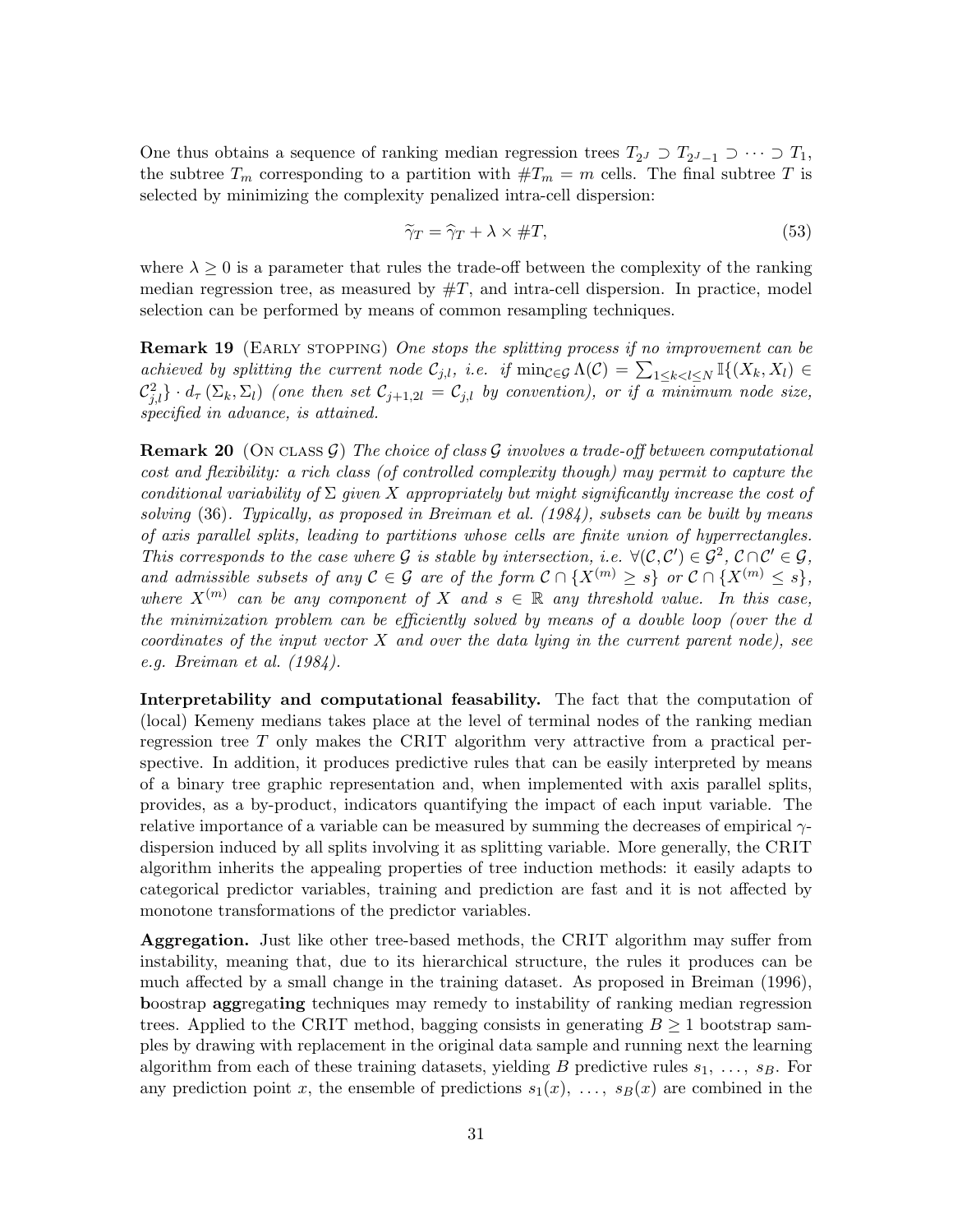One thus obtains a sequence of ranking median regression trees $T_{2^J} \supset T_{2^J-1} \supset \cdots \supset T_1$, the subtree $T_m$ corresponding to a partition with $\#T_m = m$ cells. The final subtree $T$ is selected by minimizing the complexity penalized intra-cell dispersion:

$$\widetilde{\gamma}_T = \widehat{\gamma}_T + \lambda \times \#T, \tag{53}$$

where $\lambda \geq 0$ is a parameter that rules the trade-off between the complexity of the ranking median regression tree, as measured by $\#T$, and intra-cell dispersion. In practice, model selection can be performed by means of common resampling techniques.

**Remark 19** (Early stopping) *One stops the splitting process if no improvement can be achieved by splitting the current node $\mathcal{C}_{j,l}$, i.e. if $\min_{\mathcal{C}\in\mathcal{G}} \Lambda(\mathcal{C}) = \sum_{1\leq k<l\leq N} \mathbb{I}\{(X_k, X_l) \in \mathcal{C}_{j,l}^2\} \cdot d_\tau(\Sigma_k, \Sigma_l)$ (one then set $\mathcal{C}_{j+1,2l} = \mathcal{C}_{j,l}$ by convention), or if a minimum node size, specified in advance, is attained.*

**Remark 20** (On class $\mathcal{G}$) *The choice of class $\mathcal{G}$ involves a trade-off between computational cost and flexibility: a rich class (of controlled complexity though) may permit to capture the conditional variability of $\Sigma$ given $X$ appropriately but might significantly increase the cost of solving* (36)*. Typically, as proposed in Breiman et al. (1984), subsets can be built by means of axis parallel splits, leading to partitions whose cells are finite union of hyperrectangles. This corresponds to the case where $\mathcal{G}$ is stable by intersection, i.e. $\forall(\mathcal{C}, \mathcal{C}') \in \mathcal{G}^2$, $\mathcal{C} \cap \mathcal{C}' \in \mathcal{G}$, and admissible subsets of any $\mathcal{C} \in \mathcal{G}$ are of the form $\mathcal{C} \cap \{X^{(m)} \geq s\}$ or $\mathcal{C} \cap \{X^{(m)} \leq s\}$, where $X^{(m)}$ can be any component of $X$ and $s \in \mathbb{R}$ any threshold value. In this case, the minimization problem can be efficiently solved by means of a double loop (over the $d$ coordinates of the input vector $X$ and over the data lying in the current parent node), see e.g. Breiman et al. (1984).*

**Interpretability and computational feasability.** The fact that the computation of (local) Kemeny medians takes place at the level of terminal nodes of the ranking median regression tree $T$ only makes the CRIT algorithm very attractive from a practical perspective. In addition, it produces predictive rules that can be easily interpreted by means of a binary tree graphic representation and, when implemented with axis parallel splits, provides, as a by-product, indicators quantifying the impact of each input variable. The relative importance of a variable can be measured by summing the decreases of empirical $\gamma$-dispersion induced by all splits involving it as splitting variable. More generally, the CRIT algorithm inherits the appealing properties of tree induction methods: it easily adapts to categorical predictor variables, training and prediction are fast and it is not affected by monotone transformations of the predictor variables.

**Aggregation.** Just like other tree-based methods, the CRIT algorithm may suffer from instability, meaning that, due to its hierarchical structure, the rules it produces can be much affected by a small change in the training dataset. As proposed in Breiman (1996), **b**oostrap **agg**regat**ing** techniques may remedy to instability of ranking median regression trees. Applied to the CRIT method, bagging consists in generating $B \geq 1$ bootstrap samples by drawing with replacement in the original data sample and running next the learning algorithm from each of these training datasets, yielding $B$ predictive rules $s_1, \ldots, s_B$. For any prediction point $x$, the ensemble of predictions $s_1(x), \ldots, s_B(x)$ are combined in the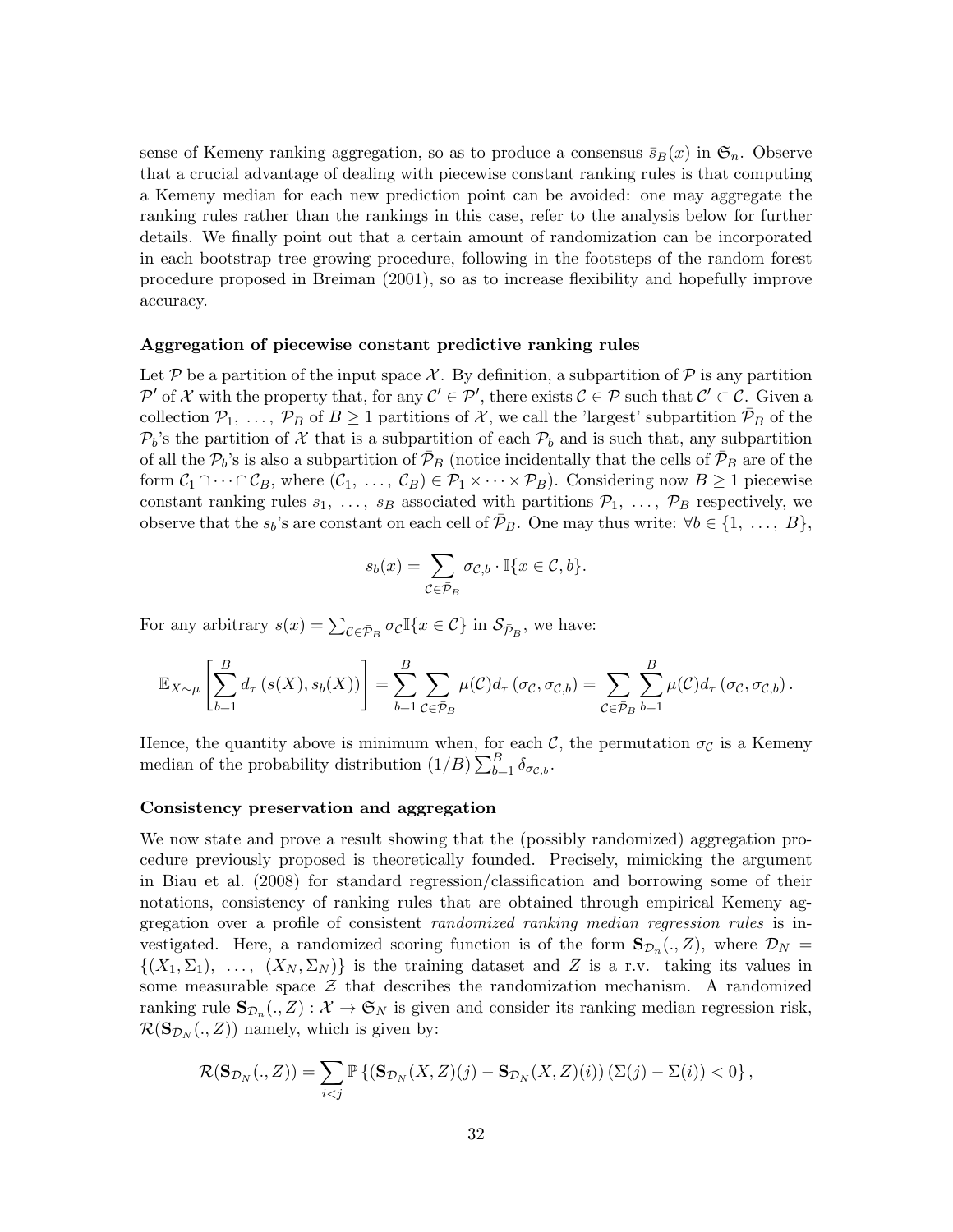sense of Kemeny ranking aggregation, so as to produce a consensus $\bar{s}_B(x)$ in $\mathfrak{S}_n$. Observe that a crucial advantage of dealing with piecewise constant ranking rules is that computing a Kemeny median for each new prediction point can be avoided: one may aggregate the ranking rules rather than the rankings in this case, refer to the analysis below for further details. We finally point out that a certain amount of randomization can be incorporated in each bootstrap tree growing procedure, following in the footsteps of the random forest procedure proposed in Breiman (2001), so as to increase flexibility and hopefully improve accuracy.

**Aggregation of piecewise constant predictive ranking rules**

Let $\mathcal{P}$ be a partition of the input space $\mathcal{X}$. By definition, a subpartition of $\mathcal{P}$ is any partition $\mathcal{P}'$ of $\mathcal{X}$ with the property that, for any $\mathcal{C}' \in \mathcal{P}'$, there exists $\mathcal{C} \in \mathcal{P}$ such that $\mathcal{C}' \subset \mathcal{C}$. Given a collection $\mathcal{P}_1, \ldots, \mathcal{P}_B$ of $B \geq 1$ partitions of $\mathcal{X}$, we call the 'largest' subpartition $\bar{\mathcal{P}}_B$ of the $\mathcal{P}_b$'s the partition of $\mathcal{X}$ that is a subpartition of each $\mathcal{P}_b$ and is such that, any subpartition of all the $\mathcal{P}_b$'s is also a subpartition of $\bar{\mathcal{P}}_B$ (notice incidentally that the cells of $\bar{\mathcal{P}}_B$ are of the form $\mathcal{C}_1 \cap \cdots \cap \mathcal{C}_B$, where $(\mathcal{C}_1, \ldots, \mathcal{C}_B) \in \mathcal{P}_1 \times \cdots \times \mathcal{P}_B$). Considering now $B \geq 1$ piecewise constant ranking rules $s_1, \ldots, s_B$ associated with partitions $\mathcal{P}_1, \ldots, \mathcal{P}_B$ respectively, we observe that the $s_b$'s are constant on each cell of $\bar{\mathcal{P}}_B$. One may thus write: $\forall b \in \{1, \ldots, B\}$,

$$s_b(x) = \sum_{\mathcal{C} \in \bar{\mathcal{P}}_B} \sigma_{\mathcal{C},b} \cdot \mathbb{I}\{x \in \mathcal{C}, b\}.$$

For any arbitrary $s(x) = \sum_{\mathcal{C} \in \bar{\mathcal{P}}_B} \sigma_{\mathcal{C}} \mathbb{I}\{x \in \mathcal{C}\}$ in $\mathcal{S}_{\bar{\mathcal{P}}_B}$, we have:

$$\mathbb{E}_{X \sim \mu}\left[\sum_{b=1}^{B} d_\tau\left(s(X), s_b(X)\right)\right] = \sum_{b=1}^{B} \sum_{\mathcal{C} \in \bar{\mathcal{P}}_B} \mu(\mathcal{C}) d_\tau\left(\sigma_{\mathcal{C}}, \sigma_{\mathcal{C},b}\right) = \sum_{\mathcal{C} \in \bar{\mathcal{P}}_B} \sum_{b=1}^{B} \mu(\mathcal{C}) d_\tau\left(\sigma_{\mathcal{C}}, \sigma_{\mathcal{C},b}\right).$$

Hence, the quantity above is minimum when, for each $\mathcal{C}$, the permutation $\sigma_{\mathcal{C}}$ is a Kemeny median of the probability distribution $(1/B)\sum_{b=1}^{B} \delta_{\sigma_{\mathcal{C},b}}$.

**Consistency preservation and aggregation**

We now state and prove a result showing that the (possibly randomized) aggregation procedure previously proposed is theoretically founded. Precisely, mimicking the argument in Biau et al. (2008) for standard regression/classification and borrowing some of their notations, consistency of ranking rules that are obtained through empirical Kemeny aggregation over a profile of consistent *randomized ranking median regression rules* is investigated. Here, a randomized scoring function is of the form $\mathbf{S}_{\mathcal{D}_n}(., Z)$, where $\mathcal{D}_N = \{(X_1, \Sigma_1), \ldots, (X_N, \Sigma_N)\}$ is the training dataset and $Z$ is a r.v. taking its values in some measurable space $\mathcal{Z}$ that describes the randomization mechanism. A randomized ranking rule $\mathbf{S}_{\mathcal{D}_n}(., Z) : \mathcal{X} \to \mathfrak{S}_N$ is given and consider its ranking median regression risk, $\mathcal{R}(\mathbf{S}_{\mathcal{D}_N}(., Z))$ namely, which is given by:

$$\mathcal{R}(\mathbf{S}_{\mathcal{D}_N}(., Z)) = \sum_{i<j} \mathbb{P}\left\{\left(\mathbf{S}_{\mathcal{D}_N}(X, Z)(j) - \mathbf{S}_{\mathcal{D}_N}(X, Z)(i)\right)\left(\Sigma(j) - \Sigma(i)\right) < 0\right\},$$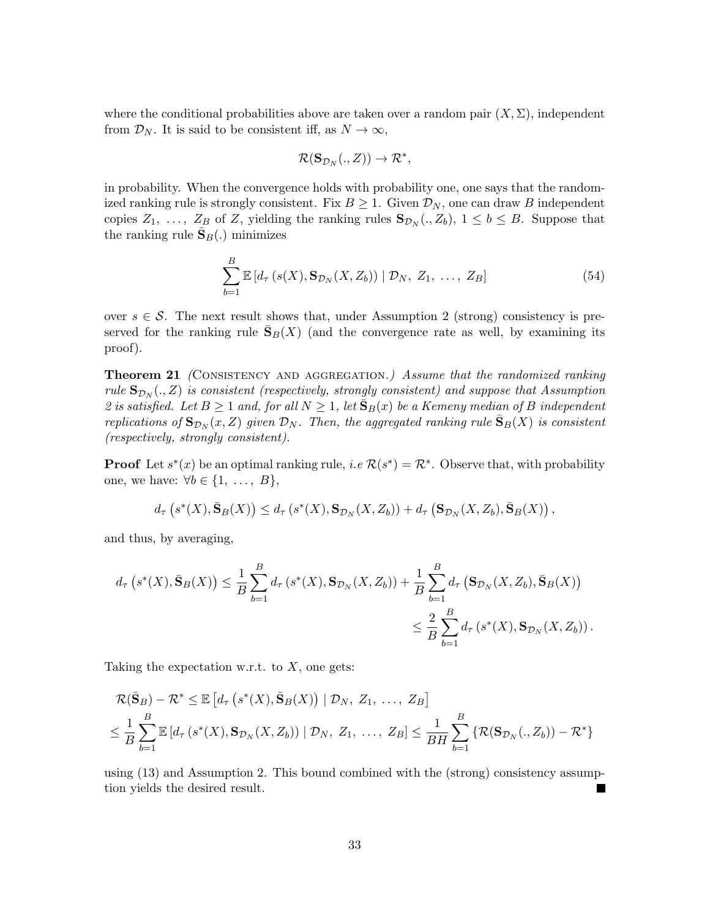where the conditional probabilities above are taken over a random pair $(X, \Sigma)$, independent from $\mathcal{D}_N$. It is said to be consistent iff, as $N \to \infty$,

$$\mathcal{R}(\mathbf{S}_{\mathcal{D}_N}(.,Z)) \to \mathcal{R}^*,$$

in probability. When the convergence holds with probability one, one says that the randomized ranking rule is strongly consistent. Fix $B \geq 1$. Given $\mathcal{D}_N$, one can draw $B$ independent copies $Z_1, \ldots, Z_B$ of $Z$, yielding the ranking rules $\mathbf{S}_{\mathcal{D}_N}(.,Z_b)$, $1 \leq b \leq B$. Suppose that the ranking rule $\bar{\mathbf{S}}_B(.)$ minimizes

$$\sum_{b=1}^{B} \mathbb{E}\left[d_\tau\left(s(X), \mathbf{S}_{\mathcal{D}_N}(X, Z_b)\right) \mid \mathcal{D}_N,\ Z_1,\ \ldots,\ Z_B\right] \tag{54}$$

over $s \in \mathcal{S}$. The next result shows that, under Assumption 2 (strong) consistency is preserved for the ranking rule $\bar{\mathbf{S}}_B(X)$ (and the convergence rate as well, by examining its proof).

**Theorem 21** *(Consistency and aggregation.) Assume that the randomized ranking rule $\mathbf{S}_{\mathcal{D}_N}(.,Z)$ is consistent (respectively, strongly consistent) and suppose that Assumption 2 is satisfied. Let $B \geq 1$ and, for all $N \geq 1$, let $\bar{\mathbf{S}}_B(x)$ be a Kemeny median of $B$ independent replications of $\mathbf{S}_{\mathcal{D}_N}(x, Z)$ given $\mathcal{D}_N$. Then, the aggregated ranking rule $\bar{\mathbf{S}}_B(X)$ is consistent (respectively, strongly consistent).*

**Proof** Let $s^*(x)$ be an optimal ranking rule, *i.e* $\mathcal{R}(s^*) = \mathcal{R}^*$. Observe that, with probability one, we have: $\forall b \in \{1, \ldots, B\}$,

$$d_\tau\left(s^*(X), \bar{\mathbf{S}}_B(X)\right) \leq d_\tau\left(s^*(X), \mathbf{S}_{\mathcal{D}_N}(X, Z_b)\right) + d_\tau\left(\mathbf{S}_{\mathcal{D}_N}(X, Z_b), \bar{\mathbf{S}}_B(X)\right),$$

and thus, by averaging,

$$\begin{aligned}
d_\tau\left(s^*(X), \bar{\mathbf{S}}_B(X)\right) &\leq \frac{1}{B}\sum_{b=1}^{B} d_\tau\left(s^*(X), \mathbf{S}_{\mathcal{D}_N}(X, Z_b)\right) + \frac{1}{B}\sum_{b=1}^{B} d_\tau\left(\mathbf{S}_{\mathcal{D}_N}(X, Z_b), \bar{\mathbf{S}}_B(X)\right) \\
&\leq \frac{2}{B}\sum_{b=1}^{B} d_\tau\left(s^*(X), \mathbf{S}_{\mathcal{D}_N}(X, Z_b)\right).
\end{aligned}$$

Taking the expectation w.r.t. to $X$, one gets:

$$\begin{aligned}
&\mathcal{R}(\bar{\mathbf{S}}_B) - \mathcal{R}^* \leq \mathbb{E}\left[d_\tau\left(s^*(X), \bar{\mathbf{S}}_B(X)\right) \mid \mathcal{D}_N,\ Z_1,\ \ldots,\ Z_B\right] \\
&\leq \frac{1}{B}\sum_{b=1}^{B} \mathbb{E}\left[d_\tau\left(s^*(X), \mathbf{S}_{\mathcal{D}_N}(X, Z_b)\right) \mid \mathcal{D}_N,\ Z_1,\ \ldots,\ Z_B\right] \leq \frac{1}{BH}\sum_{b=1}^{B}\left\{\mathcal{R}(\mathbf{S}_{\mathcal{D}_N}(.,Z_b)) - \mathcal{R}^*\right\}
\end{aligned}$$

using (13) and Assumption 2. This bound combined with the (strong) consistency assumption yields the desired result. ■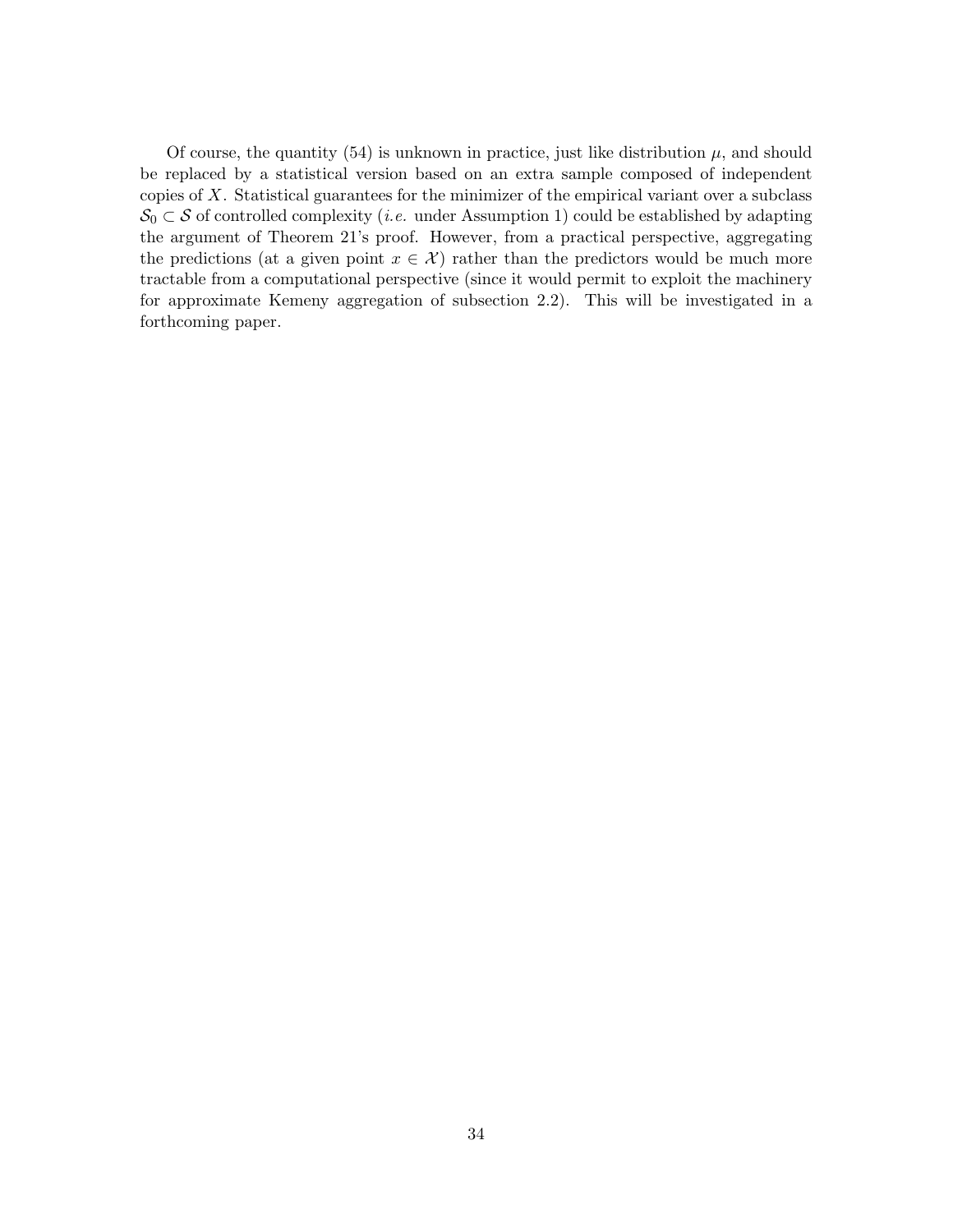Of course, the quantity (54) is unknown in practice, just like distribution $\mu$, and should be replaced by a statistical version based on an extra sample composed of independent copies of $X$. Statistical guarantees for the minimizer of the empirical variant over a subclass $\mathcal{S}_0 \subset \mathcal{S}$ of controlled complexity (*i.e.* under Assumption 1) could be established by adapting the argument of Theorem 21's proof. However, from a practical perspective, aggregating the predictions (at a given point $x \in \mathcal{X}$) rather than the predictors would be much more tractable from a computational perspective (since it would permit to exploit the machinery for approximate Kemeny aggregation of subsection 2.2). This will be investigated in a forthcoming paper.